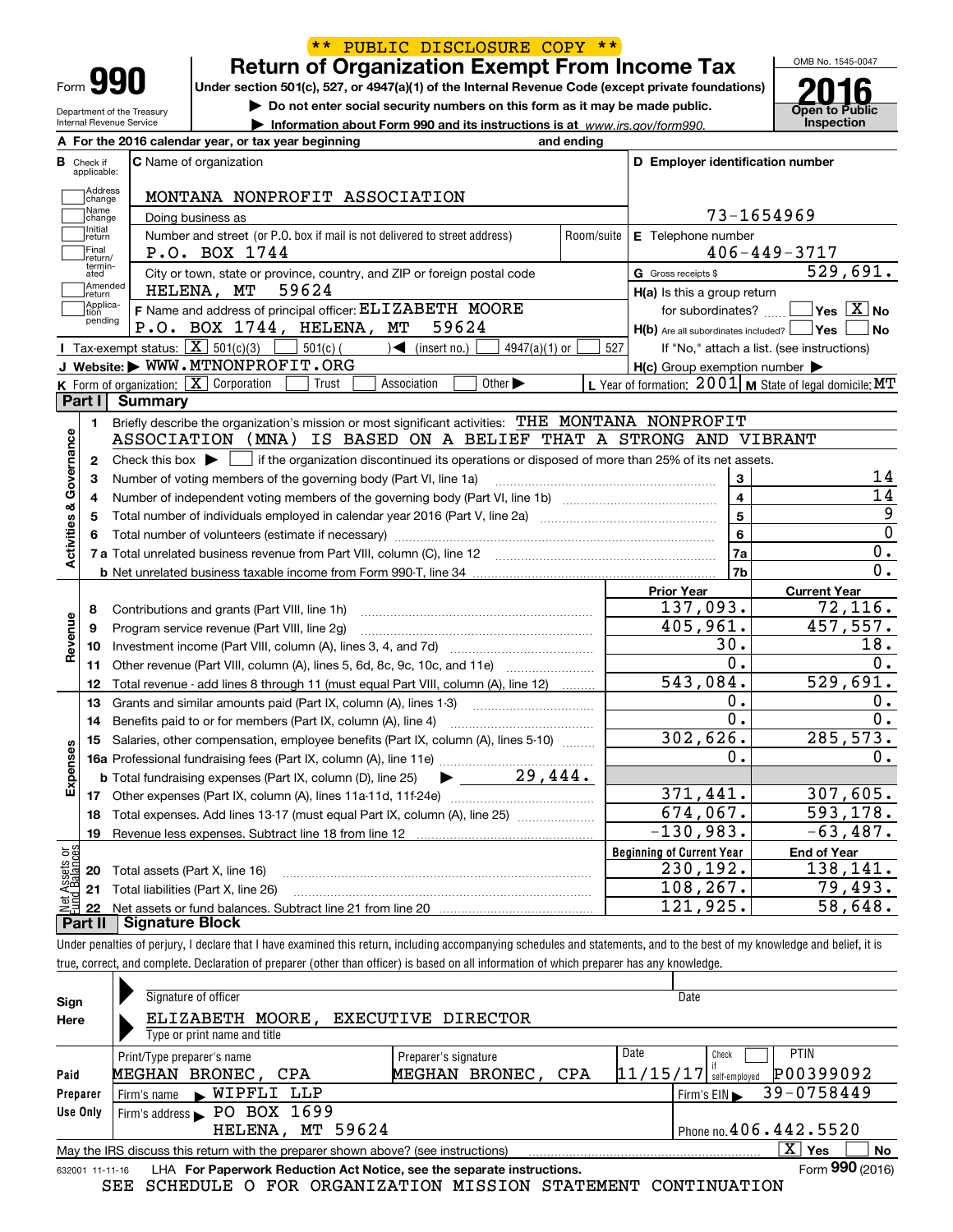** PUBLIC DISCLOSURE COPY **

Form **990**

# Return of Organization Exempt From Income Tax

Under section 501(c), 527, or 4947(a)(1) of the Internal Revenue Code (except private foundations)

▶ Do not enter social security numbers on this form as it may be made public.

▶ Information about Form 990 and its instructions is at www.irs.gov/form990.

OMB No. 1545-0047

**2016**

Open to Public Inspection

Department of the Treasury
Internal Revenue Service

**A** For the 2016 calendar year, or tax year beginning and ending

**B** Check if applicable: Address change, Name change, Initial return, Final return/terminated, Amended return, Application pending

**C** Name of organization: MONTANA NONPROFIT ASSOCIATION

Doing business as

Number and street (or P.O. box if mail is not delivered to street address): P.O. BOX 1744 Room/suite

City or town, state or province, country, and ZIP or foreign postal code: HELENA, MT 59624

**D** Employer identification number: 73-1654969

**E** Telephone number: 406-449-3717

**G** Gross receipts $ 529,691.

**F** Name and address of principal officer: ELIZABETH MOORE
P.O. BOX 1744, HELENA, MT 59624

**H(a)** Is this a group return for subordinates? ☐ Yes ☒ No

**H(b)** Are all subordinates included? ☐ Yes ☐ No
If "No," attach a list. (see instructions)

**I** Tax-exempt status: ☒ 501(c)(3) ☐ 501(c) ( ) ◀ (insert no.) ☐ 4947(a)(1) or ☐ 527

**J** Website: ▶ WWW.MTNONPROFIT.ORG

**H(c)** Group exemption number ▶

**K** Form of organization: ☒ Corporation ☐ Trust ☐ Association ☐ Other ▶

**L** Year of formation: 2001 **M** State of legal domicile: MT

## Part I Summary

**Activities & Governance**

1 Briefly describe the organization's mission or most significant activities: THE MONTANA NONPROFIT ASSOCIATION (MNA) IS BASED ON A BELIEF THAT A STRONG AND VIBRANT

2 Check this box ▶ ☐ if the organization discontinued its operations or disposed of more than 25% of its net assets.

| | | | |
|---|---|---|---|
| 3 | Number of voting members of the governing body (Part VI, line 1a) | 3 | 14 |
| 4 | Number of independent voting members of the governing body (Part VI, line 1b) | 4 | 14 |
| 5 | Total number of individuals employed in calendar year 2016 (Part V, line 2a) | 5 | 9 |
| 6 | Total number of volunteers (estimate if necessary) | 6 | 0 |
| 7a | Total unrelated business revenue from Part VIII, column (C), line 12 | 7a | 0. |
| b | Net unrelated business taxable income from Form 990-T, line 34 | 7b | 0. |

| | | | Prior Year | Current Year |
|---|---|---|---|---|
| **Revenue** | 8 | Contributions and grants (Part VIII, line 1h) | 137,093. | 72,116. |
| | 9 | Program service revenue (Part VIII, line 2g) | 405,961. | 457,557. |
| | 10 | Investment income (Part VIII, column (A), lines 3, 4, and 7d) | 30. | 18. |
| | 11 | Other revenue (Part VIII, column (A), lines 5, 6d, 8c, 9c, 10c, and 11e) | 0. | 0. |
| | 12 | Total revenue - add lines 8 through 11 (must equal Part VIII, column (A), line 12) | 543,084. | 529,691. |
| **Expenses** | 13 | Grants and similar amounts paid (Part IX, column (A), lines 1-3) | 0. | 0. |
| | 14 | Benefits paid to or for members (Part IX, column (A), line 4) | 0. | 0. |
| | 15 | Salaries, other compensation, employee benefits (Part IX, column (A), lines 5-10) | 302,626. | 285,573. |
| | 16a | Professional fundraising fees (Part IX, column (A), line 11e) | 0. | 0. |
| | b | Total fundraising expenses (Part IX, column (D), line 25) ▶ 29,444. | | |
| | 17 | Other expenses (Part IX, column (A), lines 11a-11d, 11f-24e) | 371,441. | 307,605. |
| | 18 | Total expenses. Add lines 13-17 (must equal Part IX, column (A), line 25) | 674,067. | 593,178. |
| | 19 | Revenue less expenses. Subtract line 18 from line 12 | -130,983. | -63,487. |
| | | | **Beginning of Current Year** | **End of Year** |
| **Net Assets or Fund Balances** | 20 | Total assets (Part X, line 16) | 230,192. | 138,141. |
| | 21 | Total liabilities (Part X, line 26) | 108,267. | 79,493. |
| | 22 | Net assets or fund balances. Subtract line 21 from line 20 | 121,925. | 58,648. |

## Part II Signature Block

Under penalties of perjury, I declare that I have examined this return, including accompanying schedules and statements, and to the best of my knowledge and belief, it is true, correct, and complete. Declaration of preparer (other than officer) is based on all information of which preparer has any knowledge.

**Sign Here**

Signature of officer | Date

ELIZABETH MOORE, EXECUTIVE DIRECTOR
Type or print name and title

**Paid Preparer Use Only**

| Print/Type preparer's name | Preparer's signature | Date | Check ☐ if self-employed | PTIN |
|---|---|---|---|---|
| MEGHAN BRONEC, CPA | MEGHAN BRONEC, CPA | 11/15/17 | | P00399092 |

Firm's name ▶ WIPFLI LLP | Firm's EIN ▶ 39-0758449

Firm's address ▶ PO BOX 1699, HELENA, MT 59624 | Phone no. 406.442.5520

May the IRS discuss this return with the preparer shown above? (see instructions) ☒ Yes ☐ No

632001 11-11-16 LHA For Paperwork Reduction Act Notice, see the separate instructions. Form **990** (2016)

SEE SCHEDULE O FOR ORGANIZATION MISSION STATEMENT CONTINUATION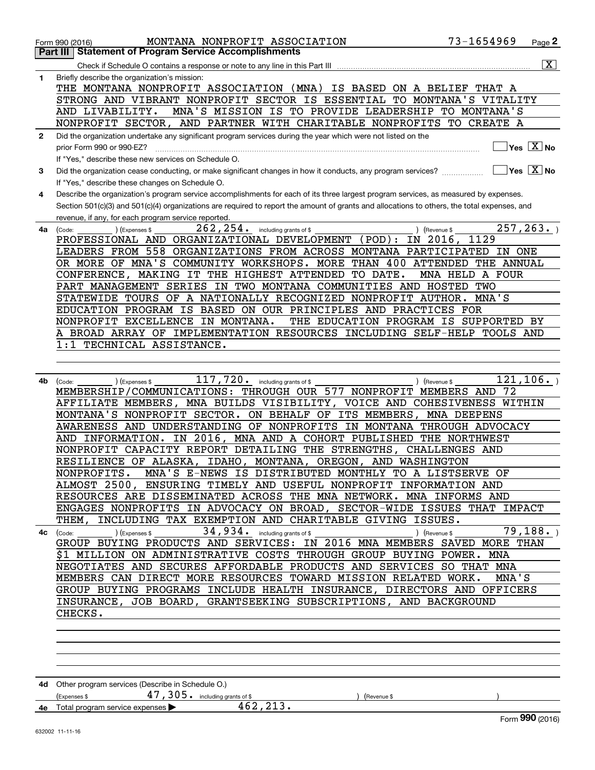Form 990 (2016) MONTANA NONPROFIT ASSOCIATION 73-1654969

## Part III Statement of Program Service Accomplishments

Check if Schedule O contains a response or note to any line in this Part III [X]

**1** Briefly describe the organization's mission:

THE MONTANA NONPROFIT ASSOCIATION (MNA) IS BASED ON A BELIEF THAT A STRONG AND VIBRANT NONPROFIT SECTOR IS ESSENTIAL TO MONTANA'S VITALITY AND LIVABILITY. MNA'S MISSION IS TO PROVIDE LEADERSHIP TO MONTANA'S NONPROFIT SECTOR, AND PARTNER WITH CHARITABLE NONPROFITS TO CREATE A

**2** Did the organization undertake any significant program services during the year which were not listed on the prior Form 990 or 990-EZ? Yes [ ] No [X]

If "Yes," describe these new services on Schedule O.

**3** Did the organization cease conducting, or make significant changes in how it conducts, any program services? Yes [ ] No [X]

If "Yes," describe these changes on Schedule O.

**4** Describe the organization's program service accomplishments for each of its three largest program services, as measured by expenses. Section 501(c)(3) and 501(c)(4) organizations are required to report the amount of grants and allocations to others, the total expenses, and revenue, if any, for each program service reported.

**4a** (Code: ) (Expenses $ 262,254. including grants of $ ) (Revenue $ 257,263. )

PROFESSIONAL AND ORGANIZATIONAL DEVELOPMENT (POD): IN 2016, 1129 LEADERS FROM 558 ORGANIZATIONS FROM ACROSS MONTANA PARTICIPATED IN ONE OR MORE OF MNA'S COMMUNITY WORKSHOPS. MORE THAN 400 ATTENDED THE ANNUAL CONFERENCE, MAKING IT THE HIGHEST ATTENDED TO DATE. MNA HELD A FOUR PART MANAGEMENT SERIES IN TWO MONTANA COMMUNITIES AND HOSTED TWO STATEWIDE TOURS OF A NATIONALLY RECOGNIZED NONPROFIT AUTHOR. MNA'S EDUCATION PROGRAM IS BASED ON OUR PRINCIPLES AND PRACTICES FOR NONPROFIT EXCELLENCE IN MONTANA. THE EDUCATION PROGRAM IS SUPPORTED BY A BROAD ARRAY OF IMPLEMENTATION RESOURCES INCLUDING SELF-HELP TOOLS AND 1:1 TECHNICAL ASSISTANCE.

**4b** (Code: ) (Expenses $ 117,720. including grants of $ ) (Revenue $ 121,106. )

MEMBERSHIP/COMMUNICATIONS: THROUGH OUR 577 NONPROFIT MEMBERS AND 72 AFFILIATE MEMBERS, MNA BUILDS VISIBILITY, VOICE AND COHESIVENESS WITHIN MONTANA'S NONPROFIT SECTOR. ON BEHALF OF ITS MEMBERS, MNA DEEPENS AWARENESS AND UNDERSTANDING OF NONPROFITS IN MONTANA THROUGH ADVOCACY AND INFORMATION. IN 2016, MNA AND A COHORT PUBLISHED THE NORTHWEST NONPROFIT CAPACITY REPORT DETAILING THE STRENGTHS, CHALLENGES AND RESILIENCE OF ALASKA, IDAHO, MONTANA, OREGON, AND WASHINGTON NONPROFITS. MNA'S E-NEWS IS DISTRIBUTED MONTHLY TO A LISTSERVE OF ALMOST 2500, ENSURING TIMELY AND USEFUL NONPROFIT INFORMATION AND RESOURCES ARE DISSEMINATED ACROSS THE MNA NETWORK. MNA INFORMS AND ENGAGES NONPROFITS IN ADVOCACY ON BROAD, SECTOR-WIDE ISSUES THAT IMPACT THEM, INCLUDING TAX EXEMPTION AND CHARITABLE GIVING ISSUES.

**4c** (Code: ) (Expenses $ 34,934. including grants of $ ) (Revenue $ 79,188. )

GROUP BUYING PRODUCTS AND SERVICES: IN 2016 MNA MEMBERS SAVED MORE THAN $1 MILLION ON ADMINISTRATIVE COSTS THROUGH GROUP BUYING POWER. MNA NEGOTIATES AND SECURES AFFORDABLE PRODUCTS AND SERVICES SO THAT MNA MEMBERS CAN DIRECT MORE RESOURCES TOWARD MISSION RELATED WORK. MNA'S GROUP BUYING PROGRAMS INCLUDE HEALTH INSURANCE, DIRECTORS AND OFFICERS INSURANCE, JOB BOARD, GRANTSEEKING SUBSCRIPTIONS, AND BACKGROUND CHECKS.

**4d** Other program services (Describe in Schedule O.)

(Expenses $ 47,305. including grants of $ ) (Revenue $ )

**4e** Total program service expenses 462,213.

Form **990** (2016)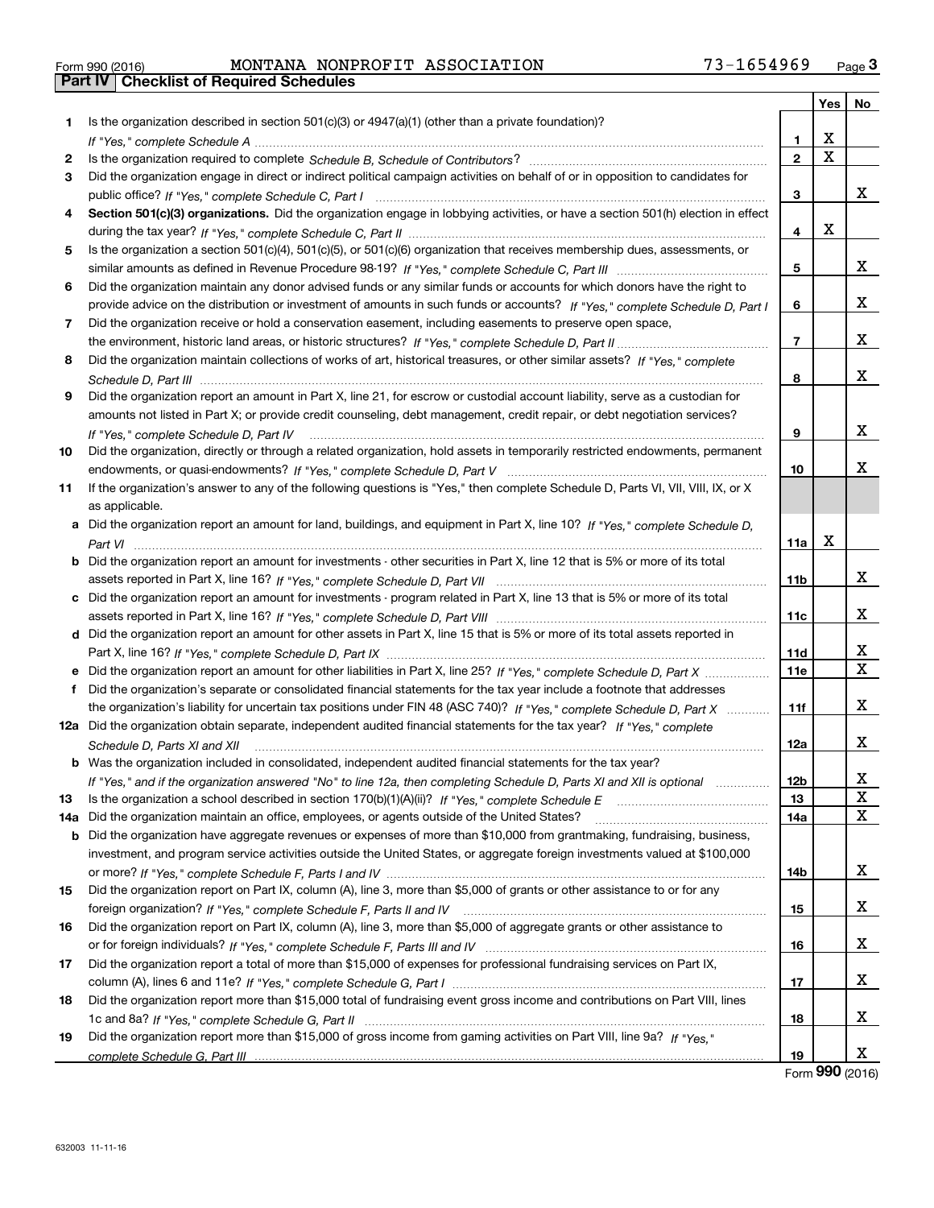Form 990 (2016) MONTANA NONPROFIT ASSOCIATION 73-1654969 Page 3

## Part IV | Checklist of Required Schedules

| | | | Yes | No |
|---|---|---|---|---|
| 1 | Is the organization described in section 501(c)(3) or 4947(a)(1) (other than a private foundation)? *If "Yes," complete Schedule A* | 1 | X | |
| 2 | Is the organization required to complete *Schedule B, Schedule of Contributors*? | 2 | X | |
| 3 | Did the organization engage in direct or indirect political campaign activities on behalf of or in opposition to candidates for public office? *If "Yes," complete Schedule C, Part I* | 3 | | X |
| 4 | **Section 501(c)(3) organizations.** Did the organization engage in lobbying activities, or have a section 501(h) election in effect during the tax year? *If "Yes," complete Schedule C, Part II* | 4 | X | |
| 5 | Is the organization a section 501(c)(4), 501(c)(5), or 501(c)(6) organization that receives membership dues, assessments, or similar amounts as defined in Revenue Procedure 98-19? *If "Yes," complete Schedule C, Part III* | 5 | | X |
| 6 | Did the organization maintain any donor advised funds or any similar funds or accounts for which donors have the right to provide advice on the distribution or investment of amounts in such funds or accounts? *If "Yes," complete Schedule D, Part I* | 6 | | X |
| 7 | Did the organization receive or hold a conservation easement, including easements to preserve open space, the environment, historic land areas, or historic structures? *If "Yes," complete Schedule D, Part II* | 7 | | X |
| 8 | Did the organization maintain collections of works of art, historical treasures, or other similar assets? *If "Yes," complete Schedule D, Part III* | 8 | | X |
| 9 | Did the organization report an amount in Part X, line 21, for escrow or custodial account liability, serve as a custodian for amounts not listed in Part X; or provide credit counseling, debt management, credit repair, or debt negotiation services? *If "Yes," complete Schedule D, Part IV* | 9 | | X |
| 10 | Did the organization, directly or through a related organization, hold assets in temporarily restricted endowments, permanent endowments, or quasi-endowments? *If "Yes," complete Schedule D, Part V* | 10 | | X |
| 11 | If the organization's answer to any of the following questions is "Yes," then complete Schedule D, Parts VI, VII, VIII, IX, or X as applicable. | | | |
| a | Did the organization report an amount for land, buildings, and equipment in Part X, line 10? *If "Yes," complete Schedule D, Part VI* | 11a | X | |
| b | Did the organization report an amount for investments - other securities in Part X, line 12 that is 5% or more of its total assets reported in Part X, line 16? *If "Yes," complete Schedule D, Part VII* | 11b | | X |
| c | Did the organization report an amount for investments - program related in Part X, line 13 that is 5% or more of its total assets reported in Part X, line 16? *If "Yes," complete Schedule D, Part VIII* | 11c | | X |
| d | Did the organization report an amount for other assets in Part X, line 15 that is 5% or more of its total assets reported in Part X, line 16? *If "Yes," complete Schedule D, Part IX* | 11d | | X |
| e | Did the organization report an amount for other liabilities in Part X, line 25? *If "Yes," complete Schedule D, Part X* | 11e | | X |
| f | Did the organization's separate or consolidated financial statements for the tax year include a footnote that addresses the organization's liability for uncertain tax positions under FIN 48 (ASC 740)? *If "Yes," complete Schedule D, Part X* | 11f | | X |
| 12a | Did the organization obtain separate, independent audited financial statements for the tax year? *If "Yes," complete Schedule D, Parts XI and XII* | 12a | | X |
| b | Was the organization included in consolidated, independent audited financial statements for the tax year? *If "Yes," and if the organization answered "No" to line 12a, then completing Schedule D, Parts XI and XII is optional* | 12b | | X |
| 13 | Is the organization a school described in section 170(b)(1)(A)(ii)? *If "Yes," complete Schedule E* | 13 | | X |
| 14a | Did the organization maintain an office, employees, or agents outside of the United States? | 14a | | X |
| b | Did the organization have aggregate revenues or expenses of more than $10,000 from grantmaking, fundraising, business, investment, and program service activities outside the United States, or aggregate foreign investments valued at $100,000 or more? *If "Yes," complete Schedule F, Parts I and IV* | 14b | | X |
| 15 | Did the organization report on Part IX, column (A), line 3, more than $5,000 of grants or other assistance to or for any foreign organization? *If "Yes," complete Schedule F, Parts II and IV* | 15 | | X |
| 16 | Did the organization report on Part IX, column (A), line 3, more than $5,000 of aggregate grants or other assistance to or for foreign individuals? *If "Yes," complete Schedule F, Parts III and IV* | 16 | | X |
| 17 | Did the organization report a total of more than $15,000 of expenses for professional fundraising services on Part IX, column (A), lines 6 and 11e? *If "Yes," complete Schedule G, Part I* | 17 | | X |
| 18 | Did the organization report more than $15,000 total of fundraising event gross income and contributions on Part VIII, lines 1c and 8a? *If "Yes," complete Schedule G, Part II* | 18 | | X |
| 19 | Did the organization report more than $15,000 of gross income from gaming activities on Part VIII, line 9a? *If "Yes," complete Schedule G, Part III* | 19 | | X |

Form **990** (2016)

632003 11-11-16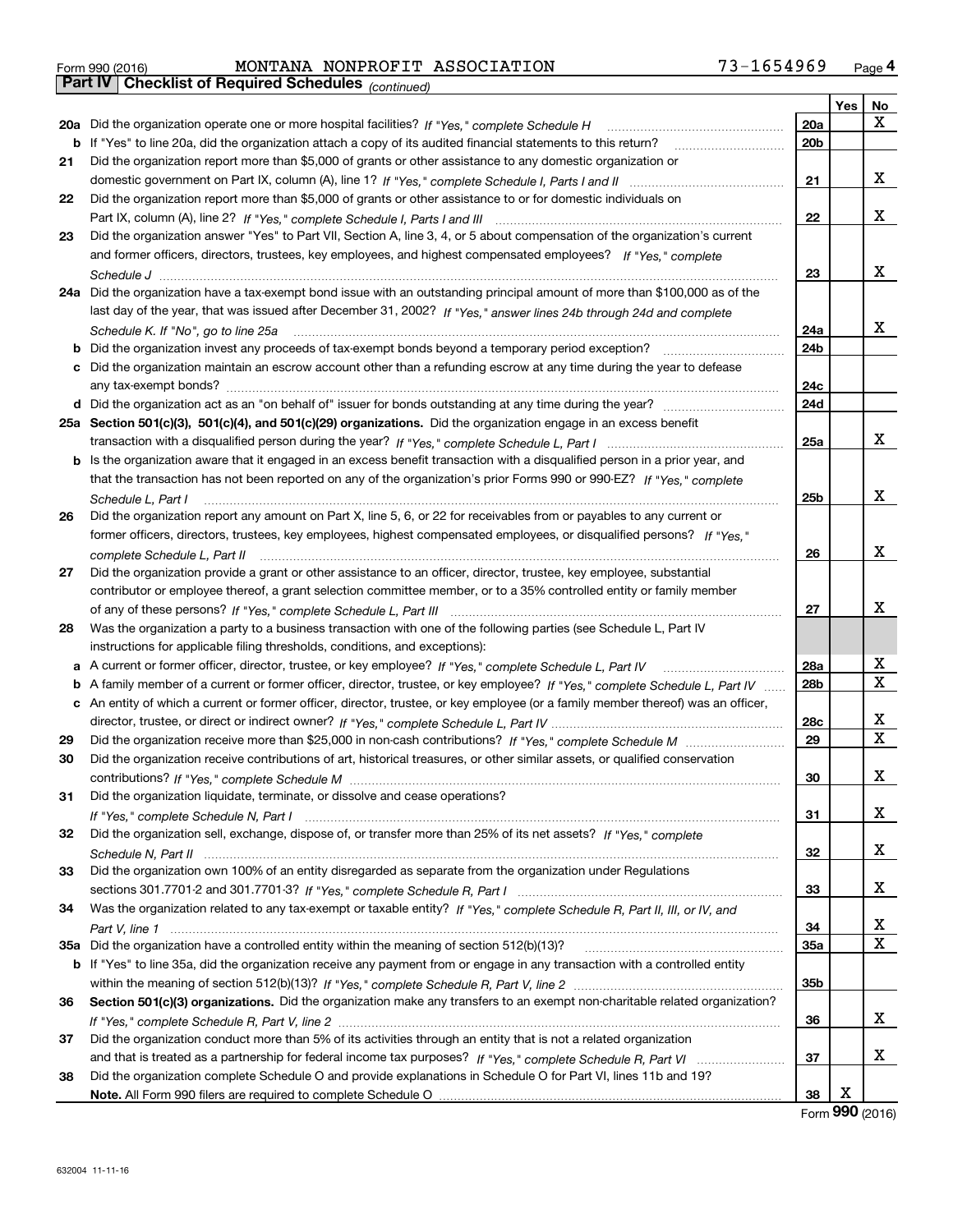Form 990 (2016) MONTANA NONPROFIT ASSOCIATION 73-1654969

## Part IV Checklist of Required Schedules *(continued)*

| | | | Yes | No |
|---|---|---|---|---|
| **20a** | Did the organization operate one or more hospital facilities? *If "Yes," complete Schedule H* | 20a | | X |
| **b** | If "Yes" to line 20a, did the organization attach a copy of its audited financial statements to this return? | 20b | | |
| **21** | Did the organization report more than $5,000 of grants or other assistance to any domestic organization or domestic government on Part IX, column (A), line 1? *If "Yes," complete Schedule I, Parts I and II* | 21 | | X |
| **22** | Did the organization report more than $5,000 of grants or other assistance to or for domestic individuals on Part IX, column (A), line 2? *If "Yes," complete Schedule I, Parts I and III* | 22 | | X |
| **23** | Did the organization answer "Yes" to Part VII, Section A, line 3, 4, or 5 about compensation of the organization's current and former officers, directors, trustees, key employees, and highest compensated employees? *If "Yes," complete Schedule J* | 23 | | X |
| **24a** | Did the organization have a tax-exempt bond issue with an outstanding principal amount of more than $100,000 as of the last day of the year, that was issued after December 31, 2002? *If "Yes," answer lines 24b through 24d and complete Schedule K. If "No", go to line 25a* | 24a | | X |
| **b** | Did the organization invest any proceeds of tax-exempt bonds beyond a temporary period exception? | 24b | | |
| **c** | Did the organization maintain an escrow account other than a refunding escrow at any time during the year to defease any tax-exempt bonds? | 24c | | |
| **d** | Did the organization act as an "on behalf of" issuer for bonds outstanding at any time during the year? | 24d | | |
| **25a** | **Section 501(c)(3), 501(c)(4), and 501(c)(29) organizations.** Did the organization engage in an excess benefit transaction with a disqualified person during the year? *If "Yes," complete Schedule L, Part I* | 25a | | X |
| **b** | Is the organization aware that it engaged in an excess benefit transaction with a disqualified person in a prior year, and that the transaction has not been reported on any of the organization's prior Forms 990 or 990-EZ? *If "Yes," complete Schedule L, Part I* | 25b | | X |
| **26** | Did the organization report any amount on Part X, line 5, 6, or 22 for receivables from or payables to any current or former officers, directors, trustees, key employees, highest compensated employees, or disqualified persons? *If "Yes," complete Schedule L, Part II* | 26 | | X |
| **27** | Did the organization provide a grant or other assistance to an officer, director, trustee, key employee, substantial contributor or employee thereof, a grant selection committee member, or to a 35% controlled entity or family member of any of these persons? *If "Yes," complete Schedule L, Part III* | 27 | | X |
| **28** | Was the organization a party to a business transaction with one of the following parties (see Schedule L, Part IV instructions for applicable filing thresholds, conditions, and exceptions): | | | |
| **a** | A current or former officer, director, trustee, or key employee? *If "Yes," complete Schedule L, Part IV* | 28a | | X |
| **b** | A family member of a current or former officer, director, trustee, or key employee? *If "Yes," complete Schedule L, Part IV* | 28b | | X |
| **c** | An entity of which a current or former officer, director, trustee, or key employee (or a family member thereof) was an officer, director, trustee, or direct or indirect owner? *If "Yes," complete Schedule L, Part IV* | 28c | | X |
| **29** | Did the organization receive more than $25,000 in non-cash contributions? *If "Yes," complete Schedule M* | 29 | | X |
| **30** | Did the organization receive contributions of art, historical treasures, or other similar assets, or qualified conservation contributions? *If "Yes," complete Schedule M* | 30 | | X |
| **31** | Did the organization liquidate, terminate, or dissolve and cease operations? *If "Yes," complete Schedule N, Part I* | 31 | | X |
| **32** | Did the organization sell, exchange, dispose of, or transfer more than 25% of its net assets? *If "Yes," complete Schedule N, Part II* | 32 | | X |
| **33** | Did the organization own 100% of an entity disregarded as separate from the organization under Regulations sections 301.7701-2 and 301.7701-3? *If "Yes," complete Schedule R, Part I* | 33 | | X |
| **34** | Was the organization related to any tax-exempt or taxable entity? *If "Yes," complete Schedule R, Part II, III, or IV, and Part V, line 1* | 34 | | X |
| **35a** | Did the organization have a controlled entity within the meaning of section 512(b)(13)? | 35a | | X |
| **b** | If "Yes" to line 35a, did the organization receive any payment from or engage in any transaction with a controlled entity within the meaning of section 512(b)(13)? *If "Yes," complete Schedule R, Part V, line 2* | 35b | | |
| **36** | **Section 501(c)(3) organizations.** Did the organization make any transfers to an exempt non-charitable related organization? *If "Yes," complete Schedule R, Part V, line 2* | 36 | | X |
| **37** | Did the organization conduct more than 5% of its activities through an entity that is not a related organization and that is treated as a partnership for federal income tax purposes? *If "Yes," complete Schedule R, Part VI* | 37 | | X |
| **38** | Did the organization complete Schedule O and provide explanations in Schedule O for Part VI, lines 11b and 19? **Note.** All Form 990 filers are required to complete Schedule O | 38 | X | |

Form **990** (2016)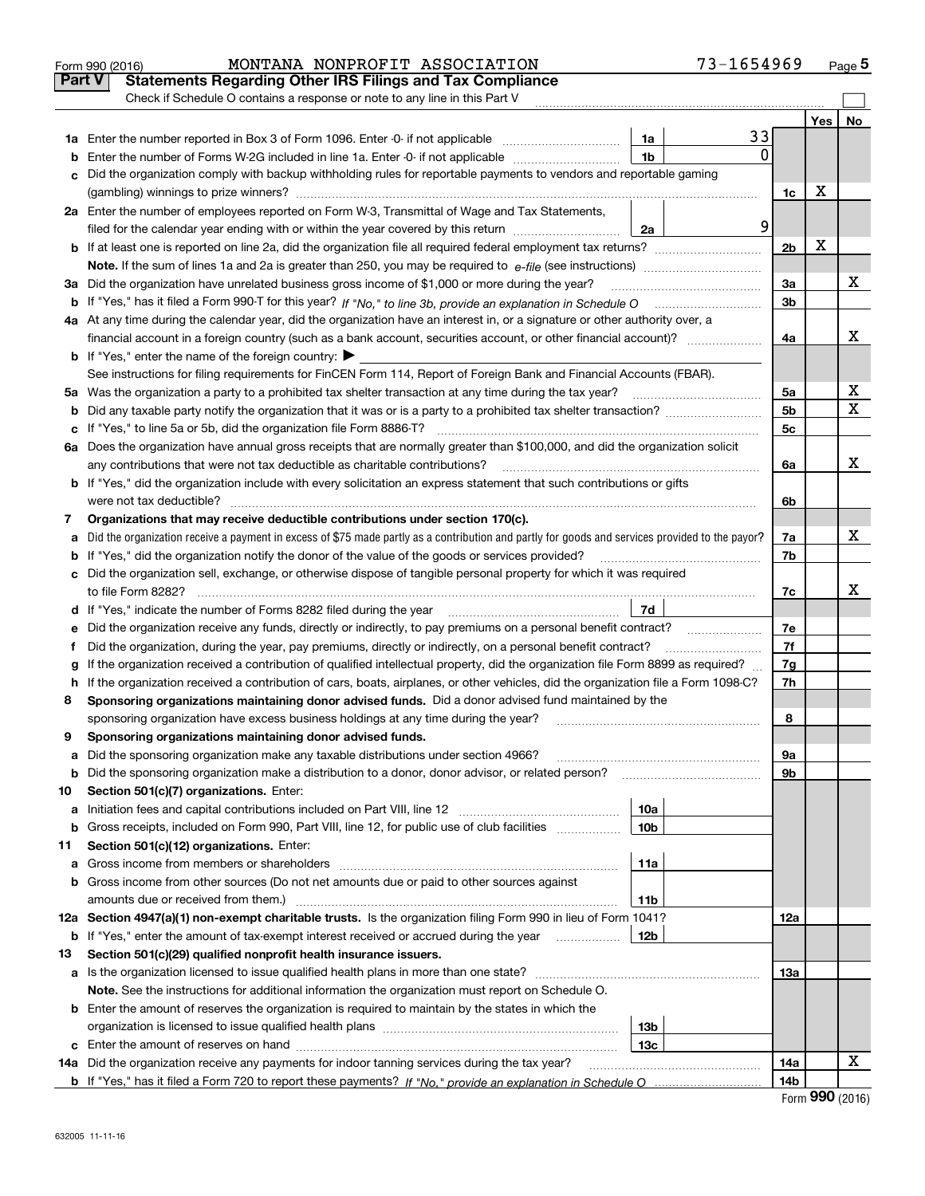Form 990 (2016) MONTANA NONPROFIT ASSOCIATION 73-1654969 Page 5

## Part V Statements Regarding Other IRS Filings and Tax Compliance

Check if Schedule O contains a response or note to any line in this Part V

| | | | | | Yes | No |
|---|---|---|---|---|---|---|
| 1a | Enter the number reported in Box 3 of Form 1096. Enter -0- if not applicable | 1a | 33 | | | |
| b | Enter the number of Forms W-2G included in line 1a. Enter -0- if not applicable | 1b | 0 | | | |
| c | Did the organization comply with backup withholding rules for reportable payments to vendors and reportable gaming (gambling) winnings to prize winners? | | | 1c | X | |
| 2a | Enter the number of employees reported on Form W-3, Transmittal of Wage and Tax Statements, filed for the calendar year ending with or within the year covered by this return | 2a | 9 | | | |
| b | If at least one is reported on line 2a, did the organization file all required federal employment tax returns? | | | 2b | X | |
| | Note. If the sum of lines 1a and 2a is greater than 250, you may be required to e-file (see instructions) | | | | | |
| 3a | Did the organization have unrelated business gross income of $1,000 or more during the year? | | | 3a | | X |
| b | If "Yes," has it filed a Form 990-T for this year? If "No," to line 3b, provide an explanation in Schedule O | | | 3b | | |
| 4a | At any time during the calendar year, did the organization have an interest in, or a signature or other authority over, a financial account in a foreign country (such as a bank account, securities account, or other financial account)? | | | 4a | | X |
| b | If "Yes," enter the name of the foreign country: ▶ | | | | | |
| | See instructions for filing requirements for FinCEN Form 114, Report of Foreign Bank and Financial Accounts (FBAR). | | | | | |
| 5a | Was the organization a party to a prohibited tax shelter transaction at any time during the tax year? | | | 5a | | X |
| b | Did any taxable party notify the organization that it was or is a party to a prohibited tax shelter transaction? | | | 5b | | X |
| c | If "Yes," to line 5a or 5b, did the organization file Form 8886-T? | | | 5c | | |
| 6a | Does the organization have annual gross receipts that are normally greater than $100,000, and did the organization solicit any contributions that were not tax deductible as charitable contributions? | | | 6a | | X |
| b | If "Yes," did the organization include with every solicitation an express statement that such contributions or gifts were not tax deductible? | | | 6b | | |
| 7 | Organizations that may receive deductible contributions under section 170(c). | | | | | |
| a | Did the organization receive a payment in excess of $75 made partly as a contribution and partly for goods and services provided to the payor? | | | 7a | | X |
| b | If "Yes," did the organization notify the donor of the value of the goods or services provided? | | | 7b | | |
| c | Did the organization sell, exchange, or otherwise dispose of tangible personal property for which it was required to file Form 8282? | | | 7c | | X |
| d | If "Yes," indicate the number of Forms 8282 filed during the year | 7d | | | | |
| e | Did the organization receive any funds, directly or indirectly, to pay premiums on a personal benefit contract? | | | 7e | | |
| f | Did the organization, during the year, pay premiums, directly or indirectly, on a personal benefit contract? | | | 7f | | |
| g | If the organization received a contribution of qualified intellectual property, did the organization file Form 8899 as required? | | | 7g | | |
| h | If the organization received a contribution of cars, boats, airplanes, or other vehicles, did the organization file a Form 1098-C? | | | 7h | | |
| 8 | Sponsoring organizations maintaining donor advised funds. Did a donor advised fund maintained by the sponsoring organization have excess business holdings at any time during the year? | | | 8 | | |
| 9 | Sponsoring organizations maintaining donor advised funds. | | | | | |
| a | Did the sponsoring organization make any taxable distributions under section 4966? | | | 9a | | |
| b | Did the sponsoring organization make a distribution to a donor, donor advisor, or related person? | | | 9b | | |
| 10 | Section 501(c)(7) organizations. Enter: | | | | | |
| a | Initiation fees and capital contributions included on Part VIII, line 12 | 10a | | | | |
| b | Gross receipts, included on Form 990, Part VIII, line 12, for public use of club facilities | 10b | | | | |
| 11 | Section 501(c)(12) organizations. Enter: | | | | | |
| a | Gross income from members or shareholders | 11a | | | | |
| b | Gross income from other sources (Do not net amounts due or paid to other sources against amounts due or received from them.) | 11b | | | | |
| 12a | Section 4947(a)(1) non-exempt charitable trusts. Is the organization filing Form 990 in lieu of Form 1041? | | | 12a | | |
| b | If "Yes," enter the amount of tax-exempt interest received or accrued during the year | 12b | | | | |
| 13 | Section 501(c)(29) qualified nonprofit health insurance issuers. | | | | | |
| a | Is the organization licensed to issue qualified health plans in more than one state? | | | 13a | | |
| | Note. See the instructions for additional information the organization must report on Schedule O. | | | | | |
| b | Enter the amount of reserves the organization is required to maintain by the states in which the organization is licensed to issue qualified health plans | 13b | | | | |
| c | Enter the amount of reserves on hand | 13c | | | | |
| 14a | Did the organization receive any payments for indoor tanning services during the tax year? | | | 14a | | X |
| b | If "Yes," has it filed a Form 720 to report these payments? If "No," provide an explanation in Schedule O | | | 14b | | |

Form 990 (2016)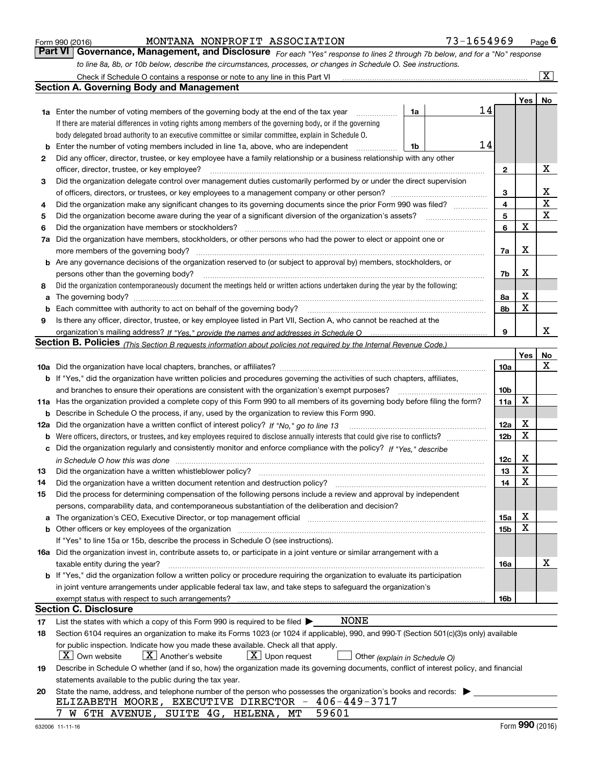Form 990 (2016) MONTANA NONPROFIT ASSOCIATION 73-1654969

## Part VI Governance, Management, and Disclosure

*For each "Yes" response to lines 2 through 7b below, and for a "No" response to line 8a, 8b, or 10b below, describe the circumstances, processes, or changes in Schedule O. See instructions.*

Check if Schedule O contains a response or note to any line in this Part VI [X]

### Section A. Governing Body and Management

| | | | | Yes | No |
|---|---|---|---|---|---|
| **1a** | Enter the number of voting members of the governing body at the end of the tax year. If there are material differences in voting rights among members of the governing body, or if the governing body delegated broad authority to an executive committee or similar committee, explain in Schedule O. | 1a: 14 | | | |
| **b** | Enter the number of voting members included in line 1a, above, who are independent | 1b: 14 | | | |
| **2** | Did any officer, director, trustee, or key employee have a family relationship or a business relationship with any other officer, director, trustee, or key employee? | | 2 | | X |
| **3** | Did the organization delegate control over management duties customarily performed by or under the direct supervision of officers, directors, or trustees, or key employees to a management company or other person? | | 3 | | X |
| **4** | Did the organization make any significant changes to its governing documents since the prior Form 990 was filed? | | 4 | | X |
| **5** | Did the organization become aware during the year of a significant diversion of the organization's assets? | | 5 | | X |
| **6** | Did the organization have members or stockholders? | | 6 | X | |
| **7a** | Did the organization have members, stockholders, or other persons who had the power to elect or appoint one or more members of the governing body? | | 7a | X | |
| **b** | Are any governance decisions of the organization reserved to (or subject to approval by) members, stockholders, or persons other than the governing body? | | 7b | X | |
| **8** | Did the organization contemporaneously document the meetings held or written actions undertaken during the year by the following: | | | | |
| **a** | The governing body? | | 8a | X | |
| **b** | Each committee with authority to act on behalf of the governing body? | | 8b | X | |
| **9** | Is there any officer, director, trustee, or key employee listed in Part VII, Section A, who cannot be reached at the organization's mailing address? *If "Yes," provide the names and addresses in Schedule O* | | 9 | | X |

### Section B. Policies *(This Section B requests information about policies not required by the Internal Revenue Code.)*

| | | | Yes | No |
|---|---|---|---|---|
| **10a** | Did the organization have local chapters, branches, or affiliates? | 10a | | X |
| **b** | If "Yes," did the organization have written policies and procedures governing the activities of such chapters, affiliates, and branches to ensure their operations are consistent with the organization's exempt purposes? | 10b | | |
| **11a** | Has the organization provided a complete copy of this Form 990 to all members of its governing body before filing the form? | 11a | X | |
| **b** | Describe in Schedule O the process, if any, used by the organization to review this Form 990. | | | |
| **12a** | Did the organization have a written conflict of interest policy? *If "No," go to line 13* | 12a | X | |
| **b** | Were officers, directors, or trustees, and key employees required to disclose annually interests that could give rise to conflicts? | 12b | X | |
| **c** | Did the organization regularly and consistently monitor and enforce compliance with the policy? *If "Yes," describe in Schedule O how this was done* | 12c | X | |
| **13** | Did the organization have a written whistleblower policy? | 13 | X | |
| **14** | Did the organization have a written document retention and destruction policy? | 14 | X | |
| **15** | Did the process for determining compensation of the following persons include a review and approval by independent persons, comparability data, and contemporaneous substantiation of the deliberation and decision? | | | |
| **a** | The organization's CEO, Executive Director, or top management official | 15a | X | |
| **b** | Other officers or key employees of the organization | 15b | X | |
| | If "Yes" to line 15a or 15b, describe the process in Schedule O (see instructions). | | | |
| **16a** | Did the organization invest in, contribute assets to, or participate in a joint venture or similar arrangement with a taxable entity during the year? | 16a | | X |
| **b** | If "Yes," did the organization follow a written policy or procedure requiring the organization to evaluate its participation in joint venture arrangements under applicable federal tax law, and take steps to safeguard the organization's exempt status with respect to such arrangements? | 16b | | |

### Section C. Disclosure

**17** List the states with which a copy of this Form 990 is required to be filed ▶ NONE

**18** Section 6104 requires an organization to make its Forms 1023 (or 1024 if applicable), 990, and 990-T (Section 501(c)(3)s only) available for public inspection. Indicate how you made these available. Check all that apply.

[X] Own website [X] Another's website [X] Upon request [ ] Other *(explain in Schedule O)*

**19** Describe in Schedule O whether (and if so, how) the organization made its governing documents, conflict of interest policy, and financial statements available to the public during the tax year.

**20** State the name, address, and telephone number of the person who possesses the organization's books and records: ▶

ELIZABETH MOORE, EXECUTIVE DIRECTOR - 406-449-3717
7 W 6TH AVENUE, SUITE 4G, HELENA, MT 59601

632006 11-11-16 Form **990** (2016)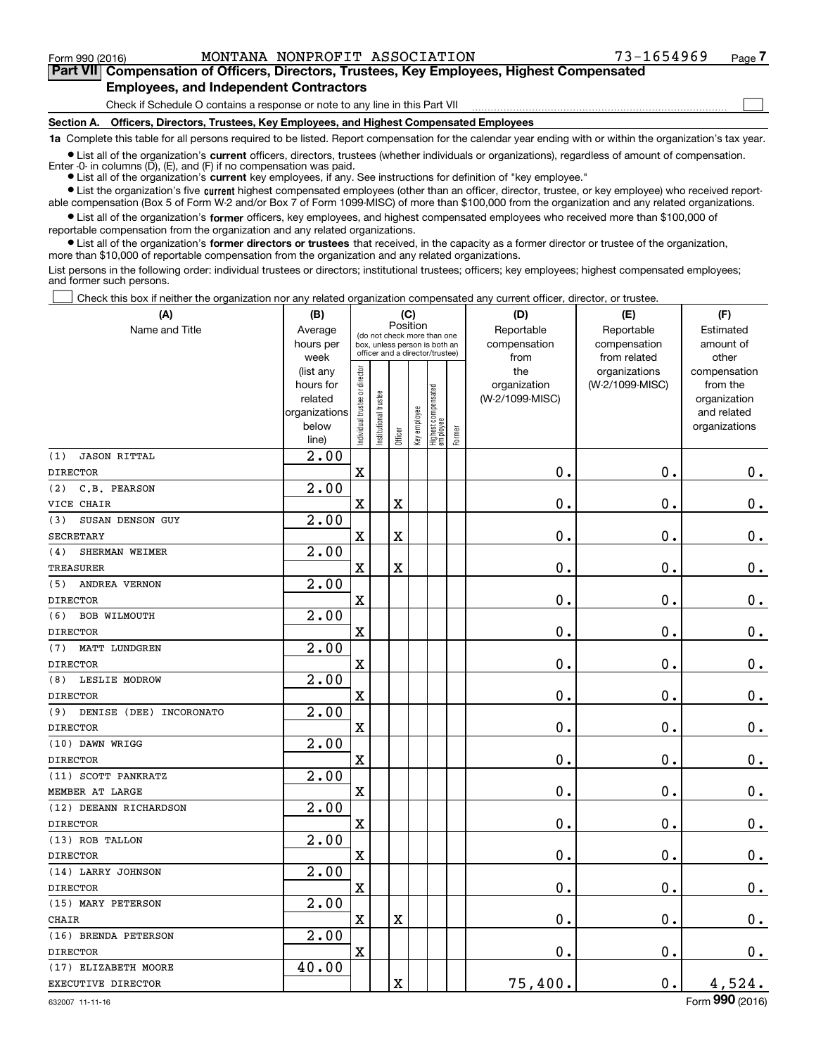Form 990 (2016) MONTANA NONPROFIT ASSOCIATION 73-1654969

## Part VII Compensation of Officers, Directors, Trustees, Key Employees, Highest Compensated Employees, and Independent Contractors

Check if Schedule O contains a response or note to any line in this Part VII

### Section A. Officers, Directors, Trustees, Key Employees, and Highest Compensated Employees

**1a** Complete this table for all persons required to be listed. Report compensation for the calendar year ending with or within the organization's tax year.

- List all of the organization's **current** officers, directors, trustees (whether individuals or organizations), regardless of amount of compensation. Enter -0- in columns (D), (E), and (F) if no compensation was paid.
- List all of the organization's **current** key employees, if any. See instructions for definition of "key employee."
- List the organization's five **current** highest compensated employees (other than an officer, director, trustee, or key employee) who received reportable compensation (Box 5 of Form W-2 and/or Box 7 of Form 1099-MISC) of more than $100,000 from the organization and any related organizations.
- List all of the organization's **former** officers, key employees, and highest compensated employees who received more than $100,000 of reportable compensation from the organization and any related organizations.
- List all of the organization's **former directors or trustees** that received, in the capacity as a former director or trustee of the organization, more than $10,000 of reportable compensation from the organization and any related organizations.

List persons in the following order: individual trustees or directors; institutional trustees; officers; key employees; highest compensated employees; and former such persons.

Check this box if neither the organization nor any related organization compensated any current officer, director, or trustee.

| (A) Name and Title | (B) Average hours per week (list any hours for related organizations below line) | (C) Position: Individual trustee or director | Institutional trustee | Officer | Key employee | Highest compensated employee | Former | (D) Reportable compensation from the organization (W-2/1099-MISC) | (E) Reportable compensation from related organizations (W-2/1099-MISC) | (F) Estimated amount of other compensation from the organization and related organizations |
|---|---|---|---|---|---|---|---|---|---|---|
| (1) JASON RITTAL<br>DIRECTOR | 2.00 | X | | | | | | 0. | 0. | 0. |
| (2) C.B. PEARSON<br>VICE CHAIR | 2.00 | X | | X | | | | 0. | 0. | 0. |
| (3) SUSAN DENSON GUY<br>SECRETARY | 2.00 | X | | X | | | | 0. | 0. | 0. |
| (4) SHERMAN WEIMER<br>TREASURER | 2.00 | X | | X | | | | 0. | 0. | 0. |
| (5) ANDREA VERNON<br>DIRECTOR | 2.00 | X | | | | | | 0. | 0. | 0. |
| (6) BOB WILMOUTH<br>DIRECTOR | 2.00 | X | | | | | | 0. | 0. | 0. |
| (7) MATT LUNDGREN<br>DIRECTOR | 2.00 | X | | | | | | 0. | 0. | 0. |
| (8) LESLIE MODROW<br>DIRECTOR | 2.00 | X | | | | | | 0. | 0. | 0. |
| (9) DENISE (DEE) INCORONATO<br>DIRECTOR | 2.00 | X | | | | | | 0. | 0. | 0. |
| (10) DAWN WRIGG<br>DIRECTOR | 2.00 | X | | | | | | 0. | 0. | 0. |
| (11) SCOTT PANKRATZ<br>MEMBER AT LARGE | 2.00 | X | | | | | | 0. | 0. | 0. |
| (12) DEEANN RICHARDSON<br>DIRECTOR | 2.00 | X | | | | | | 0. | 0. | 0. |
| (13) ROB TALLON<br>DIRECTOR | 2.00 | X | | | | | | 0. | 0. | 0. |
| (14) LARRY JOHNSON<br>DIRECTOR | 2.00 | X | | | | | | 0. | 0. | 0. |
| (15) MARY PETERSON<br>CHAIR | 2.00 | X | | X | | | | 0. | 0. | 0. |
| (16) BRENDA PETERSON<br>DIRECTOR | 2.00 | X | | | | | | 0. | 0. | 0. |
| (17) ELIZABETH MOORE<br>EXECUTIVE DIRECTOR | 40.00 | | | X | | | | 75,400. | 0. | 4,524. |

632007 11-11-16 Form 990 (2016)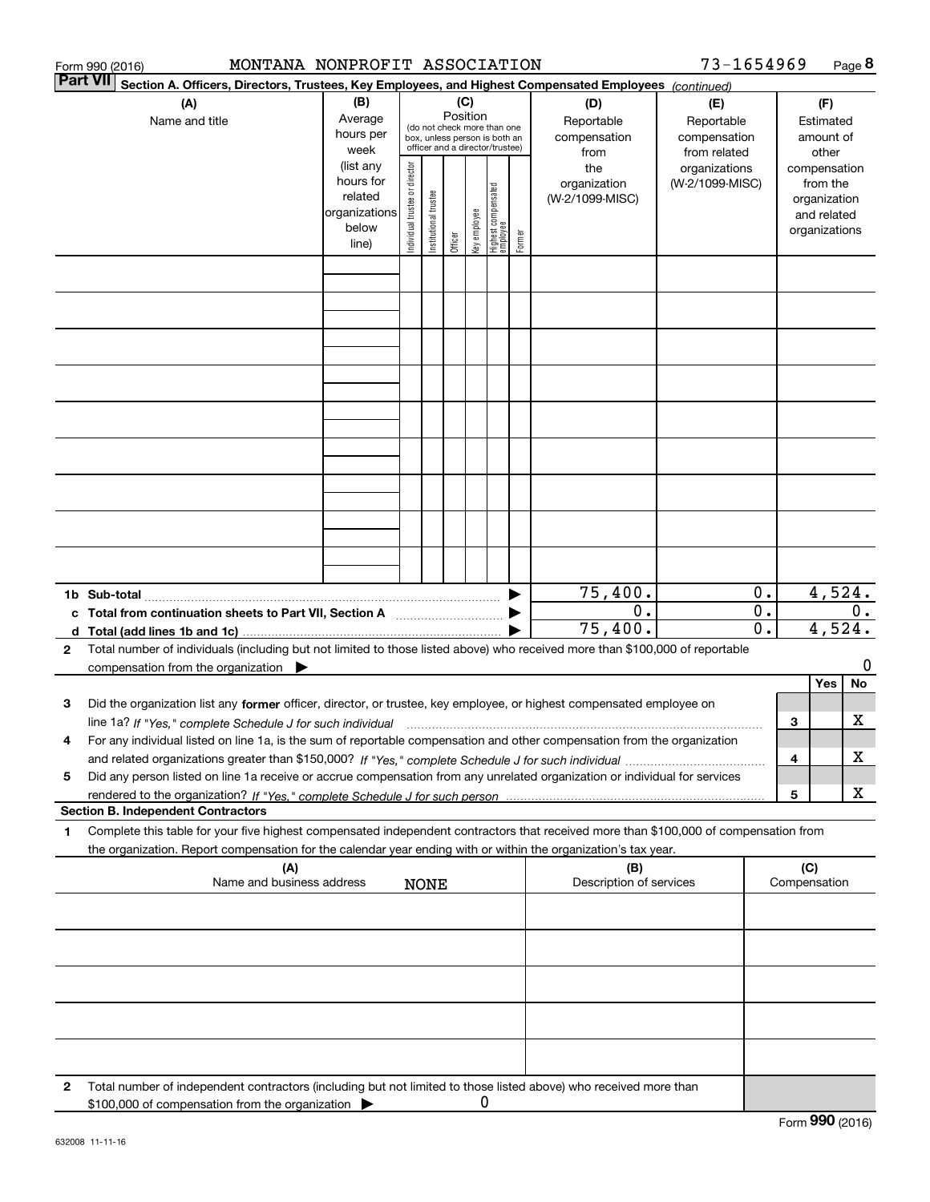Form 990 (2016) MONTANA NONPROFIT ASSOCIATION 73-1654969 Page **8**

**Part VII** **Section A. Officers, Directors, Trustees, Key Employees, and Highest Compensated Employees** *(continued)*

| (A) Name and title | (B) Average hours per week (list any hours for related organizations below line) | (C) Position (do not check more than one box, unless person is both an officer and a director/trustee): Individual trustee or director | Institutional trustee | Officer | Key employee | Highest compensated employee | Former | (D) Reportable compensation from the organization (W-2/1099-MISC) | (E) Reportable compensation from related organizations (W-2/1099-MISC) | (F) Estimated amount of other compensation from the organization and related organizations |
|---|---|---|---|---|---|---|---|---|---|---|
| | | | | | | | | | | |
| | | | | | | | | | | |
| | | | | | | | | | | |
| | | | | | | | | | | |
| | | | | | | | | | | |
| | | | | | | | | | | |
| | | | | | | | | | | |
| | | | | | | | | | | |
| | | | | | | | | | | |
| **1b Sub-total** | | | | | | | ▶ | 75,400. | 0. | 4,524. |
| **c Total from continuation sheets to Part VII, Section A** | | | | | | | ▶ | 0. | 0. | 0. |
| **d Total (add lines 1b and 1c)** | | | | | | | ▶ | 75,400. | 0. | 4,524. |

**2** Total number of individuals (including but not limited to those listed above) who received more than $100,000 of reportable compensation from the organization ▶ 0

| | | | Yes | No |
|---|---|---|---|---|
| **3** | Did the organization list any **former** officer, director, or trustee, key employee, or highest compensated employee on line 1a? *If "Yes," complete Schedule J for such individual* | 3 | | X |
| **4** | For any individual listed on line 1a, is the sum of reportable compensation and other compensation from the organization and related organizations greater than $150,000? *If "Yes," complete Schedule J for such individual* | 4 | | X |
| **5** | Did any person listed on line 1a receive or accrue compensation from any unrelated organization or individual for services rendered to the organization? *If "Yes," complete Schedule J for such person* | 5 | | X |

**Section B. Independent Contractors**

**1** Complete this table for your five highest compensated independent contractors that received more than $100,000 of compensation from the organization. Report compensation for the calendar year ending with or within the organization's tax year.

| (A) Name and business address | (B) Description of services | (C) Compensation |
|---|---|---|
| NONE | | |
| | | |
| | | |
| | | |
| | | |

**2** Total number of independent contractors (including but not limited to those listed above) who received more than $100,000 of compensation from the organization ▶ 0

Form **990** (2016)

632008 11-11-16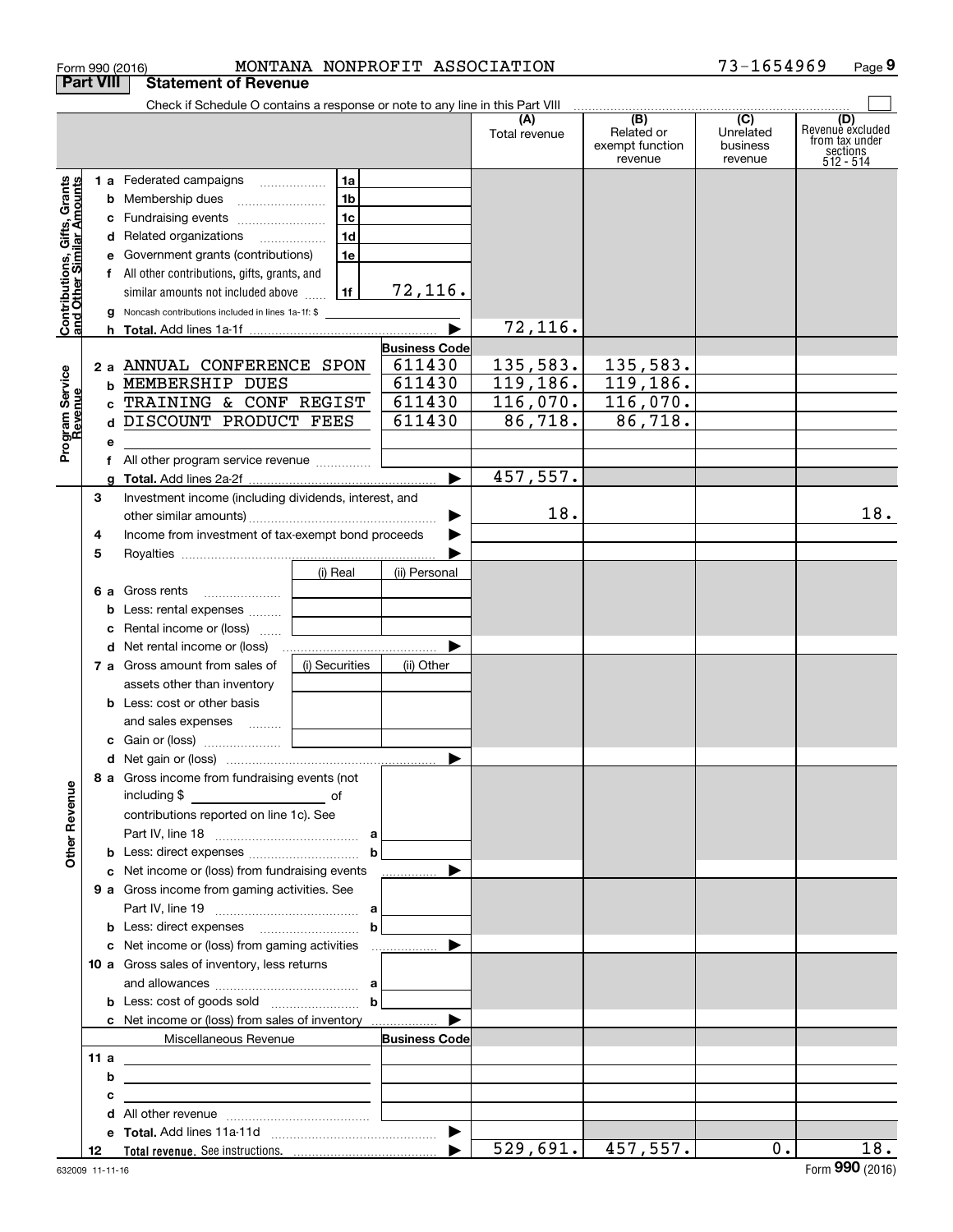Form 990 (2016) MONTANA NONPROFIT ASSOCIATION 73-1654969

## Part VIII Statement of Revenue

Check if Schedule O contains a response or note to any line in this Part VIII

| | | | (A) Total revenue | (B) Related or exempt function revenue | (C) Unrelated business revenue | (D) Revenue excluded from tax under sections 512 - 514 |
|---|---|---|---|---|---|---|
| **Contributions, Gifts, Grants and Other Similar Amounts** | | | | | | |
| 1 a Federated campaigns | 1a | | | | | |
| b Membership dues | 1b | | | | | |
| c Fundraising events | 1c | | | | | |
| d Related organizations | 1d | | | | | |
| e Government grants (contributions) | 1e | | | | | |
| f All other contributions, gifts, grants, and similar amounts not included above | 1f | 72,116. | | | | |
| g Noncash contributions included in lines 1a-1f: $ | | | | | | |
| h **Total.** Add lines 1a-1f | | | 72,116. | | | |
| **Program Service Revenue** | | Business Code | | | | |
| 2 a ANNUAL CONFERENCE SPON | | 611430 | 135,583. | 135,583. | | |
| b MEMBERSHIP DUES | | 611430 | 119,186. | 119,186. | | |
| c TRAINING & CONF REGIST | | 611430 | 116,070. | 116,070. | | |
| d DISCOUNT PRODUCT FEES | | 611430 | 86,718. | 86,718. | | |
| e | | | | | | |
| f All other program service revenue | | | | | | |
| g **Total.** Add lines 2a-2f | | | 457,557. | | | |
| **Other Revenue** | | | | | | |
| 3 Investment income (including dividends, interest, and other similar amounts) | | | 18. | | | 18. |
| 4 Income from investment of tax-exempt bond proceeds | | | | | | |
| 5 Royalties | | | | | | |
| | (i) Real | (ii) Personal | | | | |
| 6 a Gross rents | | | | | | |
| b Less: rental expenses | | | | | | |
| c Rental income or (loss) | | | | | | |
| d Net rental income or (loss) | | | | | | |
| 7 a Gross amount from sales of assets other than inventory | (i) Securities | (ii) Other | | | | |
| b Less: cost or other basis and sales expenses | | | | | | |
| c Gain or (loss) | | | | | | |
| d Net gain or (loss) | | | | | | |
| 8 a Gross income from fundraising events (not including $ of contributions reported on line 1c). See Part IV, line 18 | a | | | | | |
| b Less: direct expenses | b | | | | | |
| c Net income or (loss) from fundraising events | | | | | | |
| 9 a Gross income from gaming activities. See Part IV, line 19 | a | | | | | |
| b Less: direct expenses | b | | | | | |
| c Net income or (loss) from gaming activities | | | | | | |
| 10 a Gross sales of inventory, less returns and allowances | a | | | | | |
| b Less: cost of goods sold | b | | | | | |
| c Net income or (loss) from sales of inventory | | | | | | |
| Miscellaneous Revenue | | Business Code | | | | |
| 11 a | | | | | | |
| b | | | | | | |
| c | | | | | | |
| d All other revenue | | | | | | |
| e **Total.** Add lines 11a-11d | | | | | | |
| 12 **Total revenue.** See instructions. | | | 529,691. | 457,557. | 0. | 18. |

632009 11-11-16

Form **990** (2016)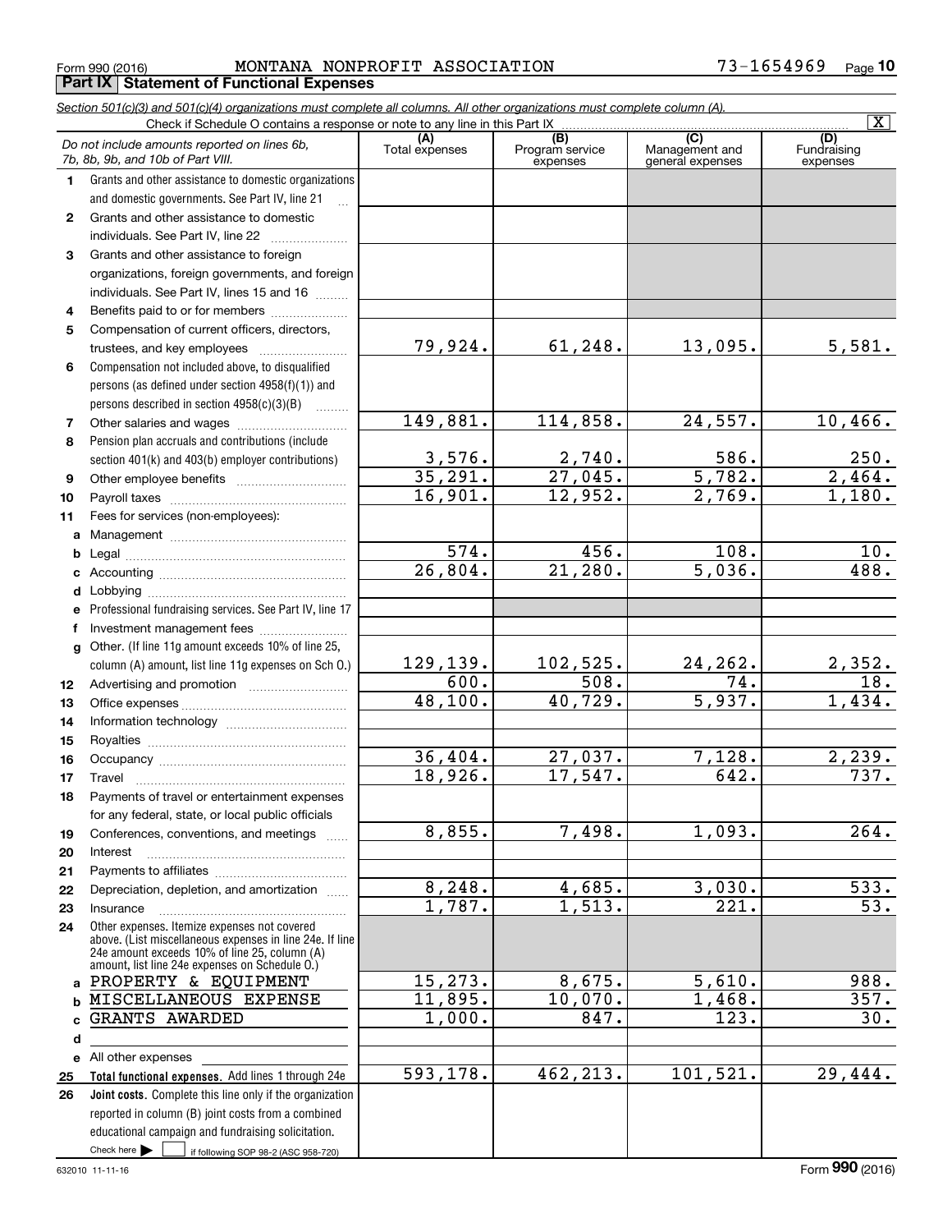Form 990 (2016) MONTANA NONPROFIT ASSOCIATION 73-1654969

## Part IX Statement of Functional Expenses

*Section 501(c)(3) and 501(c)(4) organizations must complete all columns. All other organizations must complete column (A).*

Check if Schedule O contains a response or note to any line in this Part IX [X]

| | *Do not include amounts reported on lines 6b, 7b, 8b, 9b, and 10b of Part VIII.* | (A) Total expenses | (B) Program service expenses | (C) Management and general expenses | (D) Fundraising expenses |
|---|---|---|---|---|---|
| 1 | Grants and other assistance to domestic organizations and domestic governments. See Part IV, line 21 | | | | |
| 2 | Grants and other assistance to domestic individuals. See Part IV, line 22 | | | | |
| 3 | Grants and other assistance to foreign organizations, foreign governments, and foreign individuals. See Part IV, lines 15 and 16 | | | | |
| 4 | Benefits paid to or for members | | | | |
| 5 | Compensation of current officers, directors, trustees, and key employees | 79,924. | 61,248. | 13,095. | 5,581. |
| 6 | Compensation not included above, to disqualified persons (as defined under section 4958(f)(1)) and persons described in section 4958(c)(3)(B) | | | | |
| 7 | Other salaries and wages | 149,881. | 114,858. | 24,557. | 10,466. |
| 8 | Pension plan accruals and contributions (include section 401(k) and 403(b) employer contributions) | 3,576. | 2,740. | 586. | 250. |
| 9 | Other employee benefits | 35,291. | 27,045. | 5,782. | 2,464. |
| 10 | Payroll taxes | 16,901. | 12,952. | 2,769. | 1,180. |
| 11 | Fees for services (non-employees): | | | | |
| a | Management | | | | |
| b | Legal | 574. | 456. | 108. | 10. |
| c | Accounting | 26,804. | 21,280. | 5,036. | 488. |
| d | Lobbying | | | | |
| e | Professional fundraising services. See Part IV, line 17 | | | | |
| f | Investment management fees | | | | |
| g | Other. (If line 11g amount exceeds 10% of line 25, column (A) amount, list line 11g expenses on Sch O.) | 129,139. | 102,525. | 24,262. | 2,352. |
| 12 | Advertising and promotion | 600. | 508. | 74. | 18. |
| 13 | Office expenses | 48,100. | 40,729. | 5,937. | 1,434. |
| 14 | Information technology | | | | |
| 15 | Royalties | | | | |
| 16 | Occupancy | 36,404. | 27,037. | 7,128. | 2,239. |
| 17 | Travel | 18,926. | 17,547. | 642. | 737. |
| 18 | Payments of travel or entertainment expenses for any federal, state, or local public officials | | | | |
| 19 | Conferences, conventions, and meetings | 8,855. | 7,498. | 1,093. | 264. |
| 20 | Interest | | | | |
| 21 | Payments to affiliates | | | | |
| 22 | Depreciation, depletion, and amortization | 8,248. | 4,685. | 3,030. | 533. |
| 23 | Insurance | 1,787. | 1,513. | 221. | 53. |
| 24 | Other expenses. Itemize expenses not covered above. (List miscellaneous expenses in line 24e. If line 24e amount exceeds 10% of line 25, column (A) amount, list line 24e expenses on Schedule O.) | | | | |
| a | PROPERTY & EQUIPMENT | 15,273. | 8,675. | 5,610. | 988. |
| b | MISCELLANEOUS EXPENSE | 11,895. | 10,070. | 1,468. | 357. |
| c | GRANTS AWARDED | 1,000. | 847. | 123. | 30. |
| d | | | | | |
| e | All other expenses | | | | |
| 25 | **Total functional expenses.** Add lines 1 through 24e | 593,178. | 462,213. | 101,521. | 29,444. |
| 26 | **Joint costs.** Complete this line only if the organization reported in column (B) joint costs from a combined educational campaign and fundraising solicitation. Check here [ ] if following SOP 98-2 (ASC 958-720) | | | | |

632010 11-11-16

Form **990** (2016)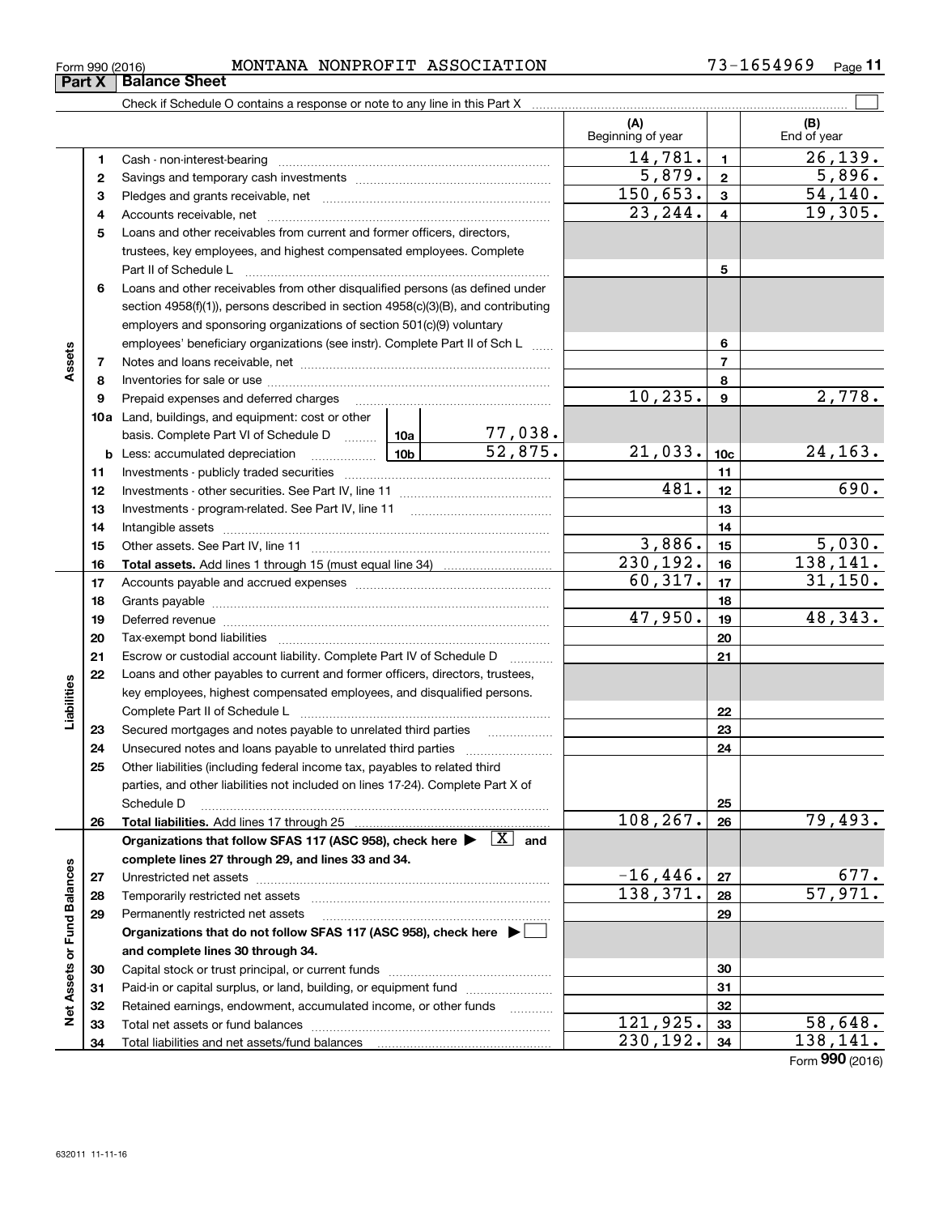Form 990 (2016) MONTANA NONPROFIT ASSOCIATION 73-1654969

## Part X Balance Sheet

Check if Schedule O contains a response or note to any line in this Part X ☐

| | | | (A) Beginning of year | | (B) End of year |
|---|---|---|---|---|---|
| Assets | 1 | Cash - non-interest-bearing | 14,781. | 1 | 26,139. |
| | 2 | Savings and temporary cash investments | 5,879. | 2 | 5,896. |
| | 3 | Pledges and grants receivable, net | 150,653. | 3 | 54,140. |
| | 4 | Accounts receivable, net | 23,244. | 4 | 19,305. |
| | 5 | Loans and other receivables from current and former officers, directors, trustees, key employees, and highest compensated employees. Complete Part II of Schedule L | | 5 | |
| | 6 | Loans and other receivables from other disqualified persons (as defined under section 4958(f)(1)), persons described in section 4958(c)(3)(B), and contributing employers and sponsoring organizations of section 501(c)(9) voluntary employees' beneficiary organizations (see instr). Complete Part II of Sch L | | 6 | |
| | 7 | Notes and loans receivable, net | | 7 | |
| | 8 | Inventories for sale or use | | 8 | |
| | 9 | Prepaid expenses and deferred charges | 10,235. | 9 | 2,778. |
| | 10a | Land, buildings, and equipment: cost or other basis. Complete Part VI of Schedule D — 10a: 77,038. | | | |
| | b | Less: accumulated depreciation — 10b: 52,875. | 21,033. | 10c | 24,163. |
| | 11 | Investments - publicly traded securities | | 11 | |
| | 12 | Investments - other securities. See Part IV, line 11 | 481. | 12 | 690. |
| | 13 | Investments - program-related. See Part IV, line 11 | | 13 | |
| | 14 | Intangible assets | | 14 | |
| | 15 | Other assets. See Part IV, line 11 | 3,886. | 15 | 5,030. |
| | 16 | **Total assets.** Add lines 1 through 15 (must equal line 34) | 230,192. | 16 | 138,141. |
| Liabilities | 17 | Accounts payable and accrued expenses | 60,317. | 17 | 31,150. |
| | 18 | Grants payable | | 18 | |
| | 19 | Deferred revenue | 47,950. | 19 | 48,343. |
| | 20 | Tax-exempt bond liabilities | | 20 | |
| | 21 | Escrow or custodial account liability. Complete Part IV of Schedule D | | 21 | |
| | 22 | Loans and other payables to current and former officers, directors, trustees, key employees, highest compensated employees, and disqualified persons. Complete Part II of Schedule L | | 22 | |
| | 23 | Secured mortgages and notes payable to unrelated third parties | | 23 | |
| | 24 | Unsecured notes and loans payable to unrelated third parties | | 24 | |
| | 25 | Other liabilities (including federal income tax, payables to related third parties, and other liabilities not included on lines 17-24). Complete Part X of Schedule D | | 25 | |
| | 26 | **Total liabilities.** Add lines 17 through 25 | 108,267. | 26 | 79,493. |
| Net Assets or Fund Balances | | **Organizations that follow SFAS 117 (ASC 958), check here ▶ [X] and complete lines 27 through 29, and lines 33 and 34.** | | | |
| | 27 | Unrestricted net assets | -16,446. | 27 | 677. |
| | 28 | Temporarily restricted net assets | 138,371. | 28 | 57,971. |
| | 29 | Permanently restricted net assets | | 29 | |
| | | **Organizations that do not follow SFAS 117 (ASC 958), check here ▶ ☐ and complete lines 30 through 34.** | | | |
| | 30 | Capital stock or trust principal, or current funds | | 30 | |
| | 31 | Paid-in or capital surplus, or land, building, or equipment fund | | 31 | |
| | 32 | Retained earnings, endowment, accumulated income, or other funds | | 32 | |
| | 33 | Total net assets or fund balances | 121,925. | 33 | 58,648. |
| | 34 | Total liabilities and net assets/fund balances | 230,192. | 34 | 138,141. |

Form **990** (2016)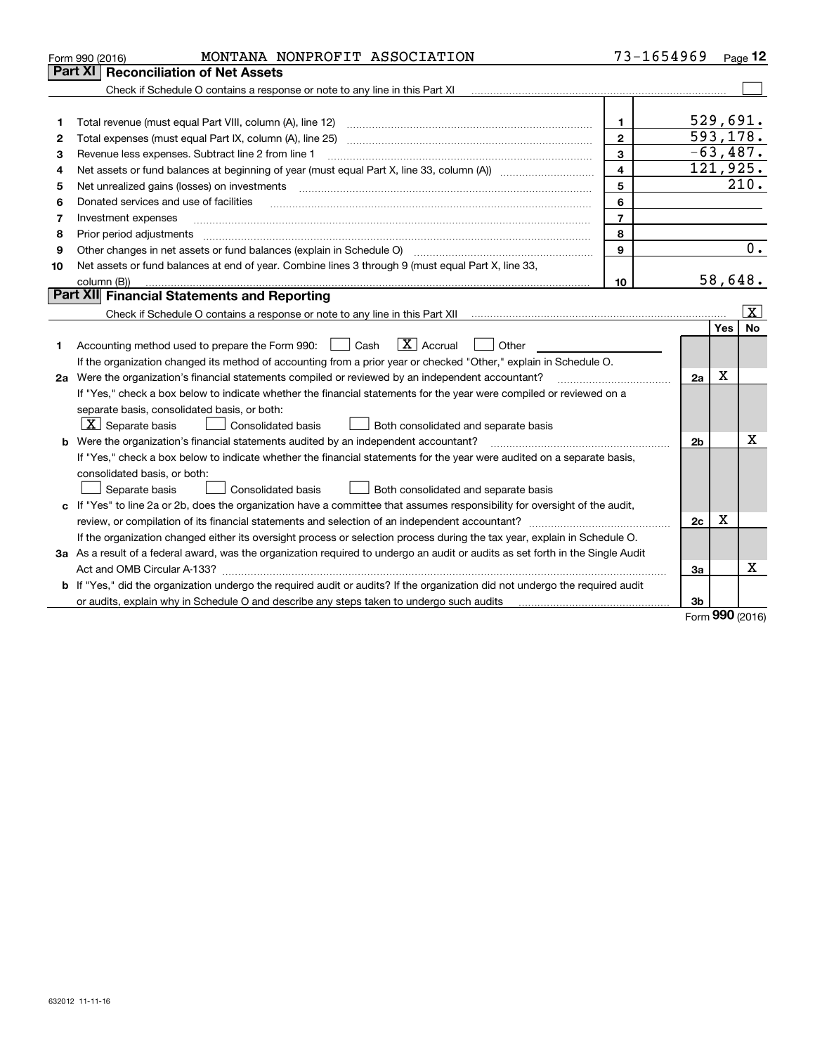Form 990 (2016) MONTANA NONPROFIT ASSOCIATION 73-1654969

## Part XI Reconciliation of Net Assets

Check if Schedule O contains a response or note to any line in this Part XI [ ]

| | | | |
|---|---|---|---|
| 1 | Total revenue (must equal Part VIII, column (A), line 12) | 1 | 529,691. |
| 2 | Total expenses (must equal Part IX, column (A), line 25) | 2 | 593,178. |
| 3 | Revenue less expenses. Subtract line 2 from line 1 | 3 | -63,487. |
| 4 | Net assets or fund balances at beginning of year (must equal Part X, line 33, column (A)) | 4 | 121,925. |
| 5 | Net unrealized gains (losses) on investments | 5 | 210. |
| 6 | Donated services and use of facilities | 6 | |
| 7 | Investment expenses | 7 | |
| 8 | Prior period adjustments | 8 | |
| 9 | Other changes in net assets or fund balances (explain in Schedule O) | 9 | 0. |
| 10 | Net assets or fund balances at end of year. Combine lines 3 through 9 (must equal Part X, line 33, column (B)) | 10 | 58,648. |

## Part XII Financial Statements and Reporting

Check if Schedule O contains a response or note to any line in this Part XII [X]

| | | | Yes | No |
|---|---|---|---|---|
| 1 | Accounting method used to prepare the Form 990: [ ] Cash [X] Accrual [ ] Other | | | |
| | If the organization changed its method of accounting from a prior year or checked "Other," explain in Schedule O. | | | |
| 2a | Were the organization's financial statements compiled or reviewed by an independent accountant? | 2a | X | |
| | If "Yes," check a box below to indicate whether the financial statements for the year were compiled or reviewed on a separate basis, consolidated basis, or both: [X] Separate basis [ ] Consolidated basis [ ] Both consolidated and separate basis | | | |
| b | Were the organization's financial statements audited by an independent accountant? | 2b | | X |
| | If "Yes," check a box below to indicate whether the financial statements for the year were audited on a separate basis, consolidated basis, or both: [ ] Separate basis [ ] Consolidated basis [ ] Both consolidated and separate basis | | | |
| c | If "Yes" to line 2a or 2b, does the organization have a committee that assumes responsibility for oversight of the audit, review, or compilation of its financial statements and selection of an independent accountant? | 2c | X | |
| | If the organization changed either its oversight process or selection process during the tax year, explain in Schedule O. | | | |
| 3a | As a result of a federal award, was the organization required to undergo an audit or audits as set forth in the Single Audit Act and OMB Circular A-133? | 3a | | X |
| b | If "Yes," did the organization undergo the required audit or audits? If the organization did not undergo the required audit or audits, explain why in Schedule O and describe any steps taken to undergo such audits | 3b | | |

Form **990** (2016)

632012 11-11-16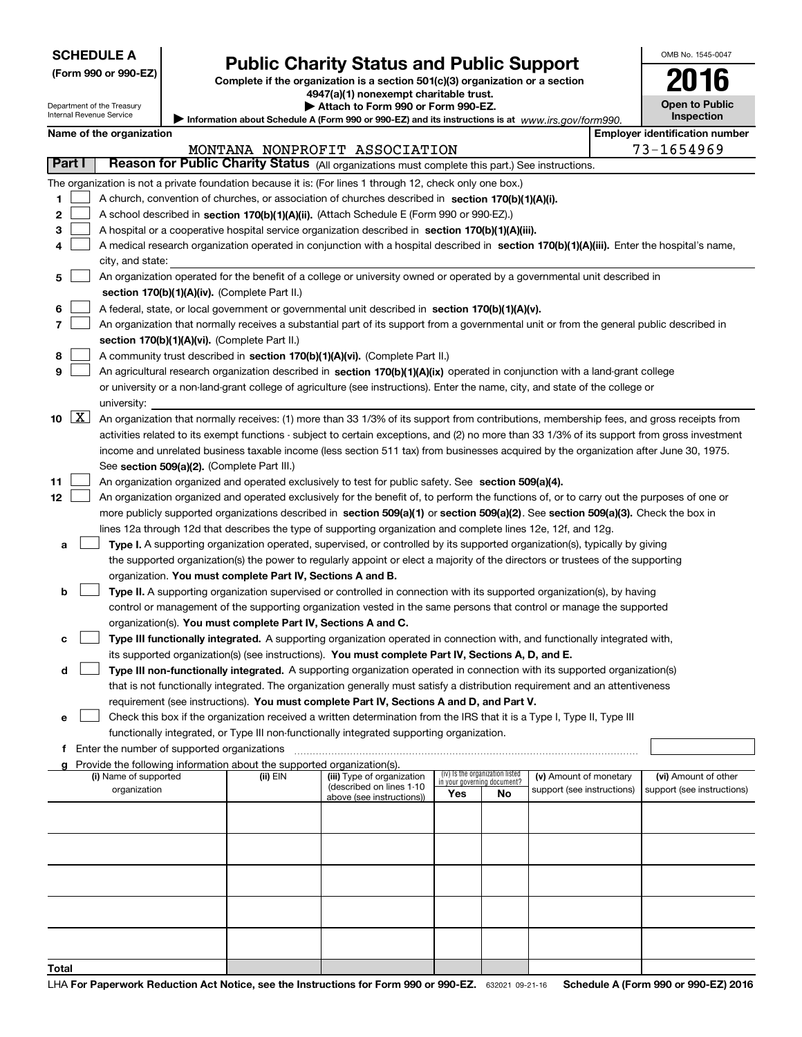**SCHEDULE A**
**(Form 990 or 990-EZ)**

Department of the Treasury
Internal Revenue Service

# Public Charity Status and Public Support

**Complete if the organization is a section 501(c)(3) organization or a section 4947(a)(1) nonexempt charitable trust.**
**▶ Attach to Form 990 or Form 990-EZ.**
**▶ Information about Schedule A (Form 990 or 990-EZ) and its instructions is at** *www.irs.gov/form990.*

OMB No. 1545-0047
**2016**
**Open to Public Inspection**

**Name of the organization:** MONTANA NONPROFIT ASSOCIATION
**Employer identification number:** 73-1654969

## Part I — Reason for Public Charity Status (All organizations must complete this part.) See instructions.

The organization is not a private foundation because it is: (For lines 1 through 12, check only one box.)

1. [ ] A church, convention of churches, or association of churches described in **section 170(b)(1)(A)(i).**
2. [ ] A school described in **section 170(b)(1)(A)(ii).** (Attach Schedule E (Form 990 or 990-EZ).)
3. [ ] A hospital or a cooperative hospital service organization described in **section 170(b)(1)(A)(iii).**
4. [ ] A medical research organization operated in conjunction with a hospital described in **section 170(b)(1)(A)(iii).** Enter the hospital's name, city, and state:
5. [ ] An organization operated for the benefit of a college or university owned or operated by a governmental unit described in **section 170(b)(1)(A)(iv).** (Complete Part II.)
6. [ ] A federal, state, or local government or governmental unit described in **section 170(b)(1)(A)(v).**
7. [ ] An organization that normally receives a substantial part of its support from a governmental unit or from the general public described in **section 170(b)(1)(A)(vi).** (Complete Part II.)
8. [ ] A community trust described in **section 170(b)(1)(A)(vi).** (Complete Part II.)
9. [ ] An agricultural research organization described in **section 170(b)(1)(A)(ix)** operated in conjunction with a land-grant college or university or a non-land-grant college of agriculture (see instructions). Enter the name, city, and state of the college or university:
10. [X] An organization that normally receives: (1) more than 33 1/3% of its support from contributions, membership fees, and gross receipts from activities related to its exempt functions - subject to certain exceptions, and (2) no more than 33 1/3% of its support from gross investment income and unrelated business taxable income (less section 511 tax) from businesses acquired by the organization after June 30, 1975. See **section 509(a)(2).** (Complete Part III.)
11. [ ] An organization organized and operated exclusively to test for public safety. See **section 509(a)(4).**
12. [ ] An organization organized and operated exclusively for the benefit of, to perform the functions of, or to carry out the purposes of one or more publicly supported organizations described in **section 509(a)(1)** or **section 509(a)(2)**. See **section 509(a)(3).** Check the box in lines 12a through 12d that describes the type of supporting organization and complete lines 12e, 12f, and 12g.
   - **a** [ ] **Type I.** A supporting organization operated, supervised, or controlled by its supported organization(s), typically by giving the supported organization(s) the power to regularly appoint or elect a majority of the directors or trustees of the supporting organization. **You must complete Part IV, Sections A and B.**
   - **b** [ ] **Type II.** A supporting organization supervised or controlled in connection with its supported organization(s), by having control or management of the supporting organization vested in the same persons that control or manage the supported organization(s). **You must complete Part IV, Sections A and C.**
   - **c** [ ] **Type III functionally integrated.** A supporting organization operated in connection with, and functionally integrated with, its supported organization(s) (see instructions). **You must complete Part IV, Sections A, D, and E.**
   - **d** [ ] **Type III non-functionally integrated.** A supporting organization operated in connection with its supported organization(s) that is not functionally integrated. The organization generally must satisfy a distribution requirement and an attentiveness requirement (see instructions). **You must complete Part IV, Sections A and D, and Part V.**
   - **e** [ ] Check this box if the organization received a written determination from the IRS that it is a Type I, Type II, Type III functionally integrated, or Type III non-functionally integrated supporting organization.
   - **f** Enter the number of supported organizations
   - **g** Provide the following information about the supported organization(s).

| (i) Name of supported organization | (ii) EIN | (iii) Type of organization (described on lines 1-10 above (see instructions)) | (iv) Is the organization listed in your governing document? Yes | No | (v) Amount of monetary support (see instructions) | (vi) Amount of other support (see instructions) |
|---|---|---|---|---|---|---|
| | | | | | | |
| | | | | | | |
| | | | | | | |
| | | | | | | |
| | | | | | | |
| **Total** | | | | | | |

LHA **For Paperwork Reduction Act Notice, see the Instructions for Form 990 or 990-EZ.** 632021 09-21-16 **Schedule A (Form 990 or 990-EZ) 2016**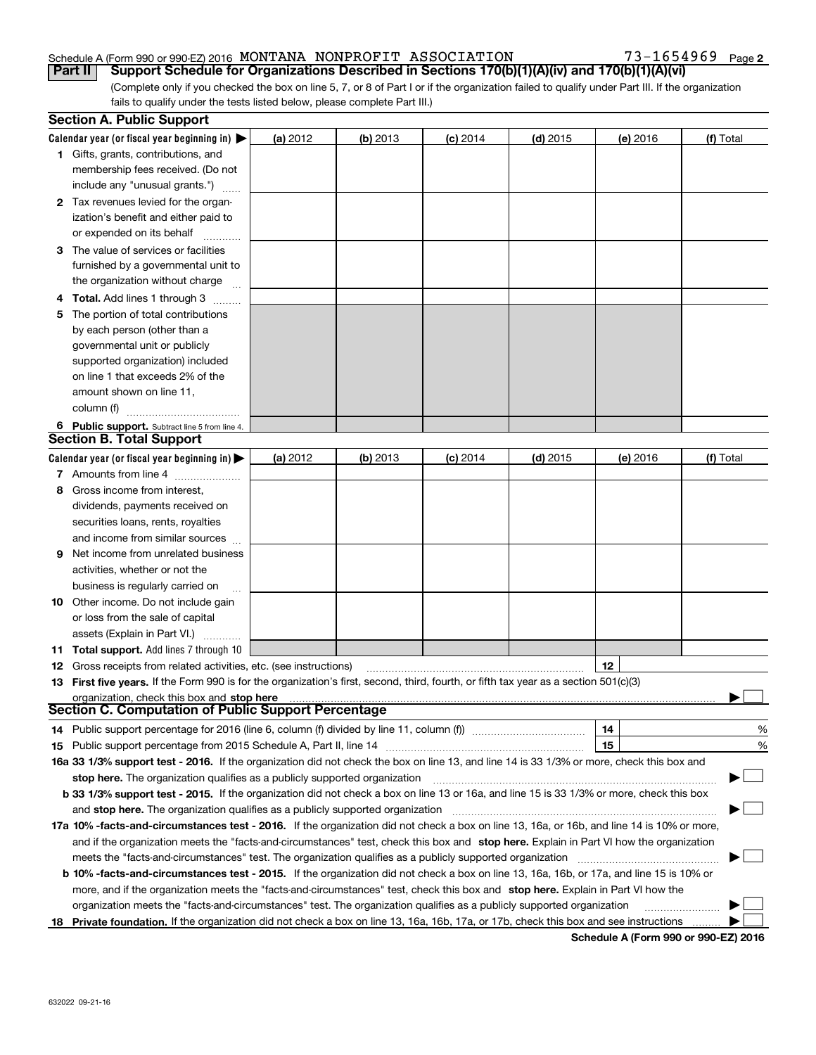Schedule A (Form 990 or 990-EZ) 2016 MONTANA NONPROFIT ASSOCIATION 73-1654969

## Part II Support Schedule for Organizations Described in Sections 170(b)(1)(A)(iv) and 170(b)(1)(A)(vi)

(Complete only if you checked the box on line 5, 7, or 8 of Part I or if the organization failed to qualify under Part III. If the organization fails to qualify under the tests listed below, please complete Part III.)

### Section A. Public Support

| Calendar year (or fiscal year beginning in) ▶ | (a) 2012 | (b) 2013 | (c) 2014 | (d) 2015 | (e) 2016 | (f) Total |
|---|---|---|---|---|---|---|
| 1 Gifts, grants, contributions, and membership fees received. (Do not include any "unusual grants.") | | | | | | |
| 2 Tax revenues levied for the organization's benefit and either paid to or expended on its behalf | | | | | | |
| 3 The value of services or facilities furnished by a governmental unit to the organization without charge | | | | | | |
| 4 **Total.** Add lines 1 through 3 | | | | | | |
| 5 The portion of total contributions by each person (other than a governmental unit or publicly supported organization) included on line 1 that exceeds 2% of the amount shown on line 11, column (f) | | | | | | |
| 6 **Public support.** Subtract line 5 from line 4. | | | | | | |

### Section B. Total Support

| Calendar year (or fiscal year beginning in) ▶ | (a) 2012 | (b) 2013 | (c) 2014 | (d) 2015 | (e) 2016 | (f) Total |
|---|---|---|---|---|---|---|
| 7 Amounts from line 4 | | | | | | |
| 8 Gross income from interest, dividends, payments received on securities loans, rents, royalties and income from similar sources | | | | | | |
| 9 Net income from unrelated business activities, whether or not the business is regularly carried on | | | | | | |
| 10 Other income. Do not include gain or loss from the sale of capital assets (Explain in Part VI.) | | | | | | |
| 11 **Total support.** Add lines 7 through 10 | | | | | | |

12 Gross receipts from related activities, etc. (see instructions) | 12 |

13 **First five years.** If the Form 990 is for the organization's first, second, third, fourth, or fifth tax year as a section 501(c)(3) organization, check this box and **stop here** ▶ ☐

### Section C. Computation of Public Support Percentage

14 Public support percentage for 2016 (line 6, column (f) divided by line 11, column (f)) | 14 | %

15 Public support percentage from 2015 Schedule A, Part II, line 14 | 15 | %

16a **33 1/3% support test - 2016.** If the organization did not check the box on line 13, and line 14 is 33 1/3% or more, check this box and **stop here.** The organization qualifies as a publicly supported organization ▶ ☐

b **33 1/3% support test - 2015.** If the organization did not check a box on line 13 or 16a, and line 15 is 33 1/3% or more, check this box and **stop here.** The organization qualifies as a publicly supported organization ▶ ☐

17a **10% -facts-and-circumstances test - 2016.** If the organization did not check a box on line 13, 16a, or 16b, and line 14 is 10% or more, and if the organization meets the "facts-and-circumstances" test, check this box and **stop here.** Explain in Part VI how the organization meets the "facts-and-circumstances" test. The organization qualifies as a publicly supported organization ▶ ☐

b **10% -facts-and-circumstances test - 2015.** If the organization did not check a box on line 13, 16a, 16b, or 17a, and line 15 is 10% or more, and if the organization meets the "facts-and-circumstances" test, check this box and **stop here.** Explain in Part VI how the organization meets the "facts-and-circumstances" test. The organization qualifies as a publicly supported organization ▶ ☐

18 **Private foundation.** If the organization did not check a box on line 13, 16a, 16b, 17a, or 17b, check this box and see instructions ▶ ☐

**Schedule A (Form 990 or 990-EZ) 2016**

632022 09-21-16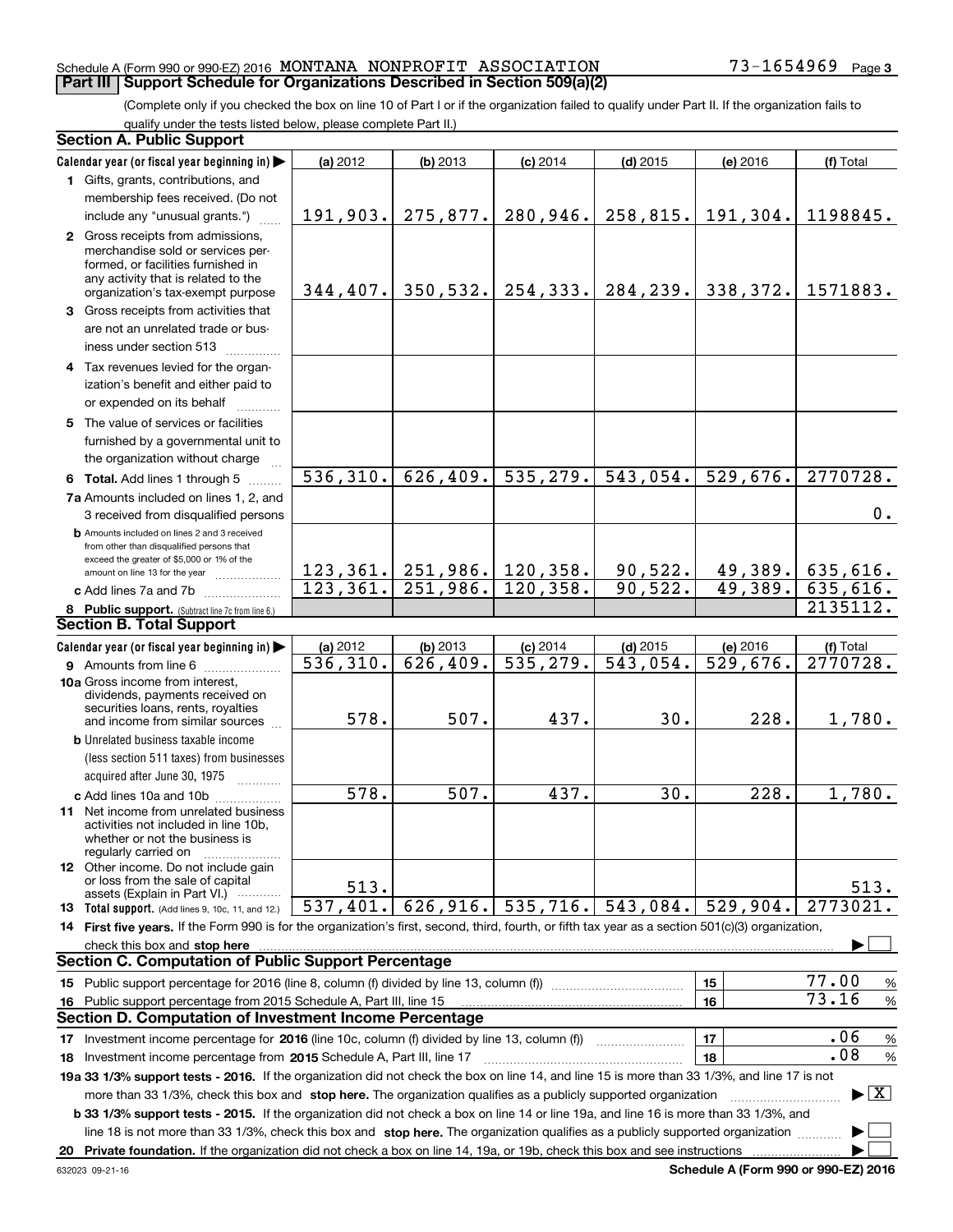Schedule A (Form 990 or 990-EZ) 2016 MONTANA NONPROFIT ASSOCIATION 73-1654969 Page 3

## Part III Support Schedule for Organizations Described in Section 509(a)(2)

(Complete only if you checked the box on line 10 of Part I or if the organization failed to qualify under Part II. If the organization fails to qualify under the tests listed below, please complete Part II.)

### Section A. Public Support

| Calendar year (or fiscal year beginning in) ▶ | (a) 2012 | (b) 2013 | (c) 2014 | (d) 2015 | (e) 2016 | (f) Total |
|---|---|---|---|---|---|---|
| 1 Gifts, grants, contributions, and membership fees received. (Do not include any "unusual grants.") | 191,903. | 275,877. | 280,946. | 258,815. | 191,304. | 1198845. |
| 2 Gross receipts from admissions, merchandise sold or services performed, or facilities furnished in any activity that is related to the organization's tax-exempt purpose | 344,407. | 350,532. | 254,333. | 284,239. | 338,372. | 1571883. |
| 3 Gross receipts from activities that are not an unrelated trade or business under section 513 | | | | | | |
| 4 Tax revenues levied for the organization's benefit and either paid to or expended on its behalf | | | | | | |
| 5 The value of services or facilities furnished by a governmental unit to the organization without charge | | | | | | |
| 6 **Total.** Add lines 1 through 5 | 536,310. | 626,409. | 535,279. | 543,054. | 529,676. | 2770728. |
| 7a Amounts included on lines 1, 2, and 3 received from disqualified persons | | | | | | 0. |
| b Amounts included on lines 2 and 3 received from other than disqualified persons that exceed the greater of $5,000 or 1% of the amount on line 13 for the year | 123,361. | 251,986. | 120,358. | 90,522. | 49,389. | 635,616. |
| c Add lines 7a and 7b | 123,361. | 251,986. | 120,358. | 90,522. | 49,389. | 635,616. |
| 8 **Public support.** (Subtract line 7c from line 6.) | | | | | | 2135112. |

### Section B. Total Support

| Calendar year (or fiscal year beginning in) ▶ | (a) 2012 | (b) 2013 | (c) 2014 | (d) 2015 | (e) 2016 | (f) Total |
|---|---|---|---|---|---|---|
| 9 Amounts from line 6 | 536,310. | 626,409. | 535,279. | 543,054. | 529,676. | 2770728. |
| 10a Gross income from interest, dividends, payments received on securities loans, rents, royalties and income from similar sources | 578. | 507. | 437. | 30. | 228. | 1,780. |
| b Unrelated business taxable income (less section 511 taxes) from businesses acquired after June 30, 1975 | | | | | | |
| c Add lines 10a and 10b | 578. | 507. | 437. | 30. | 228. | 1,780. |
| 11 Net income from unrelated business activities not included in line 10b, whether or not the business is regularly carried on | | | | | | |
| 12 Other income. Do not include gain or loss from the sale of capital assets (Explain in Part VI.) | 513. | | | | | 513. |
| 13 **Total support.** (Add lines 9, 10c, 11, and 12.) | 537,401. | 626,916. | 535,716. | 543,084. | 529,904. | 2773021. |

14 **First five years.** If the Form 990 is for the organization's first, second, third, fourth, or fifth tax year as a section 501(c)(3) organization, check this box and **stop here** ▶ ☐

### Section C. Computation of Public Support Percentage

| | | |
|---|---|---|
| 15 Public support percentage for 2016 (line 8, column (f) divided by line 13, column (f)) | 15 | 77.00 % |
| 16 Public support percentage from 2015 Schedule A, Part III, line 15 | 16 | 73.16 % |

### Section D. Computation of Investment Income Percentage

| | | |
|---|---|---|
| 17 Investment income percentage for **2016** (line 10c, column (f) divided by line 13, column (f)) | 17 | .06 % |
| 18 Investment income percentage from **2015** Schedule A, Part III, line 17 | 18 | .08 % |

**19a 33 1/3% support tests - 2016.** If the organization did not check the box on line 14, and line 15 is more than 33 1/3%, and line 17 is not more than 33 1/3%, check this box and **stop here.** The organization qualifies as a publicly supported organization ▶ ☒

**b 33 1/3% support tests - 2015.** If the organization did not check a box on line 14 or line 19a, and line 16 is more than 33 1/3%, and line 18 is not more than 33 1/3%, check this box and **stop here.** The organization qualifies as a publicly supported organization ▶ ☐

**20 Private foundation.** If the organization did not check a box on line 14, 19a, or 19b, check this box and see instructions ▶ ☐

632023 09-21-16 **Schedule A (Form 990 or 990-EZ) 2016**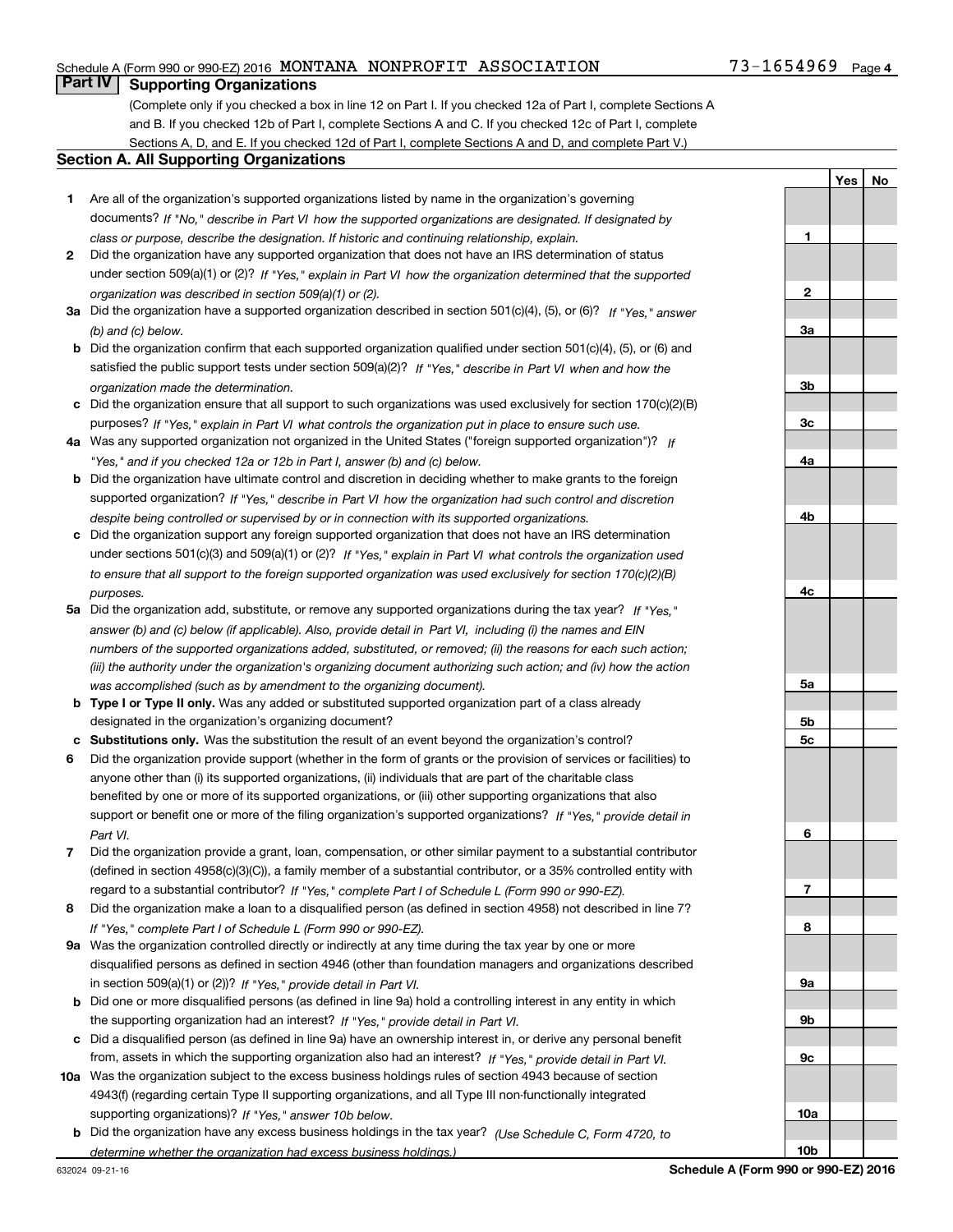Schedule A (Form 990 or 990-EZ) 2016 MONTANA NONPROFIT ASSOCIATION 73-1654969 Page 4

## Part IV Supporting Organizations

(Complete only if you checked a box in line 12 on Part I. If you checked 12a of Part I, complete Sections A and B. If you checked 12b of Part I, complete Sections A and C. If you checked 12c of Part I, complete Sections A, D, and E. If you checked 12d of Part I, complete Sections A and D, and complete Part V.)

### Section A. All Supporting Organizations

| | | | Yes | No |
|---|---|---|---|---|
| 1 | Are all of the organization's supported organizations listed by name in the organization's governing documents? *If "No," describe in Part VI how the supported organizations are designated. If designated by class or purpose, describe the designation. If historic and continuing relationship, explain.* | 1 | | |
| 2 | Did the organization have any supported organization that does not have an IRS determination of status under section 509(a)(1) or (2)? *If "Yes," explain in Part VI how the organization determined that the supported organization was described in section 509(a)(1) or (2).* | 2 | | |
| 3a | Did the organization have a supported organization described in section 501(c)(4), (5), or (6)? *If "Yes," answer (b) and (c) below.* | 3a | | |
| b | Did the organization confirm that each supported organization qualified under section 501(c)(4), (5), or (6) and satisfied the public support tests under section 509(a)(2)? *If "Yes," describe in Part VI when and how the organization made the determination.* | 3b | | |
| c | Did the organization ensure that all support to such organizations was used exclusively for section 170(c)(2)(B) purposes? *If "Yes," explain in Part VI what controls the organization put in place to ensure such use.* | 3c | | |
| 4a | Was any supported organization not organized in the United States ("foreign supported organization")? *If "Yes," and if you checked 12a or 12b in Part I, answer (b) and (c) below.* | 4a | | |
| b | Did the organization have ultimate control and discretion in deciding whether to make grants to the foreign supported organization? *If "Yes," describe in Part VI how the organization had such control and discretion despite being controlled or supervised by or in connection with its supported organizations.* | 4b | | |
| c | Did the organization support any foreign supported organization that does not have an IRS determination under sections 501(c)(3) and 509(a)(1) or (2)? *If "Yes," explain in Part VI what controls the organization used to ensure that all support to the foreign supported organization was used exclusively for section 170(c)(2)(B) purposes.* | 4c | | |
| 5a | Did the organization add, substitute, or remove any supported organizations during the tax year? *If "Yes," answer (b) and (c) below (if applicable). Also, provide detail in Part VI, including (i) the names and EIN numbers of the supported organizations added, substituted, or removed; (ii) the reasons for each such action; (iii) the authority under the organization's organizing document authorizing such action; and (iv) how the action was accomplished (such as by amendment to the organizing document).* | 5a | | |
| b | **Type I or Type II only.** Was any added or substituted supported organization part of a class already designated in the organization's organizing document? | 5b | | |
| c | **Substitutions only.** Was the substitution the result of an event beyond the organization's control? | 5c | | |
| 6 | Did the organization provide support (whether in the form of grants or the provision of services or facilities) to anyone other than (i) its supported organizations, (ii) individuals that are part of the charitable class benefited by one or more of its supported organizations, or (iii) other supporting organizations that also support or benefit one or more of the filing organization's supported organizations? *If "Yes," provide detail in Part VI.* | 6 | | |
| 7 | Did the organization provide a grant, loan, compensation, or other similar payment to a substantial contributor (defined in section 4958(c)(3)(C)), a family member of a substantial contributor, or a 35% controlled entity with regard to a substantial contributor? *If "Yes," complete Part I of Schedule L (Form 990 or 990-EZ).* | 7 | | |
| 8 | Did the organization make a loan to a disqualified person (as defined in section 4958) not described in line 7? *If "Yes," complete Part I of Schedule L (Form 990 or 990-EZ).* | 8 | | |
| 9a | Was the organization controlled directly or indirectly at any time during the tax year by one or more disqualified persons as defined in section 4946 (other than foundation managers and organizations described in section 509(a)(1) or (2))? *If "Yes," provide detail in Part VI.* | 9a | | |
| b | Did one or more disqualified persons (as defined in line 9a) hold a controlling interest in any entity in which the supporting organization had an interest? *If "Yes," provide detail in Part VI.* | 9b | | |
| c | Did a disqualified person (as defined in line 9a) have an ownership interest in, or derive any personal benefit from, assets in which the supporting organization also had an interest? *If "Yes," provide detail in Part VI.* | 9c | | |
| 10a | Was the organization subject to the excess business holdings rules of section 4943 because of section 4943(f) (regarding certain Type II supporting organizations, and all Type III non-functionally integrated supporting organizations)? *If "Yes," answer 10b below.* | 10a | | |
| b | Did the organization have any excess business holdings in the tax year? *(Use Schedule C, Form 4720, to determine whether the organization had excess business holdings.)* | 10b | | |

632024 09-21-16 **Schedule A (Form 990 or 990-EZ) 2016**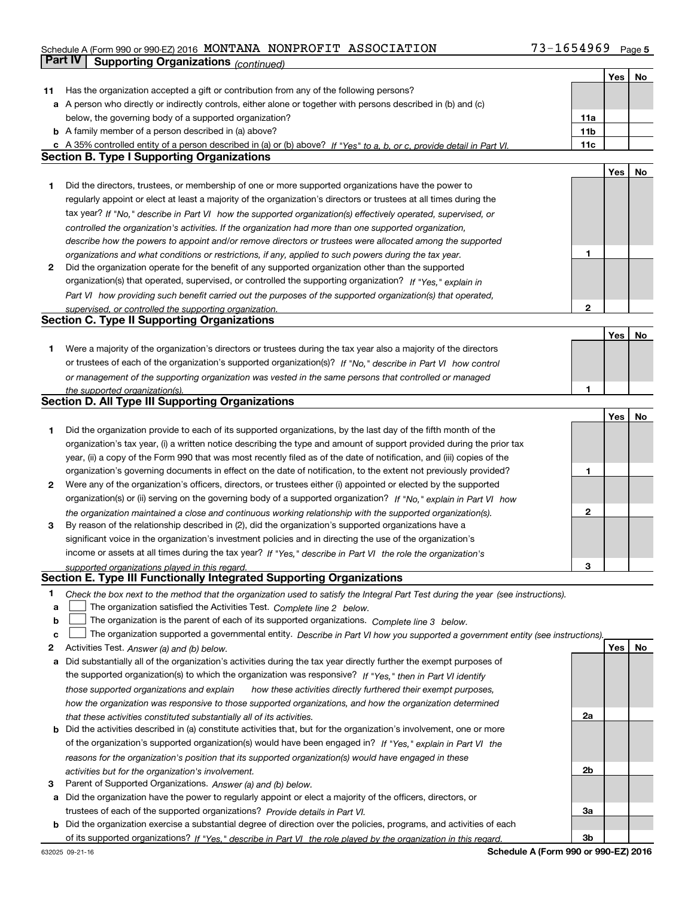Schedule A (Form 990 or 990-EZ) 2016 MONTANA NONPROFIT ASSOCIATION 73-1654969 Page 5

## Part IV Supporting Organizations *(continued)*

| | | | Yes | No |
|---|---|---|---|---|
| **11** | Has the organization accepted a gift or contribution from any of the following persons? | | | |
| **a** | A person who directly or indirectly controls, either alone or together with persons described in (b) and (c) below, the governing body of a supported organization? | 11a | | |
| **b** | A family member of a person described in (a) above? | 11b | | |
| **c** | A 35% controlled entity of a person described in (a) or (b) above? *If "Yes" to a, b, or c, provide detail in Part VI.* | 11c | | |

### Section B. Type I Supporting Organizations

| | | | Yes | No |
|---|---|---|---|---|
| **1** | Did the directors, trustees, or membership of one or more supported organizations have the power to regularly appoint or elect at least a majority of the organization's directors or trustees at all times during the tax year? *If "No," describe in Part VI how the supported organization(s) effectively operated, supervised, or controlled the organization's activities. If the organization had more than one supported organization, describe how the powers to appoint and/or remove directors or trustees were allocated among the supported organizations and what conditions or restrictions, if any, applied to such powers during the tax year.* | 1 | | |
| **2** | Did the organization operate for the benefit of any supported organization other than the supported organization(s) that operated, supervised, or controlled the supporting organization? *If "Yes," explain in Part VI how providing such benefit carried out the purposes of the supported organization(s) that operated, supervised, or controlled the supporting organization.* | 2 | | |

### Section C. Type II Supporting Organizations

| | | | Yes | No |
|---|---|---|---|---|
| **1** | Were a majority of the organization's directors or trustees during the tax year also a majority of the directors or trustees of each of the organization's supported organization(s)? *If "No," describe in Part VI how control or management of the supporting organization was vested in the same persons that controlled or managed the supported organization(s).* | 1 | | |

### Section D. All Type III Supporting Organizations

| | | | Yes | No |
|---|---|---|---|---|
| **1** | Did the organization provide to each of its supported organizations, by the last day of the fifth month of the organization's tax year, (i) a written notice describing the type and amount of support provided during the prior tax year, (ii) a copy of the Form 990 that was most recently filed as of the date of notification, and (iii) copies of the organization's governing documents in effect on the date of notification, to the extent not previously provided? | 1 | | |
| **2** | Were any of the organization's officers, directors, or trustees either (i) appointed or elected by the supported organization(s) or (ii) serving on the governing body of a supported organization? *If "No," explain in Part VI how the organization maintained a close and continuous working relationship with the supported organization(s).* | 2 | | |
| **3** | By reason of the relationship described in (2), did the organization's supported organizations have a significant voice in the organization's investment policies and in directing the use of the organization's income or assets at all times during the tax year? *If "Yes," describe in Part VI the role the organization's supported organizations played in this regard.* | 3 | | |

### Section E. Type III Functionally Integrated Supporting Organizations

**1** *Check the box next to the method that the organization used to satisfy the Integral Part Test during the year (see instructions).*

- **a** ☐ The organization satisfied the Activities Test. *Complete line 2 below.*
- **b** ☐ The organization is the parent of each of its supported organizations. *Complete line 3 below.*
- **c** ☐ The organization supported a governmental entity. *Describe in Part VI how you supported a government entity (see instructions).*

| | | | Yes | No |
|---|---|---|---|---|
| **2** | Activities Test. *Answer (a) and (b) below.* | | | |
| **a** | Did substantially all of the organization's activities during the tax year directly further the exempt purposes of the supported organization(s) to which the organization was responsive? *If "Yes," then in Part VI identify those supported organizations and explain how these activities directly furthered their exempt purposes, how the organization was responsive to those supported organizations, and how the organization determined that these activities constituted substantially all of its activities.* | 2a | | |
| **b** | Did the activities described in (a) constitute activities that, but for the organization's involvement, one or more of the organization's supported organization(s) would have been engaged in? *If "Yes," explain in Part VI the reasons for the organization's position that its supported organization(s) would have engaged in these activities but for the organization's involvement.* | 2b | | |
| **3** | Parent of Supported Organizations. *Answer (a) and (b) below.* | | | |
| **a** | Did the organization have the power to regularly appoint or elect a majority of the officers, directors, or trustees of each of the supported organizations? *Provide details in Part VI.* | 3a | | |
| **b** | Did the organization exercise a substantial degree of direction over the policies, programs, and activities of each of its supported organizations? *If "Yes," describe in Part VI the role played by the organization in this regard.* | 3b | | |

632025 09-21-16 **Schedule A (Form 990 or 990-EZ) 2016**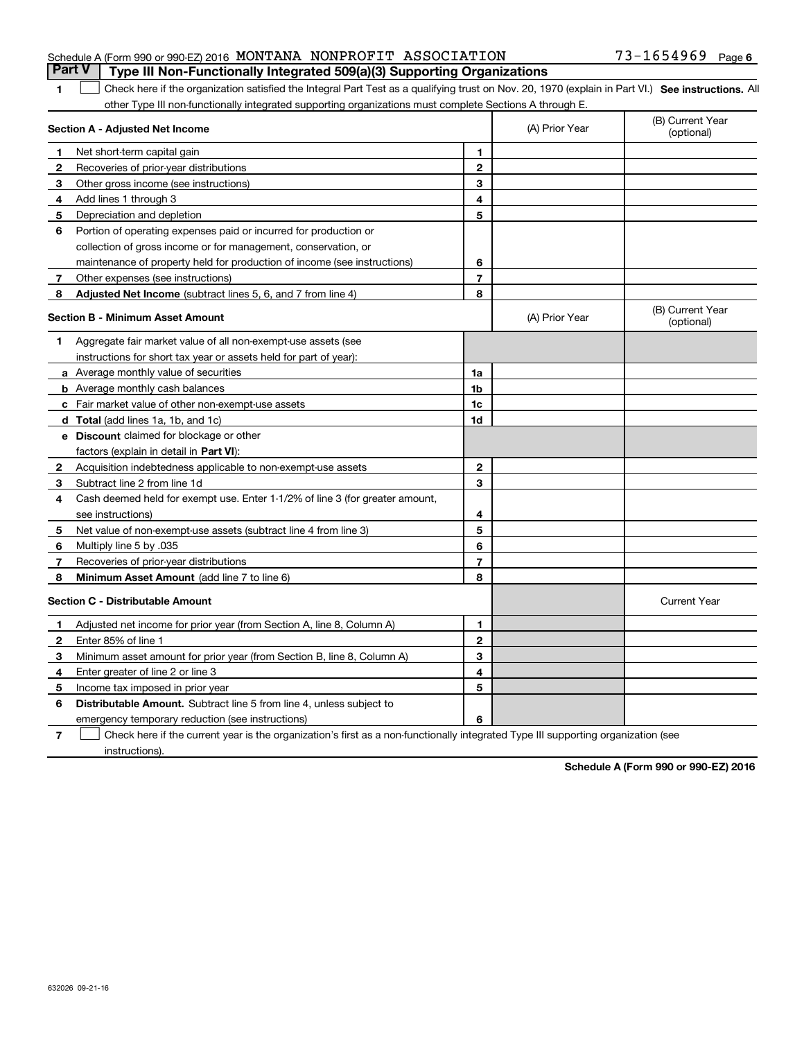Schedule A (Form 990 or 990-EZ) 2016 MONTANA NONPROFIT ASSOCIATION 73-1654969 Page 6

## Part V Type III Non-Functionally Integrated 509(a)(3) Supporting Organizations

1 ☐ Check here if the organization satisfied the Integral Part Test as a qualifying trust on Nov. 20, 1970 (explain in Part VI.) **See instructions.** All other Type III non-functionally integrated supporting organizations must complete Sections A through E.

| **Section A - Adjusted Net Income** | | | (A) Prior Year | (B) Current Year (optional) |
|---|---|---|---|---|
| 1 | Net short-term capital gain | 1 | | |
| 2 | Recoveries of prior-year distributions | 2 | | |
| 3 | Other gross income (see instructions) | 3 | | |
| 4 | Add lines 1 through 3 | 4 | | |
| 5 | Depreciation and depletion | 5 | | |
| 6 | Portion of operating expenses paid or incurred for production or collection of gross income or for management, conservation, or maintenance of property held for production of income (see instructions) | 6 | | |
| 7 | Other expenses (see instructions) | 7 | | |
| 8 | **Adjusted Net Income** (subtract lines 5, 6, and 7 from line 4) | 8 | | |

| **Section B - Minimum Asset Amount** | | | (A) Prior Year | (B) Current Year (optional) |
|---|---|---|---|---|
| 1 | Aggregate fair market value of all non-exempt-use assets (see instructions for short tax year or assets held for part of year): | | | |
| a | Average monthly value of securities | 1a | | |
| b | Average monthly cash balances | 1b | | |
| c | Fair market value of other non-exempt-use assets | 1c | | |
| d | **Total** (add lines 1a, 1b, and 1c) | 1d | | |
| e | **Discount** claimed for blockage or other factors (explain in detail in **Part VI**): | | | |
| 2 | Acquisition indebtedness applicable to non-exempt-use assets | 2 | | |
| 3 | Subtract line 2 from line 1d | 3 | | |
| 4 | Cash deemed held for exempt use. Enter 1-1/2% of line 3 (for greater amount, see instructions) | 4 | | |
| 5 | Net value of non-exempt-use assets (subtract line 4 from line 3) | 5 | | |
| 6 | Multiply line 5 by .035 | 6 | | |
| 7 | Recoveries of prior-year distributions | 7 | | |
| 8 | **Minimum Asset Amount** (add line 7 to line 6) | 8 | | |

| **Section C - Distributable Amount** | | | | Current Year |
|---|---|---|---|---|
| 1 | Adjusted net income for prior year (from Section A, line 8, Column A) | 1 | | |
| 2 | Enter 85% of line 1 | 2 | | |
| 3 | Minimum asset amount for prior year (from Section B, line 8, Column A) | 3 | | |
| 4 | Enter greater of line 2 or line 3 | 4 | | |
| 5 | Income tax imposed in prior year | 5 | | |
| 6 | **Distributable Amount.** Subtract line 5 from line 4, unless subject to emergency temporary reduction (see instructions) | 6 | | |

7 ☐ Check here if the current year is the organization's first as a non-functionally integrated Type III supporting organization (see instructions).

**Schedule A (Form 990 or 990-EZ) 2016**

632026 09-21-16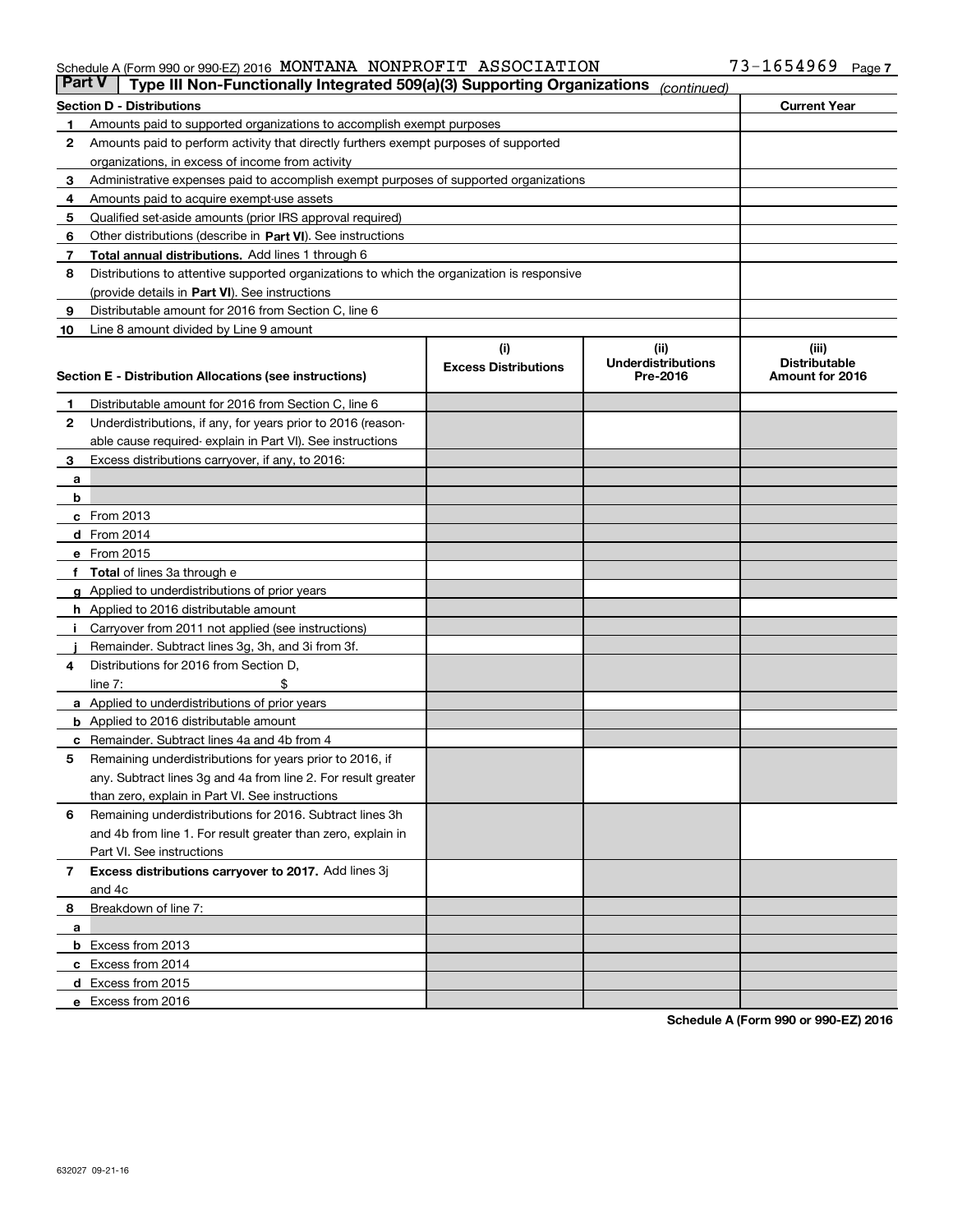Schedule A (Form 990 or 990-EZ) 2016 MONTANA NONPROFIT ASSOCIATION 73-1654969

## Part V Type III Non-Functionally Integrated 509(a)(3) Supporting Organizations *(continued)*

| Section D - Distributions | | Current Year |
|---|---|---|
| 1 | Amounts paid to supported organizations to accomplish exempt purposes | |
| 2 | Amounts paid to perform activity that directly furthers exempt purposes of supported organizations, in excess of income from activity | |
| 3 | Administrative expenses paid to accomplish exempt purposes of supported organizations | |
| 4 | Amounts paid to acquire exempt-use assets | |
| 5 | Qualified set-aside amounts (prior IRS approval required) | |
| 6 | Other distributions (describe in **Part VI**). See instructions | |
| 7 | **Total annual distributions.** Add lines 1 through 6 | |
| 8 | Distributions to attentive supported organizations to which the organization is responsive (provide details in **Part VI**). See instructions | |
| 9 | Distributable amount for 2016 from Section C, line 6 | |
| 10 | Line 8 amount divided by Line 9 amount | |

| Section E - Distribution Allocations (see instructions) | (i) Excess Distributions | (ii) Underdistributions Pre-2016 | (iii) Distributable Amount for 2016 |
|---|---|---|---|
| **1** Distributable amount for 2016 from Section C, line 6 | | | |
| **2** Underdistributions, if any, for years prior to 2016 (reasonable cause required- explain in Part VI). See instructions | | | |
| **3** Excess distributions carryover, if any, to 2016: | | | |
| **a** | | | |
| **b** | | | |
| **c** From 2013 | | | |
| **d** From 2014 | | | |
| **e** From 2015 | | | |
| **f** **Total** of lines 3a through e | | | |
| **g** Applied to underdistributions of prior years | | | |
| **h** Applied to 2016 distributable amount | | | |
| **i** Carryover from 2011 not applied (see instructions) | | | |
| **j** Remainder. Subtract lines 3g, 3h, and 3i from 3f. | | | |
| **4** Distributions for 2016 from Section D, line 7: $ | | | |
| **a** Applied to underdistributions of prior years | | | |
| **b** Applied to 2016 distributable amount | | | |
| **c** Remainder. Subtract lines 4a and 4b from 4 | | | |
| **5** Remaining underdistributions for years prior to 2016, if any. Subtract lines 3g and 4a from line 2. For result greater than zero, explain in Part VI. See instructions | | | |
| **6** Remaining underdistributions for 2016. Subtract lines 3h and 4b from line 1. For result greater than zero, explain in Part VI. See instructions | | | |
| **7** **Excess distributions carryover to 2017.** Add lines 3j and 4c | | | |
| **8** Breakdown of line 7: | | | |
| **a** | | | |
| **b** Excess from 2013 | | | |
| **c** Excess from 2014 | | | |
| **d** Excess from 2015 | | | |
| **e** Excess from 2016 | | | |

**Schedule A (Form 990 or 990-EZ) 2016**

632027 09-21-16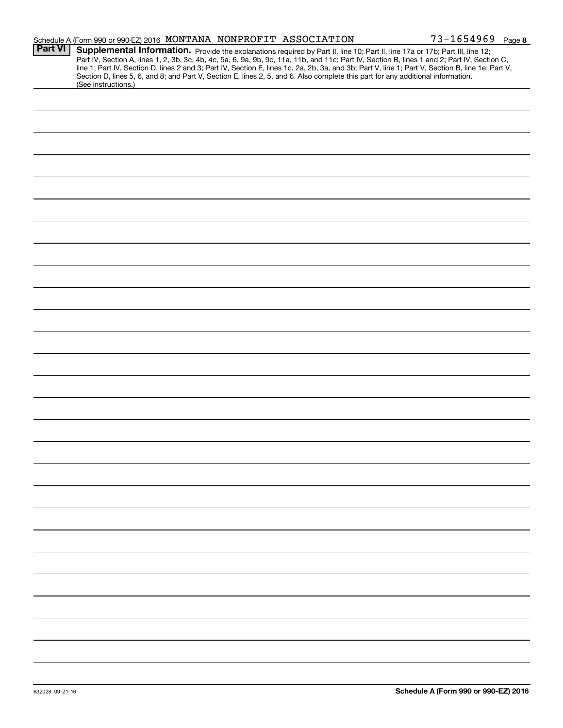Schedule A (Form 990 or 990-EZ) 2016 MONTANA NONPROFIT ASSOCIATION 73-1654969 Page 8

**Part VI** **Supplemental Information.** Provide the explanations required by Part II, line 10; Part II, line 17a or 17b; Part III, line 12; Part IV, Section A, lines 1, 2, 3b, 3c, 4b, 4c, 5a, 6, 9a, 9b, 9c, 11a, 11b, and 11c; Part IV, Section B, lines 1 and 2; Part IV, Section C, line 1; Part IV, Section D, lines 2 and 3; Part IV, Section E, lines 1c, 2a, 2b, 3a, and 3b; Part V, line 1; Part V, Section B, line 1e; Part V, Section D, lines 5, 6, and 8; and Part V, Section E, lines 2, 5, and 6. Also complete this part for any additional information. (See instructions.)

632028 09-21-16 **Schedule A (Form 990 or 990-EZ) 2016**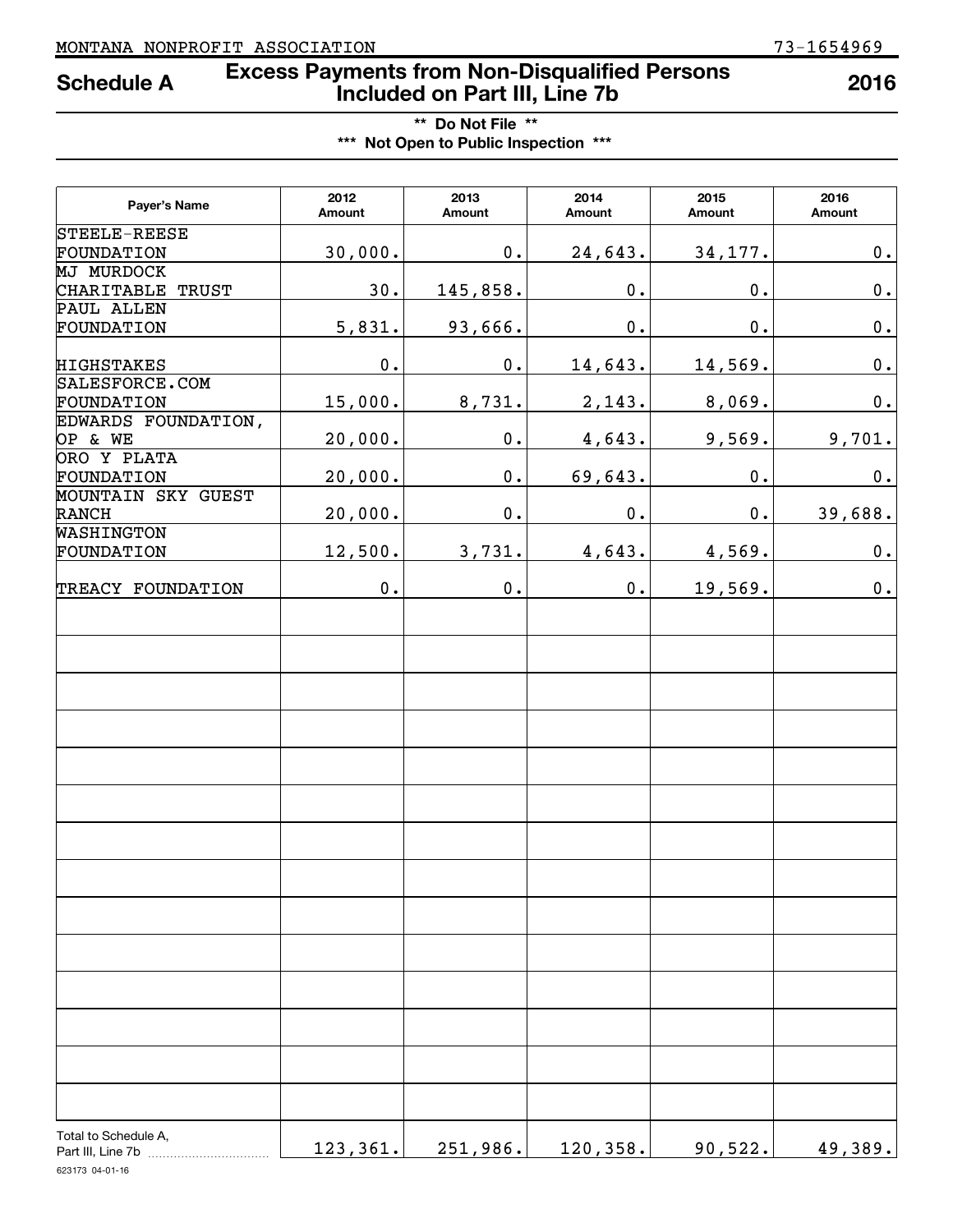MONTANA NONPROFIT ASSOCIATION 73-1654969

# Schedule A — Excess Payments from Non-Disqualified Persons Included on Part III, Line 7b — 2016

**\*\* Do Not File \*\***

**\*\*\* Not Open to Public Inspection \*\*\***

| Payer's Name | 2012 Amount | 2013 Amount | 2014 Amount | 2015 Amount | 2016 Amount |
|---|---|---|---|---|---|
| STEELE-REESE FOUNDATION | 30,000. | 0. | 24,643. | 34,177. | 0. |
| MJ MURDOCK CHARITABLE TRUST | 30. | 145,858. | 0. | 0. | 0. |
| PAUL ALLEN FOUNDATION | 5,831. | 93,666. | 0. | 0. | 0. |
| HIGHSTAKES | 0. | 0. | 14,643. | 14,569. | 0. |
| SALESFORCE.COM FOUNDATION | 15,000. | 8,731. | 2,143. | 8,069. | 0. |
| EDWARDS FOUNDATION, OP & WE | 20,000. | 0. | 4,643. | 9,569. | 9,701. |
| ORO Y PLATA FOUNDATION | 20,000. | 0. | 69,643. | 0. | 0. |
| MOUNTAIN SKY GUEST RANCH | 20,000. | 0. | 0. | 0. | 39,688. |
| WASHINGTON FOUNDATION | 12,500. | 3,731. | 4,643. | 4,569. | 0. |
| TREACY FOUNDATION | 0. | 0. | 0. | 19,569. | 0. |
| Total to Schedule A, Part III, Line 7b | 123,361. | 251,986. | 120,358. | 90,522. | 49,389. |

623173 04-01-16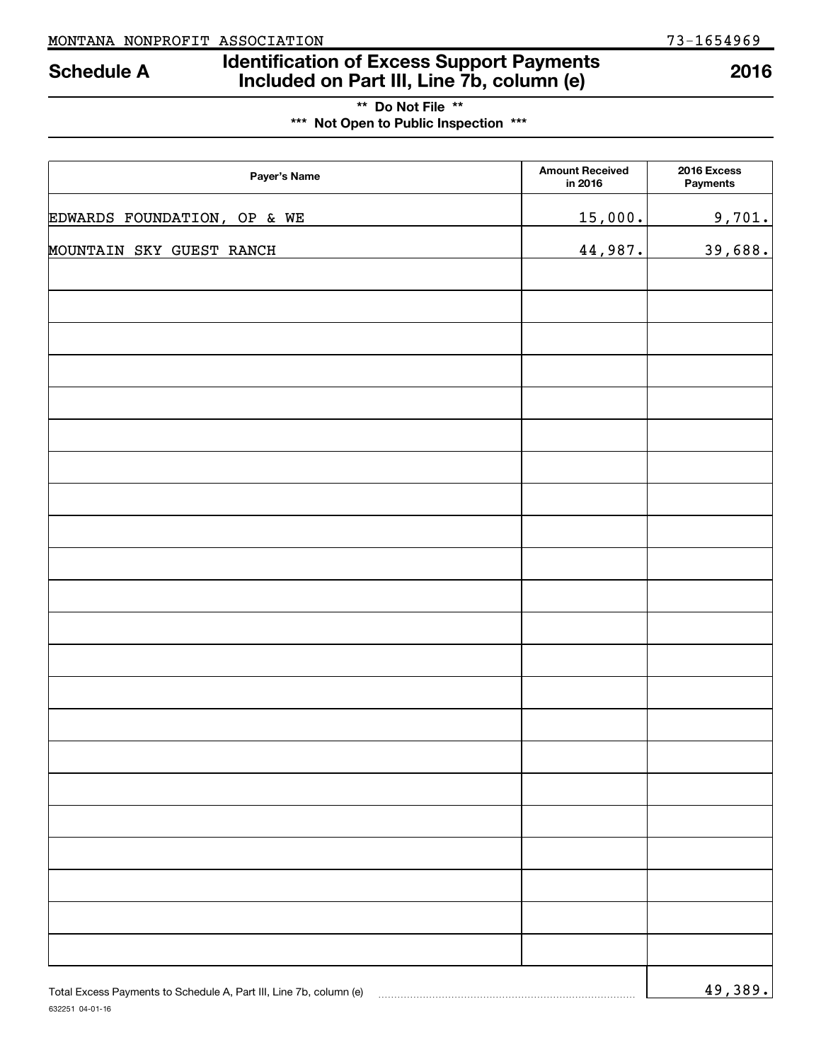MONTANA NONPROFIT ASSOCIATION 73-1654969

# Schedule A — Identification of Excess Support Payments Included on Part III, Line 7b, column (e) — 2016

**\*\* Do Not File \*\***

**\*\*\* Not Open to Public Inspection \*\*\***

| Payer's Name | Amount Received in 2016 | 2016 Excess Payments |
|---|---|---|
| EDWARDS FOUNDATION, OP & WE | 15,000. | 9,701. |
| MOUNTAIN SKY GUEST RANCH | 44,987. | 39,688. |
| | | |
| | | |
| | | |
| | | |
| | | |
| | | |
| | | |
| | | |
| | | |
| | | |
| | | |
| | | |
| | | |
| | | |
| | | |
| | | |
| | | |
| | | |
| | | |
| | | |
| | | |
| | | |

Total Excess Payments to Schedule A, Part III, Line 7b, column (e) ........ 49,389.

632251 04-01-16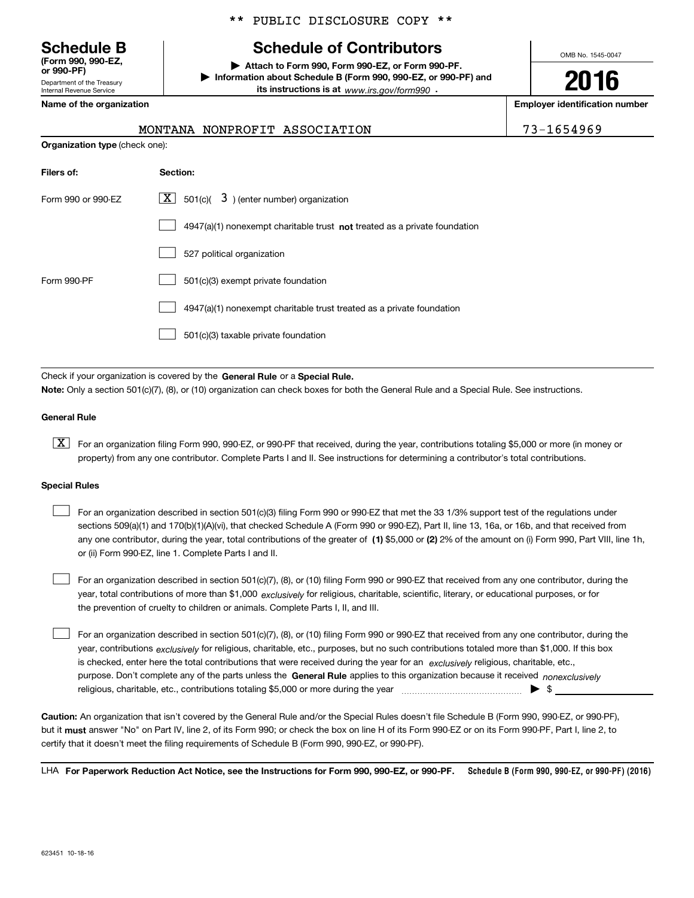** PUBLIC DISCLOSURE COPY **

# Schedule B

**(Form 990, 990-EZ, or 990-PF)**

Department of the Treasury
Internal Revenue Service

## Schedule of Contributors

▶ **Attach to Form 990, Form 990-EZ, or Form 990-PF.**

▶ **Information about Schedule B (Form 990, 990-EZ, or 990-PF) and its instructions is at** *www.irs.gov/form990* .

OMB No. 1545-0047

**2016**

**Name of the organization**: MONTANA NONPROFIT ASSOCIATION

**Employer identification number**: 73-1654969

**Organization type** (check one):

| Filers of: | Section: |
|---|---|
| Form 990 or 990-EZ | [X] 501(c)( 3 ) (enter number) organization |
| | [ ] 4947(a)(1) nonexempt charitable trust **not** treated as a private foundation |
| | [ ] 527 political organization |
| Form 990-PF | [ ] 501(c)(3) exempt private foundation |
| | [ ] 4947(a)(1) nonexempt charitable trust treated as a private foundation |
| | [ ] 501(c)(3) taxable private foundation |

Check if your organization is covered by the **General Rule** or a **Special Rule.**

**Note:** Only a section 501(c)(7), (8), or (10) organization can check boxes for both the General Rule and a Special Rule. See instructions.

**General Rule**

[X] For an organization filing Form 990, 990-EZ, or 990-PF that received, during the year, contributions totaling $5,000 or more (in money or property) from any one contributor. Complete Parts I and II. See instructions for determining a contributor's total contributions.

**Special Rules**

[ ] For an organization described in section 501(c)(3) filing Form 990 or 990-EZ that met the 33 1/3% support test of the regulations under sections 509(a)(1) and 170(b)(1)(A)(vi), that checked Schedule A (Form 990 or 990-EZ), Part II, line 13, 16a, or 16b, and that received from any one contributor, during the year, total contributions of the greater of **(1)** $5,000 or **(2)** 2% of the amount on (i) Form 990, Part VIII, line 1h, or (ii) Form 990-EZ, line 1. Complete Parts I and II.

[ ] For an organization described in section 501(c)(7), (8), or (10) filing Form 990 or 990-EZ that received from any one contributor, during the year, total contributions of more than $1,000 *exclusively* for religious, charitable, scientific, literary, or educational purposes, or for the prevention of cruelty to children or animals. Complete Parts I, II, and III.

[ ] For an organization described in section 501(c)(7), (8), or (10) filing Form 990 or 990-EZ that received from any one contributor, during the year, contributions *exclusively* for religious, charitable, etc., purposes, but no such contributions totaled more than $1,000. If this box is checked, enter here the total contributions that were received during the year for an *exclusively* religious, charitable, etc., purpose. Don't complete any of the parts unless the **General Rule** applies to this organization because it received *nonexclusively* religious, charitable, etc., contributions totaling $5,000 or more during the year ▶ $ ____________

**Caution:** An organization that isn't covered by the General Rule and/or the Special Rules doesn't file Schedule B (Form 990, 990-EZ, or 990-PF), but it **must** answer "No" on Part IV, line 2, of its Form 990; or check the box on line H of its Form 990-EZ or on its Form 990-PF, Part I, line 2, to certify that it doesn't meet the filing requirements of Schedule B (Form 990, 990-EZ, or 990-PF).

LHA **For Paperwork Reduction Act Notice, see the Instructions for Form 990, 990-EZ, or 990-PF.** **Schedule B (Form 990, 990-EZ, or 990-PF) (2016)**

623451 10-18-16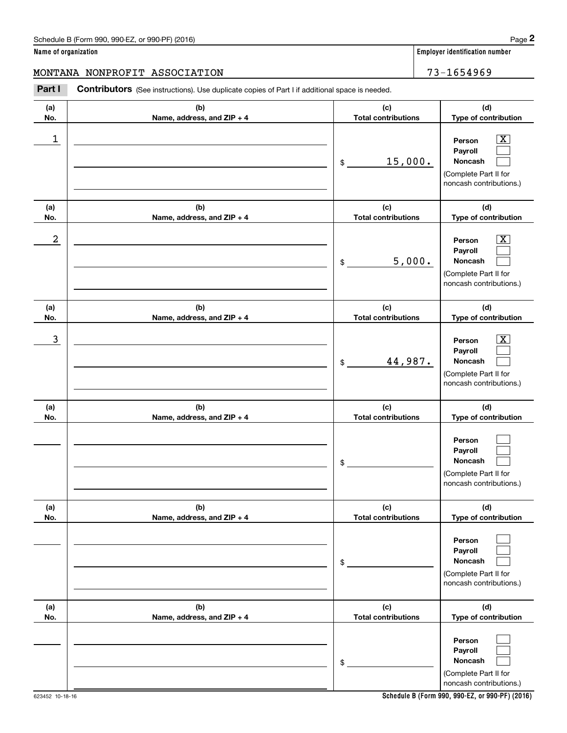Schedule B (Form 990, 990-EZ, or 990-PF) (2016)

**Name of organization**

MONTANA NONPROFIT ASSOCIATION

**Employer identification number**

73-1654969

**Part I** **Contributors** (See instructions). Use duplicate copies of Part I if additional space is needed.

| (a) No. | (b) Name, address, and ZIP + 4 | (c) Total contributions | (d) Type of contribution |
|---|---|---|---|
| 1 | | $ 15,000. | Person [X] Payroll [ ] Noncash [ ] (Complete Part II for noncash contributions.) |
| 2 | | $ 5,000. | Person [X] Payroll [ ] Noncash [ ] (Complete Part II for noncash contributions.) |
| 3 | | $ 44,987. | Person [X] Payroll [ ] Noncash [ ] (Complete Part II for noncash contributions.) |
| | | $ | Person [ ] Payroll [ ] Noncash [ ] (Complete Part II for noncash contributions.) |
| | | $ | Person [ ] Payroll [ ] Noncash [ ] (Complete Part II for noncash contributions.) |
| | | $ | Person [ ] Payroll [ ] Noncash [ ] (Complete Part II for noncash contributions.) |

623452 10-18-16

**Schedule B (Form 990, 990-EZ, or 990-PF) (2016)**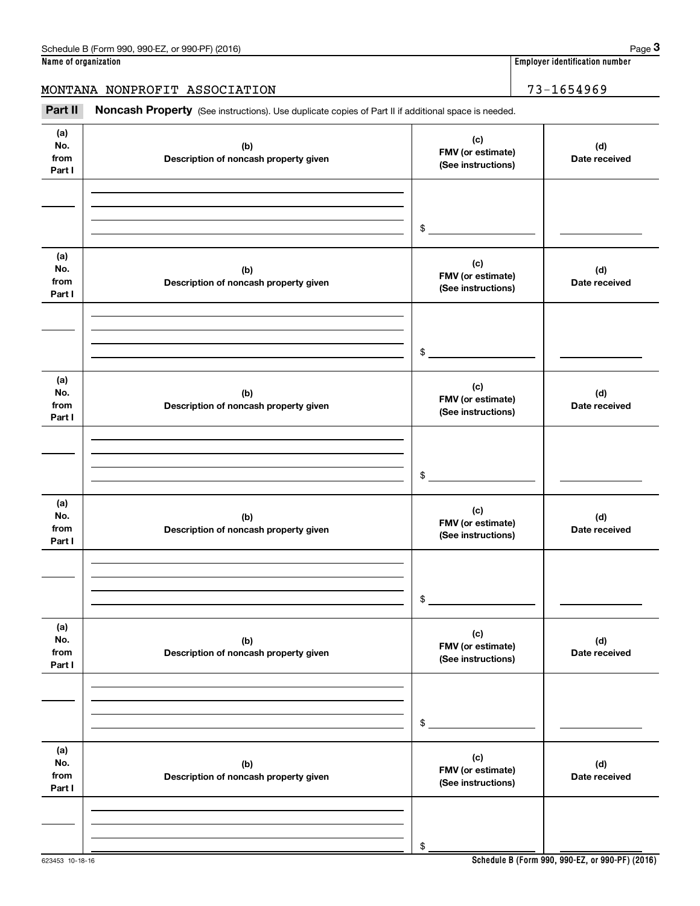**Name of organization**

MONTANA NONPROFIT ASSOCIATION

**Employer identification number**

73-1654969

**Part II** **Noncash Property** (See instructions). Use duplicate copies of Part II if additional space is needed.

| (a) No. from Part I | (b) Description of noncash property given | (c) FMV (or estimate) (See instructions) | (d) Date received |
|---|---|---|---|
| | | $ | |

| (a) No. from Part I | (b) Description of noncash property given | (c) FMV (or estimate) (See instructions) | (d) Date received |
|---|---|---|---|
| | | $ | |

| (a) No. from Part I | (b) Description of noncash property given | (c) FMV (or estimate) (See instructions) | (d) Date received |
|---|---|---|---|
| | | $ | |

| (a) No. from Part I | (b) Description of noncash property given | (c) FMV (or estimate) (See instructions) | (d) Date received |
|---|---|---|---|
| | | $ | |

| (a) No. from Part I | (b) Description of noncash property given | (c) FMV (or estimate) (See instructions) | (d) Date received |
|---|---|---|---|
| | | $ | |

| (a) No. from Part I | (b) Description of noncash property given | (c) FMV (or estimate) (See instructions) | (d) Date received |
|---|---|---|---|
| | | $ | |

623453 10-18-16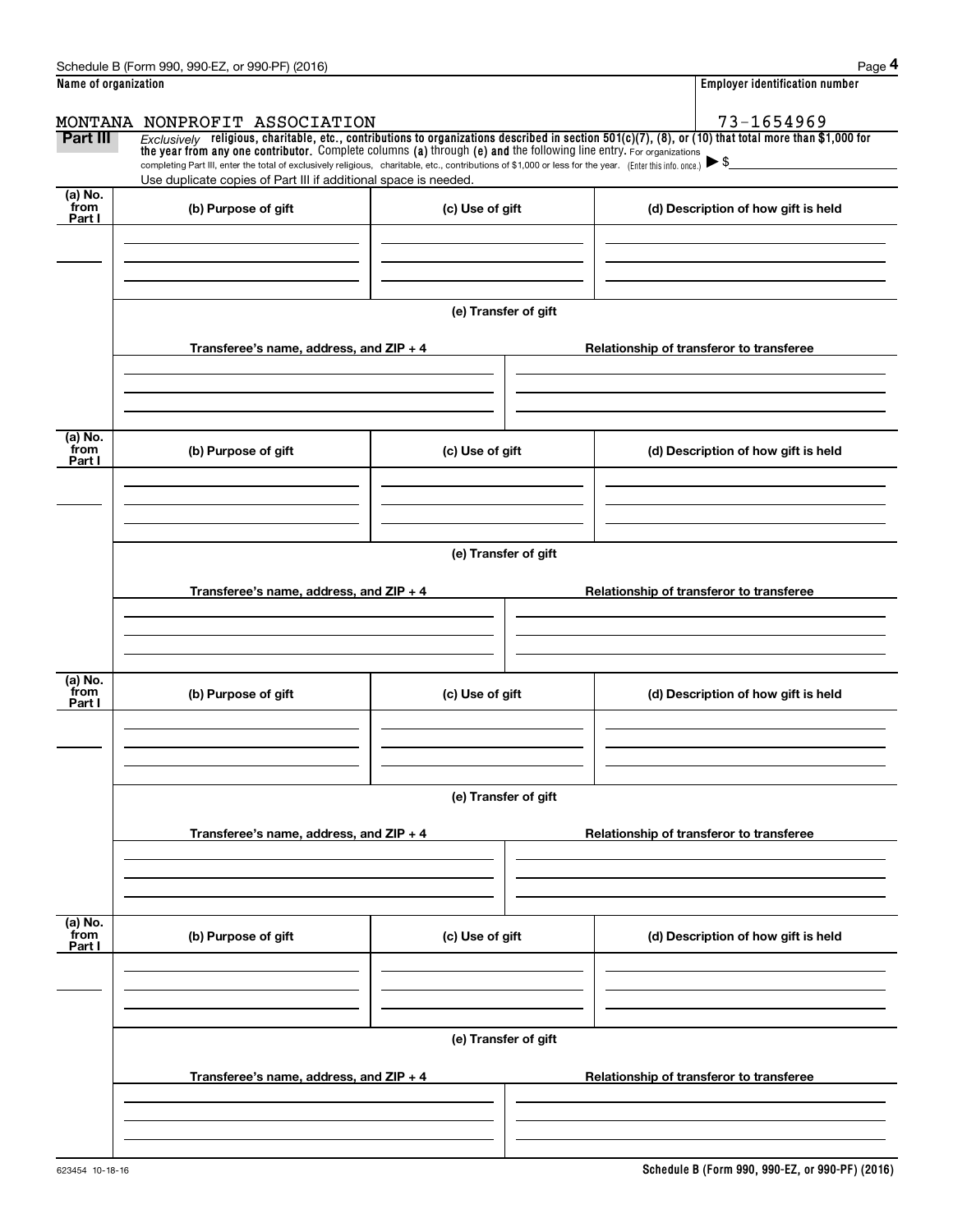**Name of organization**

MONTANA NONPROFIT ASSOCIATION

**Employer identification number**

73-1654969

**Part III** *Exclusively* **religious, charitable, etc., contributions to organizations described in section 501(c)(7), (8), or (10) that total more than $1,000 for the year from any one contributor.** Complete columns **(a)** through **(e) and** the following line entry. For organizations completing Part III, enter the total of exclusively religious, charitable, etc., contributions of $1,000 or less for the year. (Enter this info. once.) ▶ $

Use duplicate copies of Part III if additional space is needed.

| (a) No. from Part I | (b) Purpose of gift | (c) Use of gift | (d) Description of how gift is held |
|---|---|---|---|
| | | | |

**(e) Transfer of gift**

| Transferee's name, address, and ZIP + 4 | Relationship of transferor to transferee |
|---|---|
| | |

| (a) No. from Part I | (b) Purpose of gift | (c) Use of gift | (d) Description of how gift is held |
|---|---|---|---|
| | | | |

**(e) Transfer of gift**

| Transferee's name, address, and ZIP + 4 | Relationship of transferor to transferee |
|---|---|
| | |

| (a) No. from Part I | (b) Purpose of gift | (c) Use of gift | (d) Description of how gift is held |
|---|---|---|---|
| | | | |

**(e) Transfer of gift**

| Transferee's name, address, and ZIP + 4 | Relationship of transferor to transferee |
|---|---|
| | |

| (a) No. from Part I | (b) Purpose of gift | (c) Use of gift | (d) Description of how gift is held |
|---|---|---|---|
| | | | |

**(e) Transfer of gift**

| Transferee's name, address, and ZIP + 4 | Relationship of transferor to transferee |
|---|---|
| | |

623454 10-18-16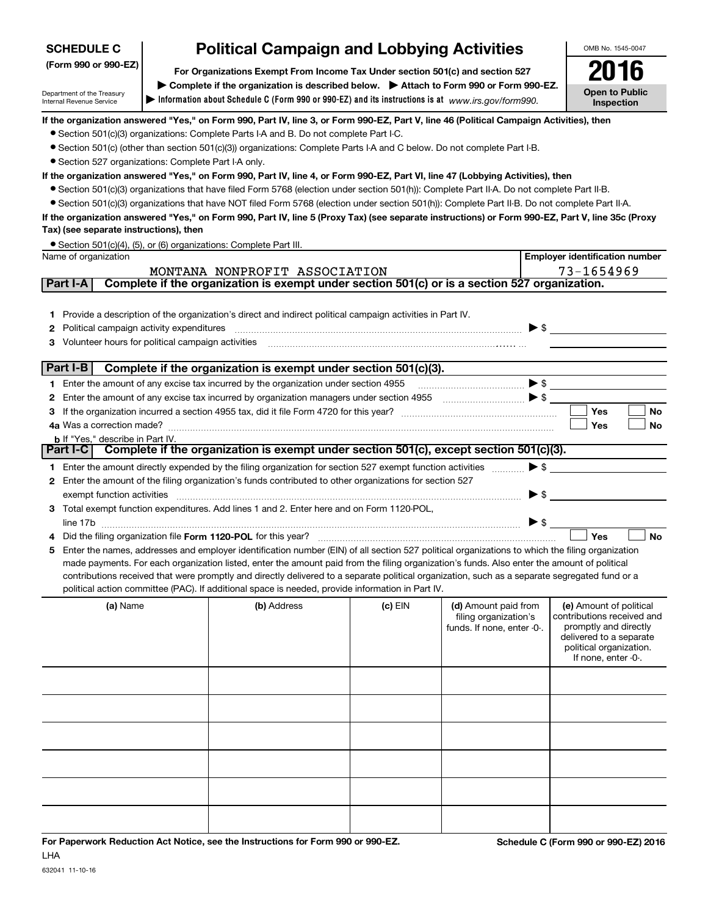**SCHEDULE C (Form 990 or 990-EZ)**

Department of the Treasury
Internal Revenue Service

# Political Campaign and Lobbying Activities

**For Organizations Exempt From Income Tax Under section 501(c) and section 527**

▶ Complete if the organization is described below. ▶ Attach to Form 990 or Form 990-EZ.

▶ Information about Schedule C (Form 990 or 990-EZ) and its instructions is at *www.irs.gov/form990.*

OMB No. 1545-0047

**2016**

**Open to Public Inspection**

**If the organization answered "Yes," on Form 990, Part IV, line 3, or Form 990-EZ, Part V, line 46 (Political Campaign Activities), then**

- Section 501(c)(3) organizations: Complete Parts I-A and B. Do not complete Part I-C.
- Section 501(c) (other than section 501(c)(3)) organizations: Complete Parts I-A and C below. Do not complete Part I-B.
- Section 527 organizations: Complete Part I-A only.

**If the organization answered "Yes," on Form 990, Part IV, line 4, or Form 990-EZ, Part VI, line 47 (Lobbying Activities), then**

- Section 501(c)(3) organizations that have filed Form 5768 (election under section 501(h)): Complete Part II-A. Do not complete Part II-B.
- Section 501(c)(3) organizations that have NOT filed Form 5768 (election under section 501(h)): Complete Part II-B. Do not complete Part II-A.

**If the organization answered "Yes," on Form 990, Part IV, line 5 (Proxy Tax) (see separate instructions) or Form 990-EZ, Part V, line 35c (Proxy Tax) (see separate instructions), then**

- Section 501(c)(4), (5), or (6) organizations: Complete Part III.

| Name of organization | Employer identification number |
|---|---|
| MONTANA NONPROFIT ASSOCIATION | 73-1654969 |

**Part I-A — Complete if the organization is exempt under section 501(c) or is a section 527 organization.**

1. Provide a description of the organization's direct and indirect political campaign activities in Part IV.
2. Political campaign activity expenditures ▶ $
3. Volunteer hours for political campaign activities

**Part I-B — Complete if the organization is exempt under section 501(c)(3).**

1. Enter the amount of any excise tax incurred by the organization under section 4955 ▶ $
2. Enter the amount of any excise tax incurred by organization managers under section 4955 ▶ $
3. If the organization incurred a section 4955 tax, did it file Form 4720 for this year? ☐ Yes ☐ No

4a. Was a correction made? ☐ Yes ☐ No

b. If "Yes," describe in Part IV.

**Part I-C — Complete if the organization is exempt under section 501(c), except section 501(c)(3).**

1. Enter the amount directly expended by the filing organization for section 527 exempt function activities ▶ $
2. Enter the amount of the filing organization's funds contributed to other organizations for section 527 exempt function activities ▶ $
3. Total exempt function expenditures. Add lines 1 and 2. Enter here and on Form 1120-POL, line 17b ▶ $
4. Did the filing organization file **Form 1120-POL** for this year? ☐ Yes ☐ No
5. Enter the names, addresses and employer identification number (EIN) of all section 527 political organizations to which the filing organization made payments. For each organization listed, enter the amount paid from the filing organization's funds. Also enter the amount of political contributions received that were promptly and directly delivered to a separate political organization, such as a separate segregated fund or a political action committee (PAC). If additional space is needed, provide information in Part IV.

| (a) Name | (b) Address | (c) EIN | (d) Amount paid from filing organization's funds. If none, enter -0-. | (e) Amount of political contributions received and promptly and directly delivered to a separate political organization. If none, enter -0-. |
|---|---|---|---|---|
| | | | | |
| | | | | |
| | | | | |
| | | | | |
| | | | | |
| | | | | |

**For Paperwork Reduction Act Notice, see the Instructions for Form 990 or 990-EZ.** **Schedule C (Form 990 or 990-EZ) 2016**

LHA

632041 11-10-16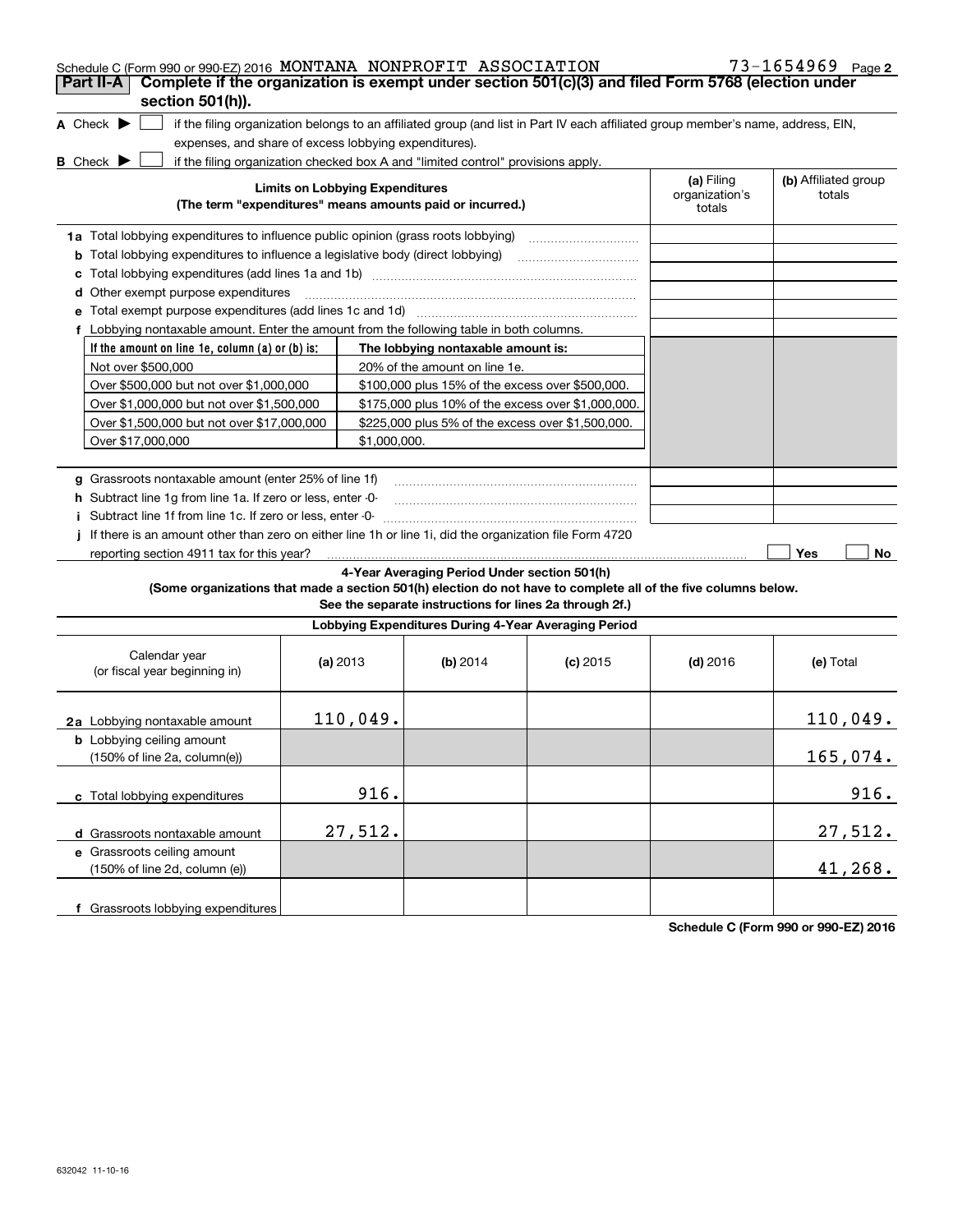Schedule C (Form 990 or 990-EZ) 2016 MONTANA NONPROFIT ASSOCIATION 73-1654969 Page 2

**Part II-A** **Complete if the organization is exempt under section 501(c)(3) and filed Form 5768 (election under section 501(h)).**

A Check ▶ ☐ if the filing organization belongs to an affiliated group (and list in Part IV each affiliated group member's name, address, EIN, expenses, and share of excess lobbying expenditures).

B Check ▶ ☐ if the filing organization checked box A and "limited control" provisions apply.

| Limits on Lobbying Expenditures (The term "expenditures" means amounts paid or incurred.) | (a) Filing organization's totals | (b) Affiliated group totals |
|---|---|---|
| 1a Total lobbying expenditures to influence public opinion (grass roots lobbying) | | |
| b Total lobbying expenditures to influence a legislative body (direct lobbying) | | |
| c Total lobbying expenditures (add lines 1a and 1b) | | |
| d Other exempt purpose expenditures | | |
| e Total exempt purpose expenditures (add lines 1c and 1d) | | |
| f Lobbying nontaxable amount. Enter the amount from the following table in both columns. | | |

| If the amount on line 1e, column (a) or (b) is: | The lobbying nontaxable amount is: |
|---|---|
| Not over $500,000 | 20% of the amount on line 1e. |
| Over $500,000 but not over $1,000,000 | $100,000 plus 15% of the excess over $500,000. |
| Over $1,000,000 but not over $1,500,000 | $175,000 plus 10% of the excess over $1,000,000. |
| Over $1,500,000 but not over $17,000,000 | $225,000 plus 5% of the excess over $1,500,000. |
| Over $17,000,000 | $1,000,000. |

| | (a) Filing organization's totals | (b) Affiliated group totals |
|---|---|---|
| g Grassroots nontaxable amount (enter 25% of line 1f) | | |
| h Subtract line 1g from line 1a. If zero or less, enter -0- | | |
| i Subtract line 1f from line 1c. If zero or less, enter -0- | | |

j If there is an amount other than zero on either line 1h or line 1i, did the organization file Form 4720 reporting section 4911 tax for this year? ☐ Yes ☐ No

**4-Year Averaging Period Under section 501(h)**
**(Some organizations that made a section 501(h) election do not have to complete all of the five columns below. See the separate instructions for lines 2a through 2f.)**

| Lobbying Expenditures During 4-Year Averaging Period | | | | | |
|---|---|---|---|---|---|
| Calendar year (or fiscal year beginning in) | (a) 2013 | (b) 2014 | (c) 2015 | (d) 2016 | (e) Total |
| 2a Lobbying nontaxable amount | 110,049. | | | | 110,049. |
| b Lobbying ceiling amount (150% of line 2a, column(e)) | | | | | 165,074. |
| c Total lobbying expenditures | 916. | | | | 916. |
| d Grassroots nontaxable amount | 27,512. | | | | 27,512. |
| e Grassroots ceiling amount (150% of line 2d, column (e)) | | | | | 41,268. |
| f Grassroots lobbying expenditures | | | | | |

Schedule C (Form 990 or 990-EZ) 2016

632042 11-10-16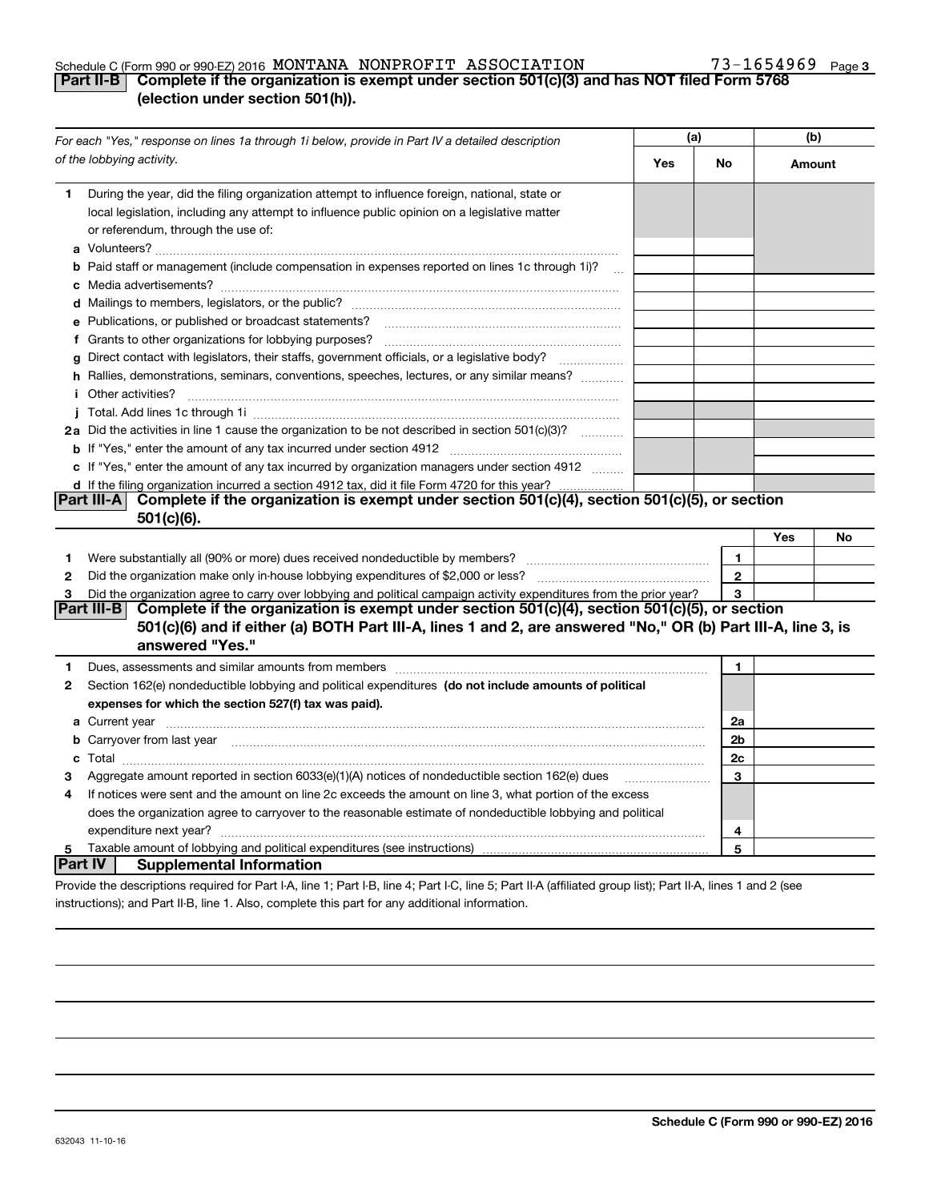Schedule C (Form 990 or 990-EZ) 2016 MONTANA NONPROFIT ASSOCIATION 73-1654969 Page 3

## Part II-B Complete if the organization is exempt under section 501(c)(3) and has NOT filed Form 5768 (election under section 501(h)).

| *For each "Yes," response on lines 1a through 1i below, provide in Part IV a detailed description of the lobbying activity.* | (a) Yes | (a) No | (b) Amount |
|---|---|---|---|
| **1** During the year, did the filing organization attempt to influence foreign, national, state or local legislation, including any attempt to influence public opinion on a legislative matter or referendum, through the use of: | | | |
| **a** Volunteers? | | | |
| **b** Paid staff or management (include compensation in expenses reported on lines 1c through 1i)? | | | |
| **c** Media advertisements? | | | |
| **d** Mailings to members, legislators, or the public? | | | |
| **e** Publications, or published or broadcast statements? | | | |
| **f** Grants to other organizations for lobbying purposes? | | | |
| **g** Direct contact with legislators, their staffs, government officials, or a legislative body? | | | |
| **h** Rallies, demonstrations, seminars, conventions, speeches, lectures, or any similar means? | | | |
| **i** Other activities? | | | |
| **j** Total. Add lines 1c through 1i | | | |
| **2a** Did the activities in line 1 cause the organization to be not described in section 501(c)(3)? | | | |
| **b** If "Yes," enter the amount of any tax incurred under section 4912 | | | |
| **c** If "Yes," enter the amount of any tax incurred by organization managers under section 4912 | | | |
| **d** If the filing organization incurred a section 4912 tax, did it file Form 4720 for this year? | | | |

## Part III-A Complete if the organization is exempt under section 501(c)(4), section 501(c)(5), or section 501(c)(6).

| | | | Yes | No |
|---|---|---|---|---|
| **1** | Were substantially all (90% or more) dues received nondeductible by members? | **1** | | |
| **2** | Did the organization make only in-house lobbying expenditures of $2,000 or less? | **2** | | |
| **3** | Did the organization agree to carry over lobbying and political campaign activity expenditures from the prior year? | **3** | | |

## Part III-B Complete if the organization is exempt under section 501(c)(4), section 501(c)(5), or section 501(c)(6) and if either (a) BOTH Part III-A, lines 1 and 2, are answered "No," OR (b) Part III-A, line 3, is answered "Yes."

| | | | |
|---|---|---|---|
| **1** | Dues, assessments and similar amounts from members | **1** | |
| **2** | Section 162(e) nondeductible lobbying and political expenditures **(do not include amounts of political expenses for which the section 527(f) tax was paid).** | | |
| **a** | Current year | **2a** | |
| **b** | Carryover from last year | **2b** | |
| **c** | Total | **2c** | |
| **3** | Aggregate amount reported in section 6033(e)(1)(A) notices of nondeductible section 162(e) dues | **3** | |
| **4** | If notices were sent and the amount on line 2c exceeds the amount on line 3, what portion of the excess does the organization agree to carryover to the reasonable estimate of nondeductible lobbying and political expenditure next year? | **4** | |
| **5** | Taxable amount of lobbying and political expenditures (see instructions) | **5** | |

## Part IV Supplemental Information

Provide the descriptions required for Part I-A, line 1; Part I-B, line 4; Part I-C, line 5; Part II-A (affiliated group list); Part II-A, lines 1 and 2 (see instructions); and Part II-B, line 1. Also, complete this part for any additional information.

632043 11-10-16

**Schedule C (Form 990 or 990-EZ) 2016**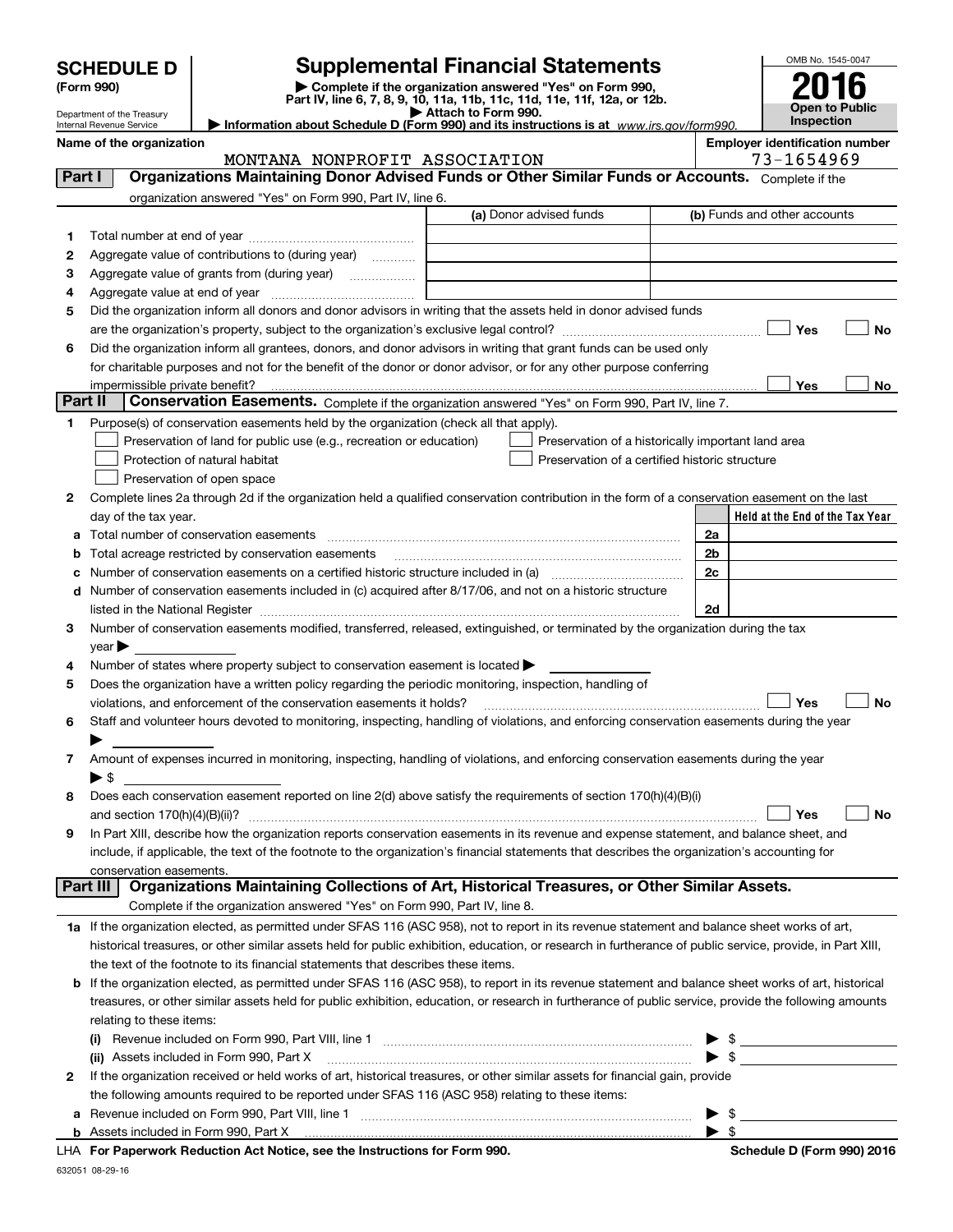# SCHEDULE D (Form 990)

Department of the Treasury
Internal Revenue Service

## Supplemental Financial Statements

▶ Complete if the organization answered "Yes" on Form 990, Part IV, line 6, 7, 8, 9, 10, 11a, 11b, 11c, 11d, 11e, 11f, 12a, or 12b.
▶ Attach to Form 990.
▶ Information about Schedule D (Form 990) and its instructions is at *www.irs.gov/form990.*

OMB No. 1545-0047
**2016**
**Open to Public Inspection**

**Name of the organization**
MONTANA NONPROFIT ASSOCIATION

**Employer identification number**
73-1654969

### Part I Organizations Maintaining Donor Advised Funds or Other Similar Funds or Accounts. Complete if the organization answered "Yes" on Form 990, Part IV, line 6.

| | | (a) Donor advised funds | (b) Funds and other accounts |
|---|---|---|---|
| 1 | Total number at end of year | | |
| 2 | Aggregate value of contributions to (during year) | | |
| 3 | Aggregate value of grants from (during year) | | |
| 4 | Aggregate value at end of year | | |

5 Did the organization inform all donors and donor advisors in writing that the assets held in donor advised funds are the organization's property, subject to the organization's exclusive legal control? ☐ Yes ☐ No

6 Did the organization inform all grantees, donors, and donor advisors in writing that grant funds can be used only for charitable purposes and not for the benefit of the donor or donor advisor, or for any other purpose conferring impermissible private benefit? ☐ Yes ☐ No

### Part II Conservation Easements. Complete if the organization answered "Yes" on Form 990, Part IV, line 7.

1 Purpose(s) of conservation easements held by the organization (check all that apply).
- ☐ Preservation of land for public use (e.g., recreation or education)
- ☐ Protection of natural habitat
- ☐ Preservation of open space
- ☐ Preservation of a historically important land area
- ☐ Preservation of a certified historic structure

2 Complete lines 2a through 2d if the organization held a qualified conservation contribution in the form of a conservation easement on the last day of the tax year.

| | | | Held at the End of the Tax Year |
|---|---|---|---|
| a | Total number of conservation easements | 2a | |
| b | Total acreage restricted by conservation easements | 2b | |
| c | Number of conservation easements on a certified historic structure included in (a) | 2c | |
| d | Number of conservation easements included in (c) acquired after 8/17/06, and not on a historic structure listed in the National Register | 2d | |

3 Number of conservation easements modified, transferred, released, extinguished, or terminated by the organization during the tax year ▶

4 Number of states where property subject to conservation easement is located ▶

5 Does the organization have a written policy regarding the periodic monitoring, inspection, handling of violations, and enforcement of the conservation easements it holds? ☐ Yes ☐ No

6 Staff and volunteer hours devoted to monitoring, inspecting, handling of violations, and enforcing conservation easements during the year ▶

7 Amount of expenses incurred in monitoring, inspecting, handling of violations, and enforcing conservation easements during the year ▶ $

8 Does each conservation easement reported on line 2(d) above satisfy the requirements of section 170(h)(4)(B)(i) and section 170(h)(4)(B)(ii)? ☐ Yes ☐ No

9 In Part XIII, describe how the organization reports conservation easements in its revenue and expense statement, and balance sheet, and include, if applicable, the text of the footnote to the organization's financial statements that describes the organization's accounting for conservation easements.

### Part III Organizations Maintaining Collections of Art, Historical Treasures, or Other Similar Assets. Complete if the organization answered "Yes" on Form 990, Part IV, line 8.

1a If the organization elected, as permitted under SFAS 116 (ASC 958), not to report in its revenue statement and balance sheet works of art, historical treasures, or other similar assets held for public exhibition, education, or research in furtherance of public service, provide, in Part XIII, the text of the footnote to its financial statements that describes these items.

b If the organization elected, as permitted under SFAS 116 (ASC 958), to report in its revenue statement and balance sheet works of art, historical treasures, or other similar assets held for public exhibition, education, or research in furtherance of public service, provide the following amounts relating to these items:

(i) Revenue included on Form 990, Part VIII, line 1 ▶ $

(ii) Assets included in Form 990, Part X ▶ $

2 If the organization received or held works of art, historical treasures, or other similar assets for financial gain, provide the following amounts required to be reported under SFAS 116 (ASC 958) relating to these items:

a Revenue included on Form 990, Part VIII, line 1 ▶ $

b Assets included in Form 990, Part X ▶ $

LHA **For Paperwork Reduction Act Notice, see the Instructions for Form 990.** **Schedule D (Form 990) 2016**

632051 08-29-16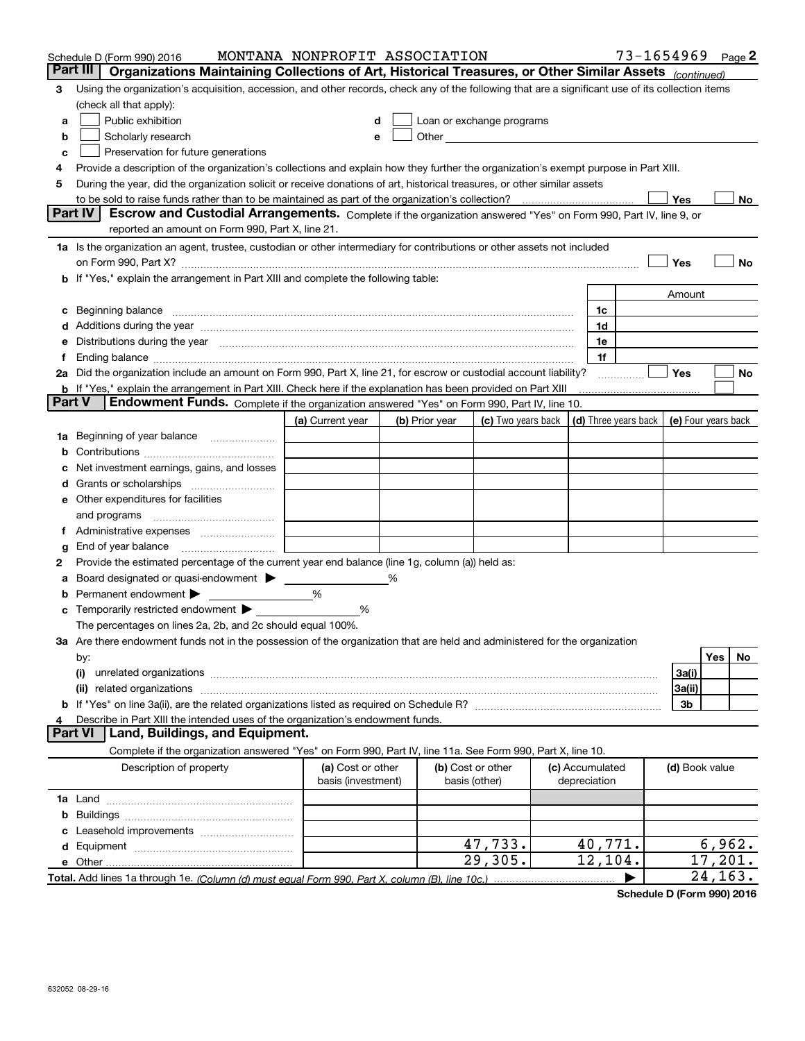Schedule D (Form 990) 2016 MONTANA NONPROFIT ASSOCIATION 73-1654969 Page 2

## Part III Organizations Maintaining Collections of Art, Historical Treasures, or Other Similar Assets *(continued)*

3 Using the organization's acquisition, accession, and other records, check any of the following that are a significant use of its collection items (check all that apply):

- a ☐ Public exhibition
- b ☐ Scholarly research
- c ☐ Preservation for future generations
- d ☐ Loan or exchange programs
- e ☐ Other

4 Provide a description of the organization's collections and explain how they further the organization's exempt purpose in Part XIII.

5 During the year, did the organization solicit or receive donations of art, historical treasures, or other similar assets to be sold to raise funds rather than to be maintained as part of the organization's collection? ☐ Yes ☐ No

## Part IV Escrow and Custodial Arrangements.

Complete if the organization answered "Yes" on Form 990, Part IV, line 9, or reported an amount on Form 990, Part X, line 21.

1a Is the organization an agent, trustee, custodian or other intermediary for contributions or other assets not included on Form 990, Part X? ☐ Yes ☐ No

b If "Yes," explain the arrangement in Part XIII and complete the following table:

| | | Amount |
|---|---|---|
| c Beginning balance | 1c | |
| d Additions during the year | 1d | |
| e Distributions during the year | 1e | |
| f Ending balance | 1f | |

2a Did the organization include an amount on Form 990, Part X, line 21, for escrow or custodial account liability? ☐ Yes ☐ No

b If "Yes," explain the arrangement in Part XIII. Check here if the explanation has been provided on Part XIII ☐

## Part V Endowment Funds.

Complete if the organization answered "Yes" on Form 990, Part IV, line 10.

| | (a) Current year | (b) Prior year | (c) Two years back | (d) Three years back | (e) Four years back |
|---|---|---|---|---|---|
| 1a Beginning of year balance | | | | | |
| b Contributions | | | | | |
| c Net investment earnings, gains, and losses | | | | | |
| d Grants or scholarships | | | | | |
| e Other expenditures for facilities and programs | | | | | |
| f Administrative expenses | | | | | |
| g End of year balance | | | | | |

2 Provide the estimated percentage of the current year end balance (line 1g, column (a)) held as:

- a Board designated or quasi-endowment ▶ ______ %
- b Permanent endowment ▶ ______ %
- c Temporarily restricted endowment ▶ ______ %

The percentages on lines 2a, 2b, and 2c should equal 100%.

3a Are there endowment funds not in the possession of the organization that are held and administered for the organization by:

| | | Yes | No |
|---|---|---|---|
| (i) unrelated organizations | 3a(i) | | |
| (ii) related organizations | 3a(ii) | | |
| b If "Yes" on line 3a(ii), are the related organizations listed as required on Schedule R? | 3b | | |

4 Describe in Part XIII the intended uses of the organization's endowment funds.

## Part VI Land, Buildings, and Equipment.

Complete if the organization answered "Yes" on Form 990, Part IV, line 11a. See Form 990, Part X, line 10.

| Description of property | (a) Cost or other basis (investment) | (b) Cost or other basis (other) | (c) Accumulated depreciation | (d) Book value |
|---|---|---|---|---|
| 1a Land | | | | |
| b Buildings | | | | |
| c Leasehold improvements | | | | |
| d Equipment | | 47,733. | 40,771. | 6,962. |
| e Other | | 29,305. | 12,104. | 17,201. |
| **Total.** Add lines 1a through 1e. *(Column (d) must equal Form 990, Part X, column (B), line 10c.)* | | | ▶ | 24,163. |

**Schedule D (Form 990) 2016**

632052 08-29-16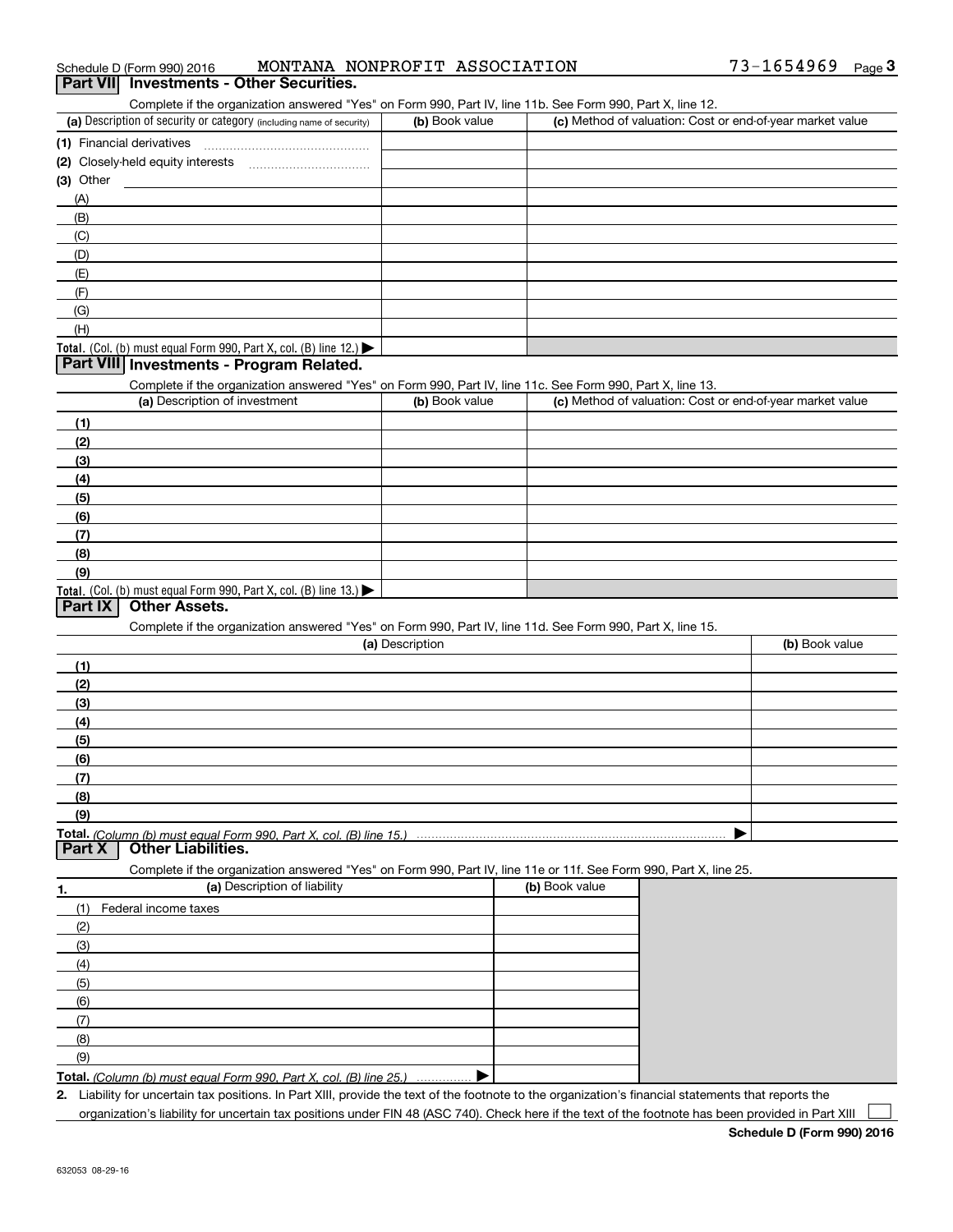Schedule D (Form 990) 2016 MONTANA NONPROFIT ASSOCIATION 73-1654969

## Part VII Investments - Other Securities.

Complete if the organization answered "Yes" on Form 990, Part IV, line 11b. See Form 990, Part X, line 12.

| (a) Description of security or category (including name of security) | (b) Book value | (c) Method of valuation: Cost or end-of-year market value |
|---|---|---|
| (1) Financial derivatives | | |
| (2) Closely-held equity interests | | |
| (3) Other | | |
| (A) | | |
| (B) | | |
| (C) | | |
| (D) | | |
| (E) | | |
| (F) | | |
| (G) | | |
| (H) | | |
| **Total.** (Col. (b) must equal Form 990, Part X, col. (B) line 12.) ▶ | | |

## Part VIII Investments - Program Related.

Complete if the organization answered "Yes" on Form 990, Part IV, line 11c. See Form 990, Part X, line 13.

| (a) Description of investment | (b) Book value | (c) Method of valuation: Cost or end-of-year market value |
|---|---|---|
| (1) | | |
| (2) | | |
| (3) | | |
| (4) | | |
| (5) | | |
| (6) | | |
| (7) | | |
| (8) | | |
| (9) | | |
| **Total.** (Col. (b) must equal Form 990, Part X, col. (B) line 13.) ▶ | | |

## Part IX Other Assets.

Complete if the organization answered "Yes" on Form 990, Part IV, line 11d. See Form 990, Part X, line 15.

| (a) Description | (b) Book value |
|---|---|
| (1) | |
| (2) | |
| (3) | |
| (4) | |
| (5) | |
| (6) | |
| (7) | |
| (8) | |
| (9) | |
| **Total.** *(Column (b) must equal Form 990, Part X, col. (B) line 15.)* ▶ | |

## Part X Other Liabilities.

Complete if the organization answered "Yes" on Form 990, Part IV, line 11e or 11f. See Form 990, Part X, line 25.

| 1. (a) Description of liability | (b) Book value |
|---|---|
| (1) Federal income taxes | |
| (2) | |
| (3) | |
| (4) | |
| (5) | |
| (6) | |
| (7) | |
| (8) | |
| (9) | |
| **Total.** *(Column (b) must equal Form 990, Part X, col. (B) line 25.)* ▶ | |

2. Liability for uncertain tax positions. In Part XIII, provide the text of the footnote to the organization's financial statements that reports the organization's liability for uncertain tax positions under FIN 48 (ASC 740). Check here if the text of the footnote has been provided in Part XIII ☐

**Schedule D (Form 990) 2016**

632053 08-29-16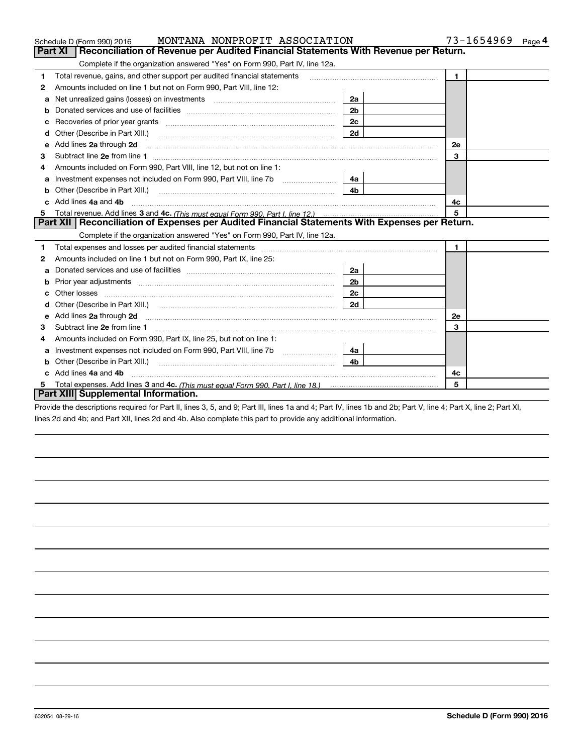Schedule D (Form 990) 2016 MONTANA NONPROFIT ASSOCIATION 73-1654969 Page 4

## Part XI Reconciliation of Revenue per Audited Financial Statements With Revenue per Return.

Complete if the organization answered "Yes" on Form 990, Part IV, line 12a.

| | | | | | |
|---|---|---|---|---|---|
| 1 | Total revenue, gains, and other support per audited financial statements | | | 1 | |
| 2 | Amounts included on line 1 but not on Form 990, Part VIII, line 12: | | | | |
| a | Net unrealized gains (losses) on investments | 2a | | | |
| b | Donated services and use of facilities | 2b | | | |
| c | Recoveries of prior year grants | 2c | | | |
| d | Other (Describe in Part XIII.) | 2d | | | |
| e | Add lines **2a** through **2d** | | | 2e | |
| 3 | Subtract line **2e** from line **1** | | | 3 | |
| 4 | Amounts included on Form 990, Part VIII, line 12, but not on line 1: | | | | |
| a | Investment expenses not included on Form 990, Part VIII, line 7b | 4a | | | |
| b | Other (Describe in Part XIII.) | 4b | | | |
| c | Add lines **4a** and **4b** | | | 4c | |
| 5 | Total revenue. Add lines **3** and **4c.** *(This must equal Form 990, Part I, line 12.)* | | | 5 | |

## Part XII Reconciliation of Expenses per Audited Financial Statements With Expenses per Return.

Complete if the organization answered "Yes" on Form 990, Part IV, line 12a.

| | | | | | |
|---|---|---|---|---|---|
| 1 | Total expenses and losses per audited financial statements | | | 1 | |
| 2 | Amounts included on line 1 but not on Form 990, Part IX, line 25: | | | | |
| a | Donated services and use of facilities | 2a | | | |
| b | Prior year adjustments | 2b | | | |
| c | Other losses | 2c | | | |
| d | Other (Describe in Part XIII.) | 2d | | | |
| e | Add lines **2a** through **2d** | | | 2e | |
| 3 | Subtract line **2e** from line **1** | | | 3 | |
| 4 | Amounts included on Form 990, Part IX, line 25, but not on line 1: | | | | |
| a | Investment expenses not included on Form 990, Part VIII, line 7b | 4a | | | |
| b | Other (Describe in Part XIII.) | 4b | | | |
| c | Add lines **4a** and **4b** | | | 4c | |
| 5 | Total expenses. Add lines **3** and **4c.** *(This must equal Form 990, Part I, line 18.)* | | | 5 | |

## Part XIII Supplemental Information.

Provide the descriptions required for Part II, lines 3, 5, and 9; Part III, lines 1a and 4; Part IV, lines 1b and 2b; Part V, line 4; Part X, line 2; Part XI, lines 2d and 4b; and Part XII, lines 2d and 4b. Also complete this part to provide any additional information.

632054 08-29-16 **Schedule D (Form 990) 2016**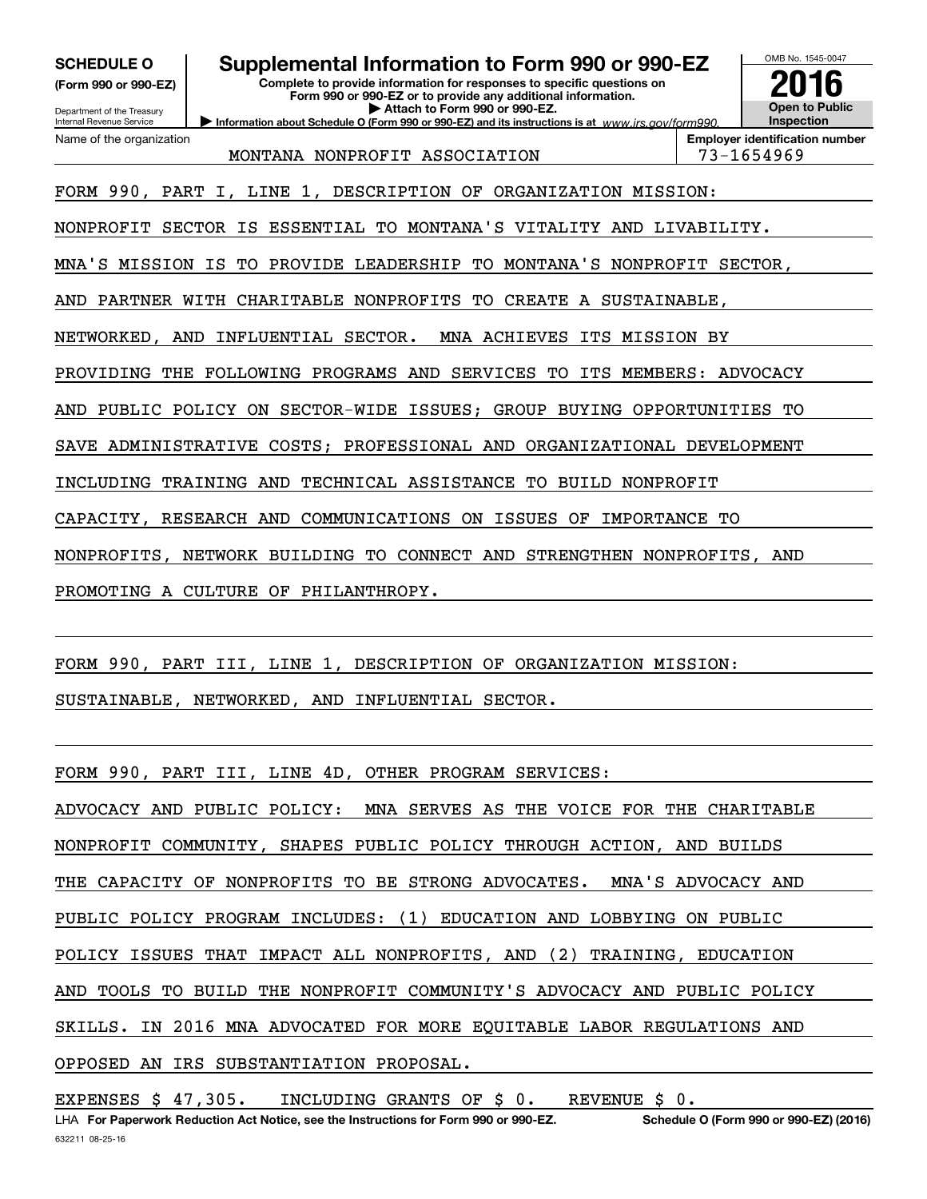**SCHEDULE O** (Form 990 or 990-EZ)

Department of the Treasury
Internal Revenue Service

# Supplemental Information to Form 990 or 990-EZ

**Complete to provide information for responses to specific questions on Form 990 or 990-EZ or to provide any additional information.**
**▶ Attach to Form 990 or 990-EZ.**
**▶ Information about Schedule O (Form 990 or 990-EZ) and its instructions is at** *www.irs.gov/form990.*

OMB No. 1545-0047

**2016**

**Open to Public Inspection**

Name of the organization: MONTANA NONPROFIT ASSOCIATION

**Employer identification number**: 73-1654969

FORM 990, PART I, LINE 1, DESCRIPTION OF ORGANIZATION MISSION:
NONPROFIT SECTOR IS ESSENTIAL TO MONTANA'S VITALITY AND LIVABILITY.
MNA'S MISSION IS TO PROVIDE LEADERSHIP TO MONTANA'S NONPROFIT SECTOR,
AND PARTNER WITH CHARITABLE NONPROFITS TO CREATE A SUSTAINABLE,
NETWORKED, AND INFLUENTIAL SECTOR. MNA ACHIEVES ITS MISSION BY
PROVIDING THE FOLLOWING PROGRAMS AND SERVICES TO ITS MEMBERS: ADVOCACY
AND PUBLIC POLICY ON SECTOR-WIDE ISSUES; GROUP BUYING OPPORTUNITIES TO
SAVE ADMINISTRATIVE COSTS; PROFESSIONAL AND ORGANIZATIONAL DEVELOPMENT
INCLUDING TRAINING AND TECHNICAL ASSISTANCE TO BUILD NONPROFIT
CAPACITY, RESEARCH AND COMMUNICATIONS ON ISSUES OF IMPORTANCE TO
NONPROFITS, NETWORK BUILDING TO CONNECT AND STRENGTHEN NONPROFITS, AND
PROMOTING A CULTURE OF PHILANTHROPY.

FORM 990, PART III, LINE 1, DESCRIPTION OF ORGANIZATION MISSION:
SUSTAINABLE, NETWORKED, AND INFLUENTIAL SECTOR.

FORM 990, PART III, LINE 4D, OTHER PROGRAM SERVICES:
ADVOCACY AND PUBLIC POLICY: MNA SERVES AS THE VOICE FOR THE CHARITABLE
NONPROFIT COMMUNITY, SHAPES PUBLIC POLICY THROUGH ACTION, AND BUILDS
THE CAPACITY OF NONPROFITS TO BE STRONG ADVOCATES. MNA'S ADVOCACY AND
PUBLIC POLICY PROGRAM INCLUDES: (1) EDUCATION AND LOBBYING ON PUBLIC
POLICY ISSUES THAT IMPACT ALL NONPROFITS, AND (2) TRAINING, EDUCATION
AND TOOLS TO BUILD THE NONPROFIT COMMUNITY'S ADVOCACY AND PUBLIC POLICY
SKILLS. IN 2016 MNA ADVOCATED FOR MORE EQUITABLE LABOR REGULATIONS AND
OPPOSED AN IRS SUBSTANTIATION PROPOSAL.
EXPENSES $ 47,305. INCLUDING GRANTS OF $ 0. REVENUE $ 0.

LHA **For Paperwork Reduction Act Notice, see the Instructions for Form 990 or 990-EZ.** **Schedule O (Form 990 or 990-EZ) (2016)**

632211 08-25-16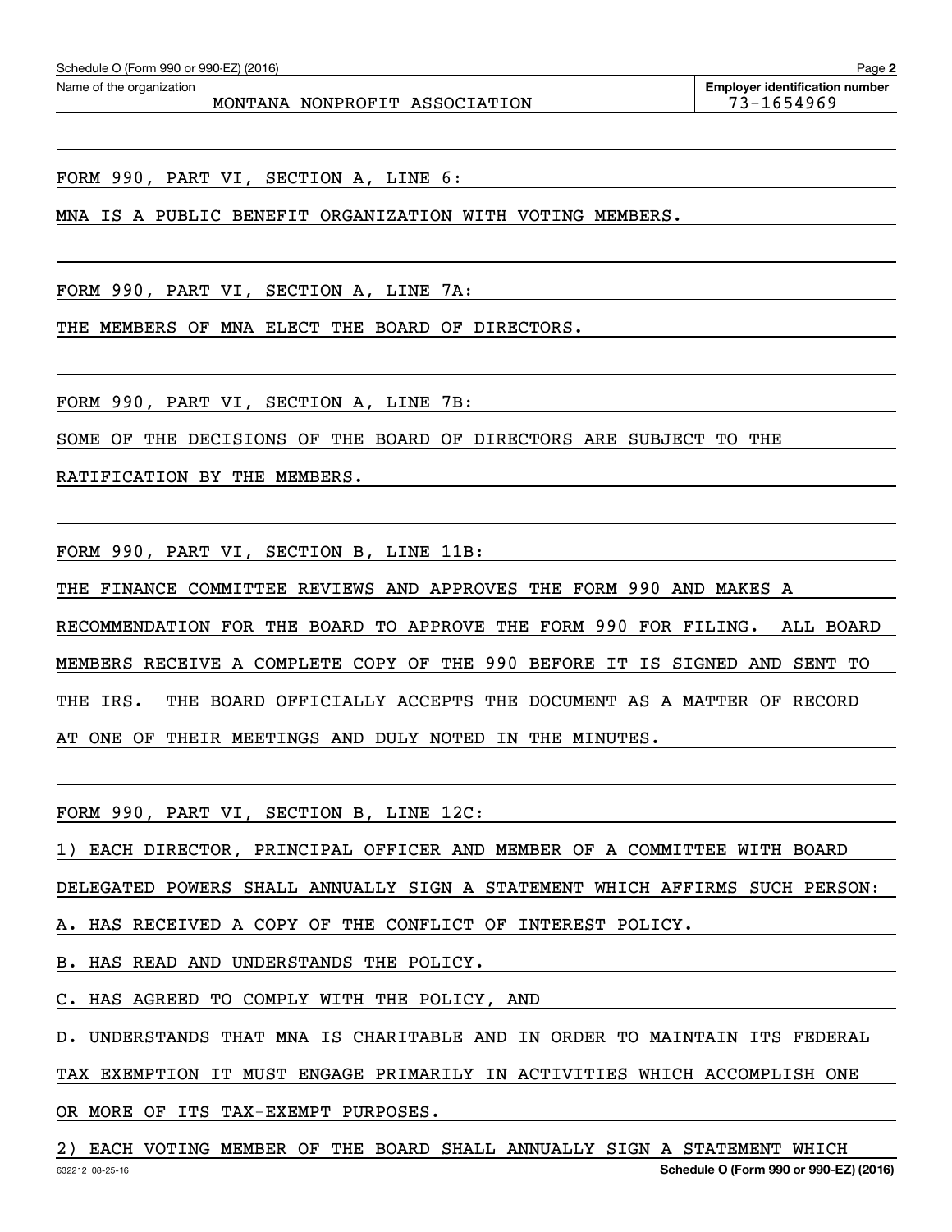Name of the organization: MONTANA NONPROFIT ASSOCIATION

Employer identification number: 73-1654969

FORM 990, PART VI, SECTION A, LINE 6:

MNA IS A PUBLIC BENEFIT ORGANIZATION WITH VOTING MEMBERS.

FORM 990, PART VI, SECTION A, LINE 7A:

THE MEMBERS OF MNA ELECT THE BOARD OF DIRECTORS.

FORM 990, PART VI, SECTION A, LINE 7B:

SOME OF THE DECISIONS OF THE BOARD OF DIRECTORS ARE SUBJECT TO THE RATIFICATION BY THE MEMBERS.

FORM 990, PART VI, SECTION B, LINE 11B:

THE FINANCE COMMITTEE REVIEWS AND APPROVES THE FORM 990 AND MAKES A RECOMMENDATION FOR THE BOARD TO APPROVE THE FORM 990 FOR FILING. ALL BOARD MEMBERS RECEIVE A COMPLETE COPY OF THE 990 BEFORE IT IS SIGNED AND SENT TO THE IRS. THE BOARD OFFICIALLY ACCEPTS THE DOCUMENT AS A MATTER OF RECORD AT ONE OF THEIR MEETINGS AND DULY NOTED IN THE MINUTES.

FORM 990, PART VI, SECTION B, LINE 12C:

1) EACH DIRECTOR, PRINCIPAL OFFICER AND MEMBER OF A COMMITTEE WITH BOARD DELEGATED POWERS SHALL ANNUALLY SIGN A STATEMENT WHICH AFFIRMS SUCH PERSON:

A. HAS RECEIVED A COPY OF THE CONFLICT OF INTEREST POLICY.

B. HAS READ AND UNDERSTANDS THE POLICY.

C. HAS AGREED TO COMPLY WITH THE POLICY, AND

D. UNDERSTANDS THAT MNA IS CHARITABLE AND IN ORDER TO MAINTAIN ITS FEDERAL TAX EXEMPTION IT MUST ENGAGE PRIMARILY IN ACTIVITIES WHICH ACCOMPLISH ONE OR MORE OF ITS TAX-EXEMPT PURPOSES.

2) EACH VOTING MEMBER OF THE BOARD SHALL ANNUALLY SIGN A STATEMENT WHICH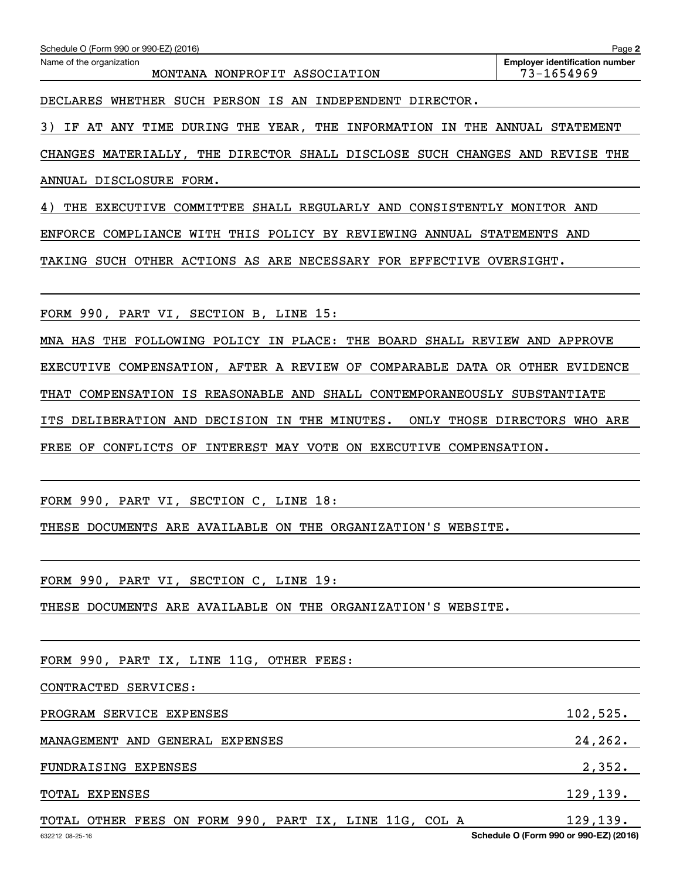Name of the organization: MONTANA NONPROFIT ASSOCIATION

Employer identification number: 73-1654969

DECLARES WHETHER SUCH PERSON IS AN INDEPENDENT DIRECTOR.

3) IF AT ANY TIME DURING THE YEAR, THE INFORMATION IN THE ANNUAL STATEMENT CHANGES MATERIALLY, THE DIRECTOR SHALL DISCLOSE SUCH CHANGES AND REVISE THE ANNUAL DISCLOSURE FORM.

4) THE EXECUTIVE COMMITTEE SHALL REGULARLY AND CONSISTENTLY MONITOR AND ENFORCE COMPLIANCE WITH THIS POLICY BY REVIEWING ANNUAL STATEMENTS AND TAKING SUCH OTHER ACTIONS AS ARE NECESSARY FOR EFFECTIVE OVERSIGHT.

FORM 990, PART VI, SECTION B, LINE 15:

MNA HAS THE FOLLOWING POLICY IN PLACE: THE BOARD SHALL REVIEW AND APPROVE EXECUTIVE COMPENSATION, AFTER A REVIEW OF COMPARABLE DATA OR OTHER EVIDENCE THAT COMPENSATION IS REASONABLE AND SHALL CONTEMPORANEOUSLY SUBSTANTIATE ITS DELIBERATION AND DECISION IN THE MINUTES. ONLY THOSE DIRECTORS WHO ARE FREE OF CONFLICTS OF INTEREST MAY VOTE ON EXECUTIVE COMPENSATION.

FORM 990, PART VI, SECTION C, LINE 18:

THESE DOCUMENTS ARE AVAILABLE ON THE ORGANIZATION'S WEBSITE.

FORM 990, PART VI, SECTION C, LINE 19:

THESE DOCUMENTS ARE AVAILABLE ON THE ORGANIZATION'S WEBSITE.

FORM 990, PART IX, LINE 11G, OTHER FEES:

CONTRACTED SERVICES:

| | |
|---|---|
| PROGRAM SERVICE EXPENSES | 102,525. |
| MANAGEMENT AND GENERAL EXPENSES | 24,262. |
| FUNDRAISING EXPENSES | 2,352. |
| TOTAL EXPENSES | 129,139. |
| TOTAL OTHER FEES ON FORM 990, PART IX, LINE 11G, COL A | 129,139. |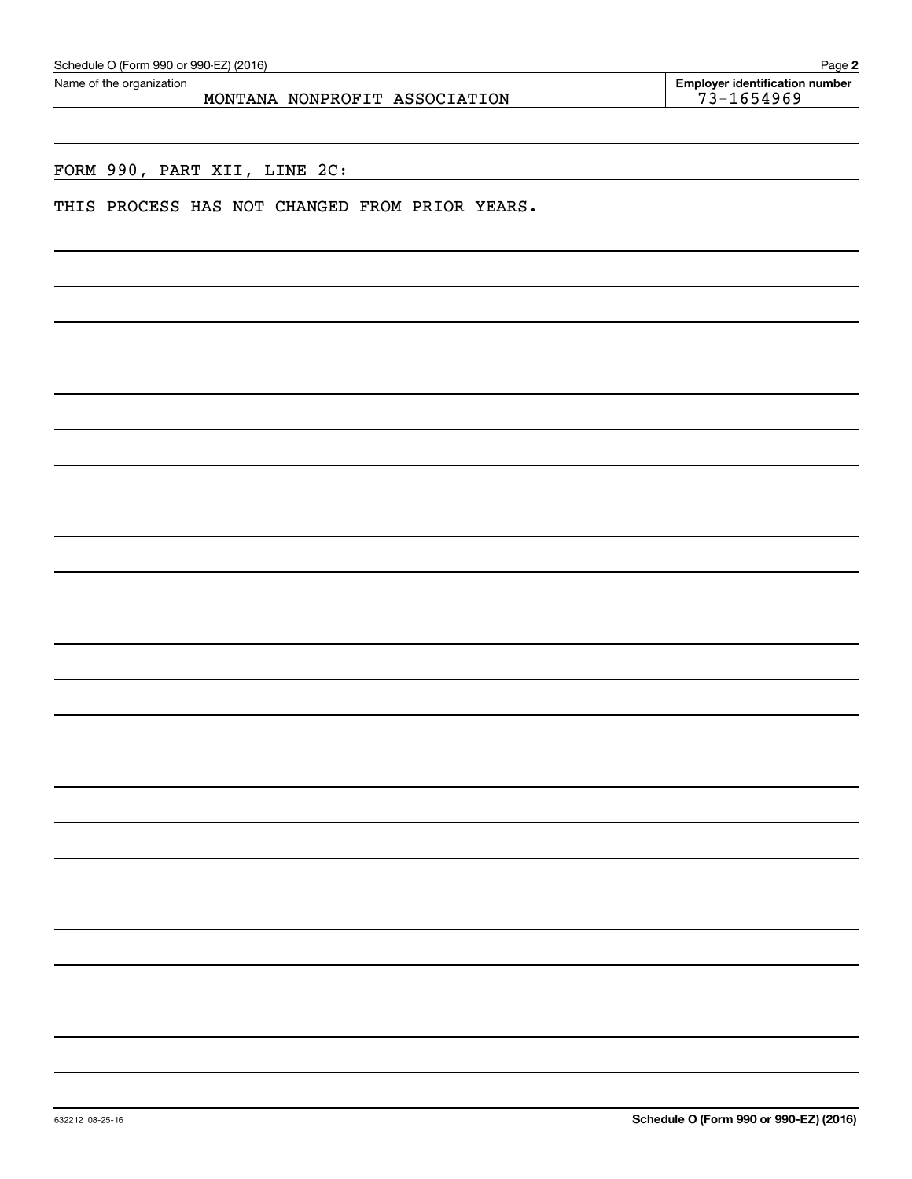Name of the organization: MONTANA NONPROFIT ASSOCIATION

Employer identification number: 73-1654969

FORM 990, PART XII, LINE 2C:

THIS PROCESS HAS NOT CHANGED FROM PRIOR YEARS.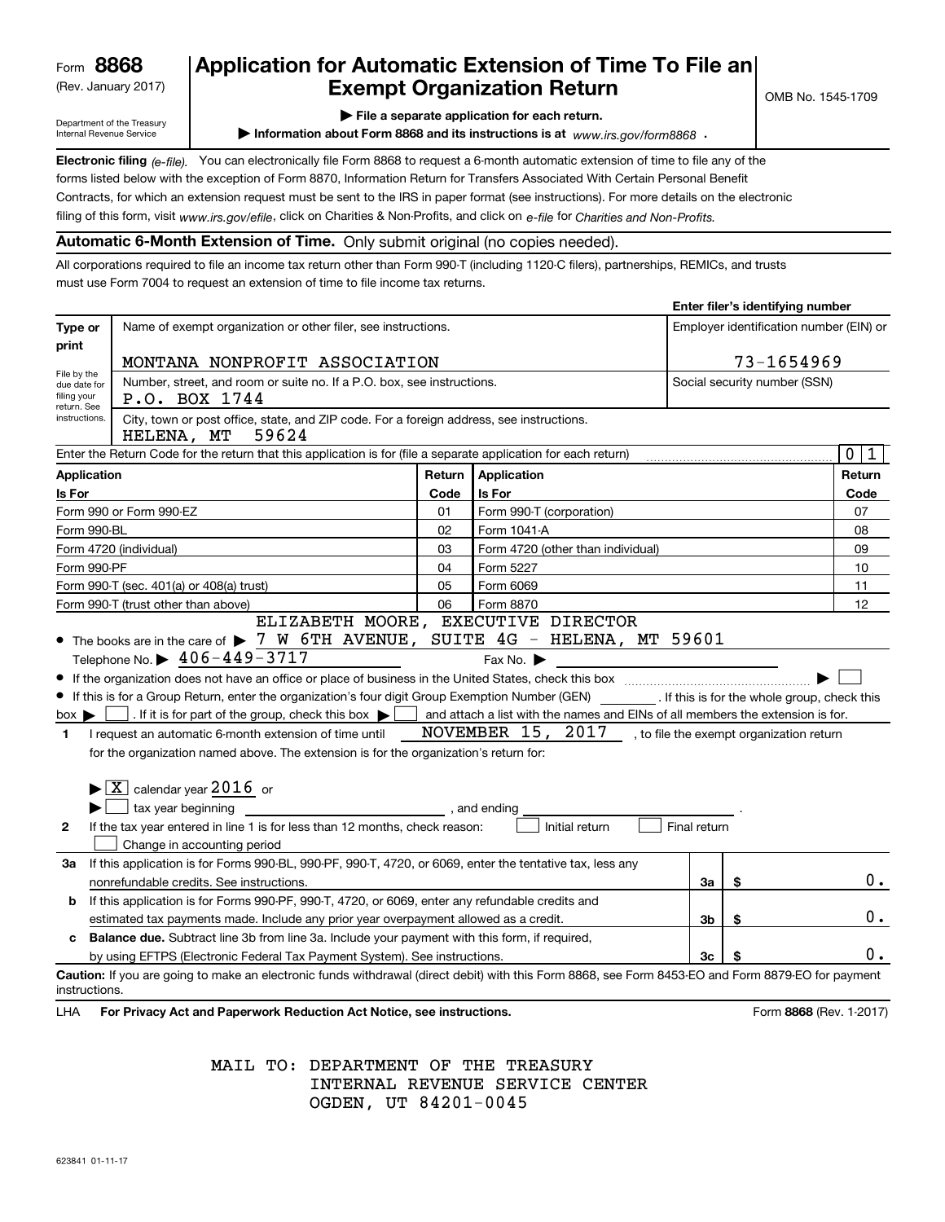Form **8868**
(Rev. January 2017)

Department of the Treasury
Internal Revenue Service

# Application for Automatic Extension of Time To File an Exempt Organization Return

OMB No. 1545-1709

▶ **File a separate application for each return.**

▶ **Information about Form 8868 and its instructions is at** *www.irs.gov/form8868* **.**

**Electronic filing** *(e-file).* You can electronically file Form 8868 to request a 6-month automatic extension of time to file any of the forms listed below with the exception of Form 8870, Information Return for Transfers Associated With Certain Personal Benefit Contracts, for which an extension request must be sent to the IRS in paper format (see instructions). For more details on the electronic filing of this form, visit *www.irs.gov/efile*, click on Charities & Non-Profits, and click on *e-file* for *Charities and Non-Profits.*

**Automatic 6-Month Extension of Time.** Only submit original (no copies needed).

All corporations required to file an income tax return other than Form 990-T (including 1120-C filers), partnerships, REMICs, and trusts must use Form 7004 to request an extension of time to file income tax returns.

**Enter filer's identifying number**

| | | |
|---|---|---|
| **Type or print** | Name of exempt organization or other filer, see instructions. MONTANA NONPROFIT ASSOCIATION | Employer identification number (EIN) or 73-1654969 |
| File by the due date for filing your return. See instructions. | Number, street, and room or suite no. If a P.O. box, see instructions. P.O. BOX 1744 | Social security number (SSN) |
| | City, town or post office, state, and ZIP code. For a foreign address, see instructions. HELENA, MT 59624 | |

Enter the Return Code for the return that this application is for (file a separate application for each return) 0 1

| Application Is For | Return Code | Application Is For | Return Code |
|---|---|---|---|
| Form 990 or Form 990-EZ | 01 | Form 990-T (corporation) | 07 |
| Form 990-BL | 02 | Form 1041-A | 08 |
| Form 4720 (individual) | 03 | Form 4720 (other than individual) | 09 |
| Form 990-PF | 04 | Form 5227 | 10 |
| Form 990-T (sec. 401(a) or 408(a) trust) | 05 | Form 6069 | 11 |
| Form 990-T (trust other than above) | 06 | Form 8870 | 12 |

- The books are in the care of ▶ ELIZABETH MOORE, EXECUTIVE DIRECTOR 7 W 6TH AVENUE, SUITE 4G - HELENA, MT 59601
  Telephone No. ▶ 406-449-3717 Fax No. ▶
- If the organization does not have an office or place of business in the United States, check this box ▶ ☐
- If this is for a Group Return, enter the organization's four digit Group Exemption Number (GEN) ________ . If this is for the whole group, check this box ▶ ☐ . If it is for part of the group, check this box ▶ ☐ and attach a list with the names and EINs of all members the extension is for.

**1** I request an automatic 6-month extension of time until NOVEMBER 15, 2017 , to file the exempt organization return for the organization named above. The extension is for the organization's return for:

▶ ☒ calendar year 2016 or
▶ ☐ tax year beginning ______________ , and ending ______________ .

**2** If the tax year entered in line 1 is for less than 12 months, check reason: ☐ Initial return ☐ Final return ☐ Change in accounting period

| | | | |
|---|---|---|---|
| **3a** | If this application is for Forms 990-BL, 990-PF, 990-T, 4720, or 6069, enter the tentative tax, less any nonrefundable credits. See instructions. | 3a | $ 0. |
| **b** | If this application is for Forms 990-PF, 990-T, 4720, or 6069, enter any refundable credits and estimated tax payments made. Include any prior year overpayment allowed as a credit. | 3b | $ 0. |
| **c** | **Balance due.** Subtract line 3b from line 3a. Include your payment with this form, if required, by using EFTPS (Electronic Federal Tax Payment System). See instructions. | 3c | $ 0. |

**Caution:** If you are going to make an electronic funds withdrawal (direct debit) with this Form 8868, see Form 8453-EO and Form 8879-EO for payment instructions.

LHA **For Privacy Act and Paperwork Reduction Act Notice, see instructions.** Form **8868** (Rev. 1-2017)

MAIL TO: DEPARTMENT OF THE TREASURY
INTERNAL REVENUE SERVICE CENTER
OGDEN, UT 84201-0045

623841 01-11-17